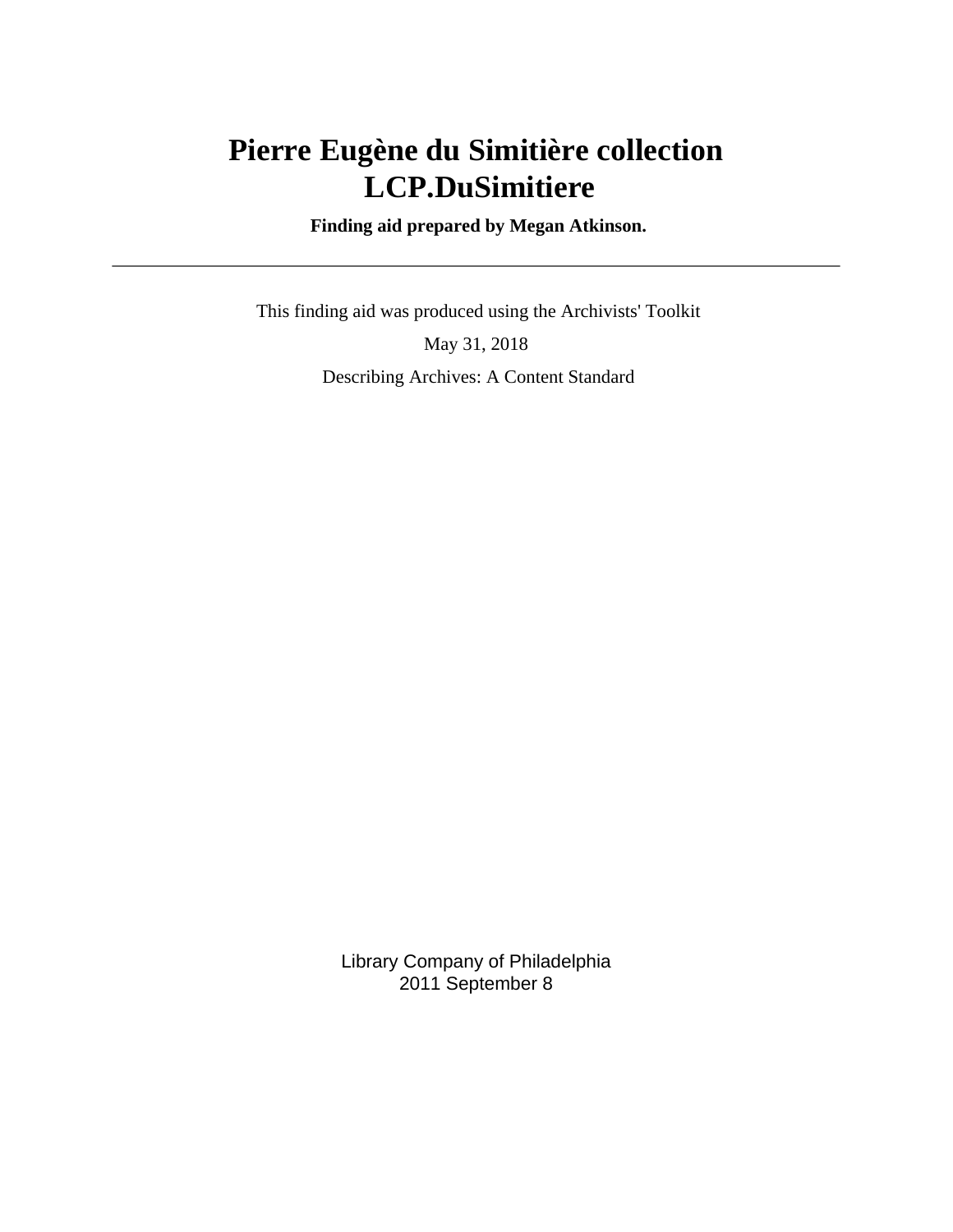# Pierre Eugène du Simitière collection LCP.DuSimitiere

**Finding aid prepared by Megan Atkinson.**

---

This finding aid was produced using the Archivists' Toolkit

May 31, 2018

Describing Archives: A Content Standard

Library Company of Philadelphia
2011 September 8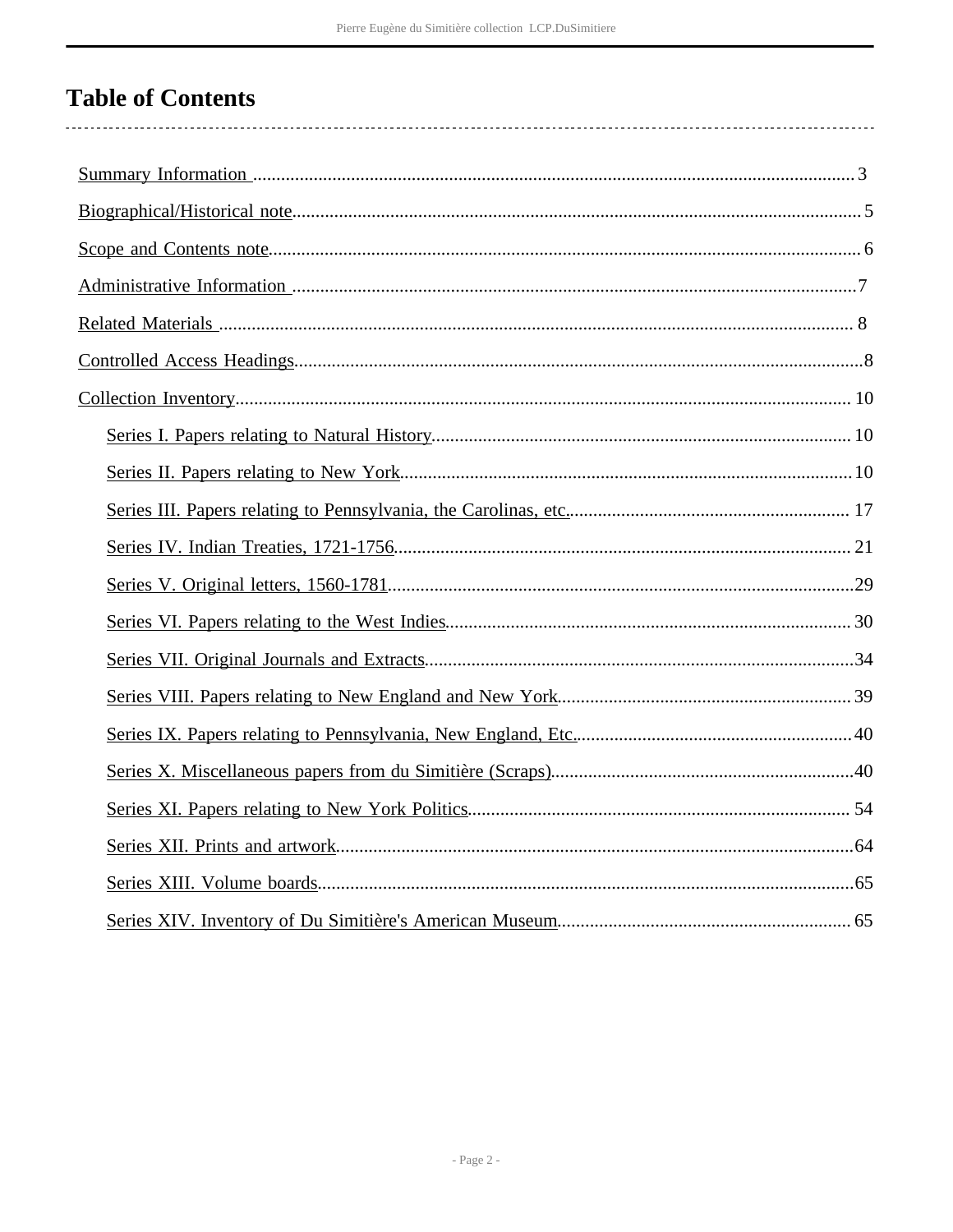# Table of Contents

- Summary Information ........ 3
- Biographical/Historical note ........ 5
- Scope and Contents note ........ 6
- Administrative Information ........ 7
- Related Materials ........ 8
- Controlled Access Headings ........ 8
- Collection Inventory ........ 10
  - Series I. Papers relating to Natural History ........ 10
  - Series II. Papers relating to New York ........ 10
  - Series III. Papers relating to Pennsylvania, the Carolinas, etc. ........ 17
  - Series IV. Indian Treaties, 1721-1756 ........ 21
  - Series V. Original letters, 1560-1781 ........ 29
  - Series VI. Papers relating to the West Indies ........ 30
  - Series VII. Original Journals and Extracts ........ 34
  - Series VIII. Papers relating to New England and New York ........ 39
  - Series IX. Papers relating to Pennsylvania, New England, Etc. ........ 40
  - Series X. Miscellaneous papers from du Simitière (Scraps) ........ 40
  - Series XI. Papers relating to New York Politics ........ 54
  - Series XII. Prints and artwork ........ 64
  - Series XIII. Volume boards ........ 65
  - Series XIV. Inventory of Du Simitière's American Museum ........ 65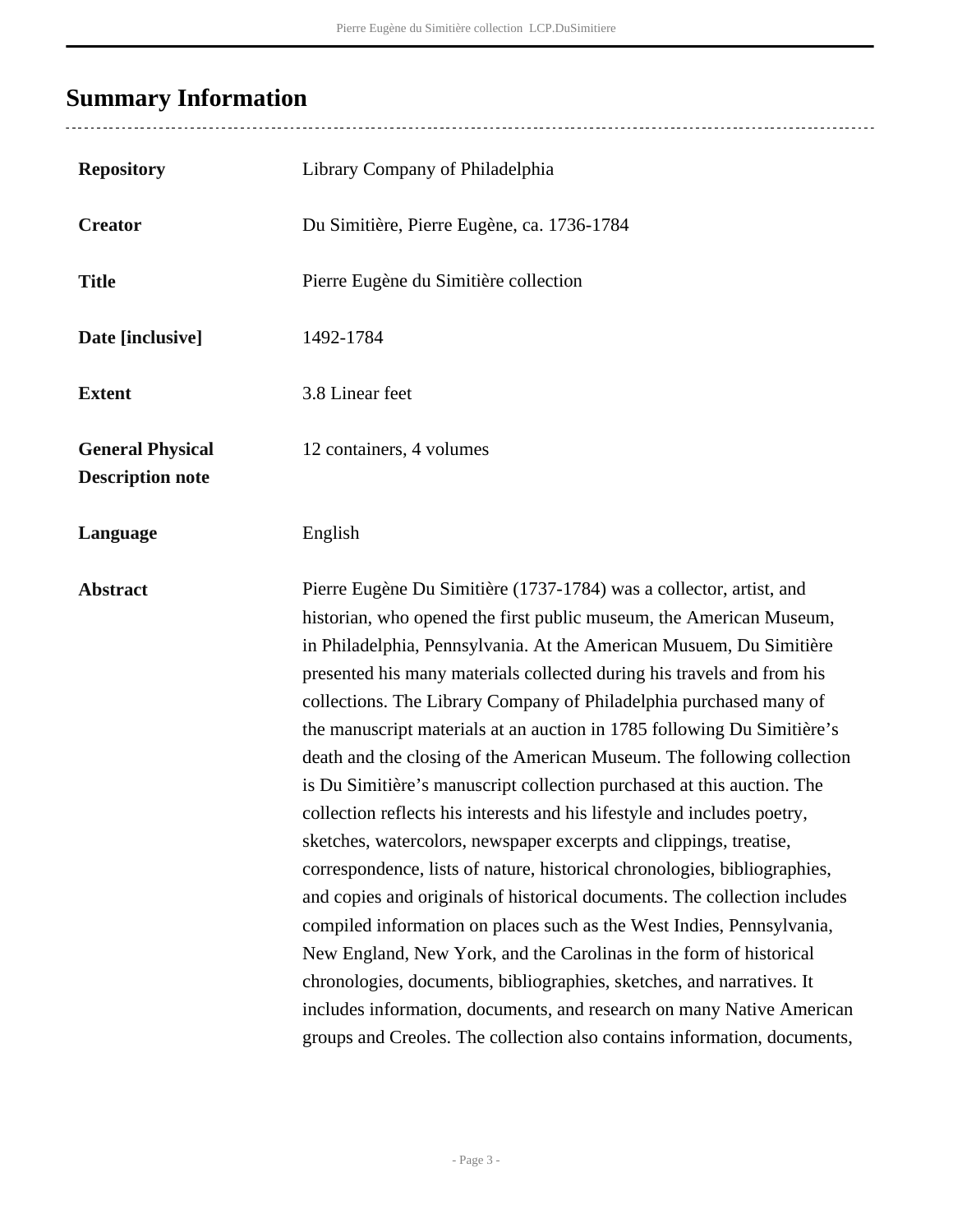## Summary Information

| | |
|---|---|
| **Repository** | Library Company of Philadelphia |
| **Creator** | Du Simitière, Pierre Eugène, ca. 1736-1784 |
| **Title** | Pierre Eugène du Simitière collection |
| **Date [inclusive]** | 1492-1784 |
| **Extent** | 3.8 Linear feet |
| **General Physical Description note** | 12 containers, 4 volumes |
| **Language** | English |
| **Abstract** | Pierre Eugène Du Simitière (1737-1784) was a collector, artist, and historian, who opened the first public museum, the American Museum, in Philadelphia, Pennsylvania. At the American Musuem, Du Simitière presented his many materials collected during his travels and from his collections. The Library Company of Philadelphia purchased many of the manuscript materials at an auction in 1785 following Du Simitière's death and the closing of the American Museum. The following collection is Du Simitière's manuscript collection purchased at this auction. The collection reflects his interests and his lifestyle and includes poetry, sketches, watercolors, newspaper excerpts and clippings, treatise, correspondence, lists of nature, historical chronologies, bibliographies, and copies and originals of historical documents. The collection includes compiled information on places such as the West Indies, Pennsylvania, New England, New York, and the Carolinas in the form of historical chronologies, documents, bibliographies, sketches, and narratives. It includes information, documents, and research on many Native American groups and Creoles. The collection also contains information, documents, |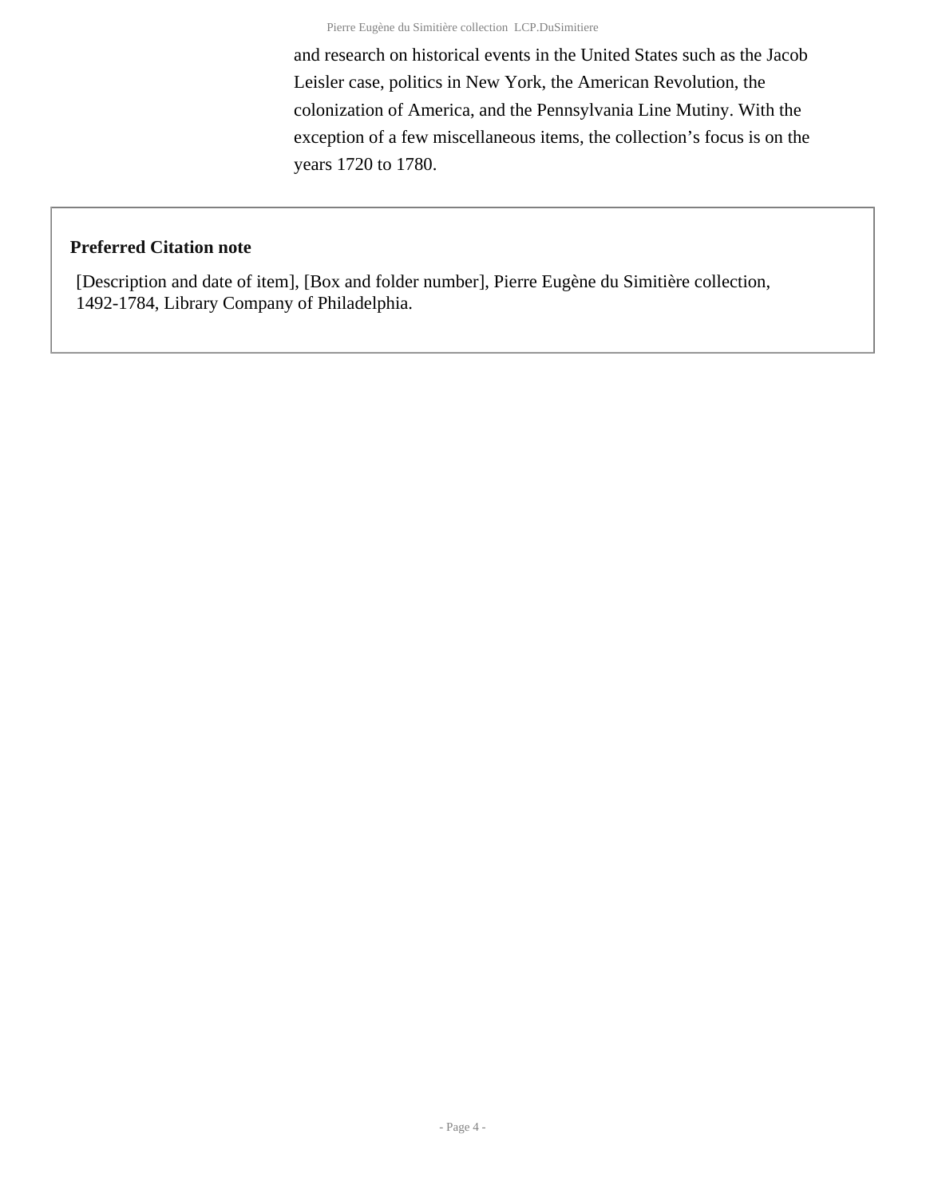and research on historical events in the United States such as the Jacob Leisler case, politics in New York, the American Revolution, the colonization of America, and the Pennsylvania Line Mutiny. With the exception of a few miscellaneous items, the collection's focus is on the years 1720 to 1780.

**Preferred Citation note**

[Description and date of item], [Box and folder number], Pierre Eugène du Simitière collection, 1492-1784, Library Company of Philadelphia.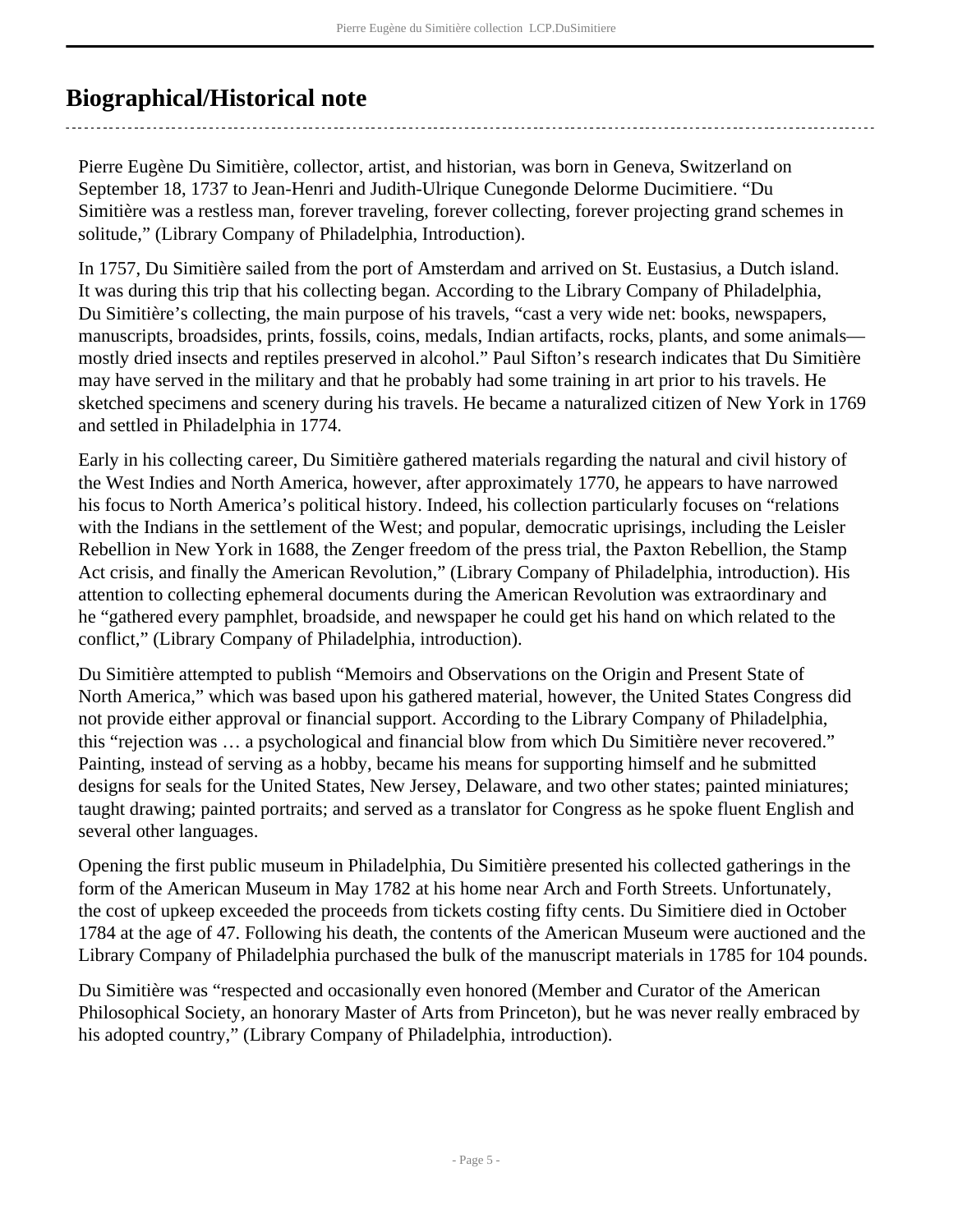## Biographical/Historical note

Pierre Eugène Du Simitière, collector, artist, and historian, was born in Geneva, Switzerland on September 18, 1737 to Jean-Henri and Judith-Ulrique Cunegonde Delorme Ducimitiere. "Du Simitière was a restless man, forever traveling, forever collecting, forever projecting grand schemes in solitude," (Library Company of Philadelphia, Introduction).

In 1757, Du Simitière sailed from the port of Amsterdam and arrived on St. Eustasius, a Dutch island. It was during this trip that his collecting began. According to the Library Company of Philadelphia, Du Simitière's collecting, the main purpose of his travels, "cast a very wide net: books, newspapers, manuscripts, broadsides, prints, fossils, coins, medals, Indian artifacts, rocks, plants, and some animals—mostly dried insects and reptiles preserved in alcohol." Paul Sifton's research indicates that Du Simitière may have served in the military and that he probably had some training in art prior to his travels. He sketched specimens and scenery during his travels. He became a naturalized citizen of New York in 1769 and settled in Philadelphia in 1774.

Early in his collecting career, Du Simitière gathered materials regarding the natural and civil history of the West Indies and North America, however, after approximately 1770, he appears to have narrowed his focus to North America's political history. Indeed, his collection particularly focuses on "relations with the Indians in the settlement of the West; and popular, democratic uprisings, including the Leisler Rebellion in New York in 1688, the Zenger freedom of the press trial, the Paxton Rebellion, the Stamp Act crisis, and finally the American Revolution," (Library Company of Philadelphia, introduction). His attention to collecting ephemeral documents during the American Revolution was extraordinary and he "gathered every pamphlet, broadside, and newspaper he could get his hand on which related to the conflict," (Library Company of Philadelphia, introduction).

Du Simitière attempted to publish "Memoirs and Observations on the Origin and Present State of North America," which was based upon his gathered material, however, the United States Congress did not provide either approval or financial support. According to the Library Company of Philadelphia, this "rejection was … a psychological and financial blow from which Du Simitière never recovered." Painting, instead of serving as a hobby, became his means for supporting himself and he submitted designs for seals for the United States, New Jersey, Delaware, and two other states; painted miniatures; taught drawing; painted portraits; and served as a translator for Congress as he spoke fluent English and several other languages.

Opening the first public museum in Philadelphia, Du Simitière presented his collected gatherings in the form of the American Museum in May 1782 at his home near Arch and Forth Streets. Unfortunately, the cost of upkeep exceeded the proceeds from tickets costing fifty cents. Du Simitiere died in October 1784 at the age of 47. Following his death, the contents of the American Museum were auctioned and the Library Company of Philadelphia purchased the bulk of the manuscript materials in 1785 for 104 pounds.

Du Simitière was "respected and occasionally even honored (Member and Curator of the American Philosophical Society, an honorary Master of Arts from Princeton), but he was never really embraced by his adopted country," (Library Company of Philadelphia, introduction).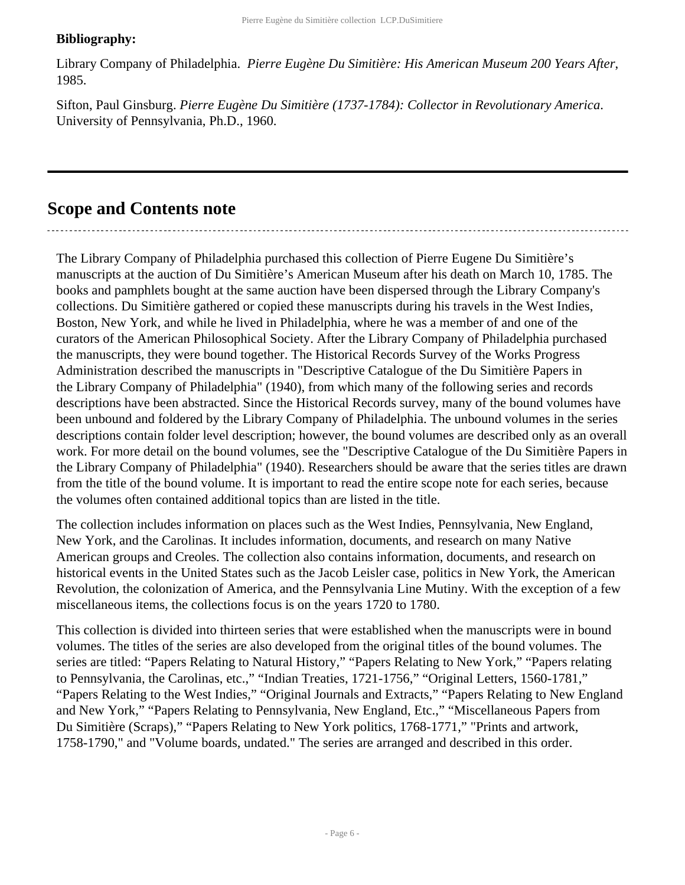**Bibliography:**

Library Company of Philadelphia. *Pierre Eugène Du Simitière: His American Museum 200 Years After*, 1985.

Sifton, Paul Ginsburg. *Pierre Eugène Du Simitière (1737-1784): Collector in Revolutionary America*. University of Pennsylvania, Ph.D., 1960.

## Scope and Contents note

The Library Company of Philadelphia purchased this collection of Pierre Eugene Du Simitière's manuscripts at the auction of Du Simitière's American Museum after his death on March 10, 1785. The books and pamphlets bought at the same auction have been dispersed through the Library Company's collections. Du Simitière gathered or copied these manuscripts during his travels in the West Indies, Boston, New York, and while he lived in Philadelphia, where he was a member of and one of the curators of the American Philosophical Society. After the Library Company of Philadelphia purchased the manuscripts, they were bound together. The Historical Records Survey of the Works Progress Administration described the manuscripts in "Descriptive Catalogue of the Du Simitière Papers in the Library Company of Philadelphia" (1940), from which many of the following series and records descriptions have been abstracted. Since the Historical Records survey, many of the bound volumes have been unbound and foldered by the Library Company of Philadelphia. The unbound volumes in the series descriptions contain folder level description; however, the bound volumes are described only as an overall work. For more detail on the bound volumes, see the "Descriptive Catalogue of the Du Simitière Papers in the Library Company of Philadelphia" (1940). Researchers should be aware that the series titles are drawn from the title of the bound volume. It is important to read the entire scope note for each series, because the volumes often contained additional topics than are listed in the title.

The collection includes information on places such as the West Indies, Pennsylvania, New England, New York, and the Carolinas. It includes information, documents, and research on many Native American groups and Creoles. The collection also contains information, documents, and research on historical events in the United States such as the Jacob Leisler case, politics in New York, the American Revolution, the colonization of America, and the Pennsylvania Line Mutiny. With the exception of a few miscellaneous items, the collections focus is on the years 1720 to 1780.

This collection is divided into thirteen series that were established when the manuscripts were in bound volumes. The titles of the series are also developed from the original titles of the bound volumes. The series are titled: "Papers Relating to Natural History," "Papers Relating to New York," "Papers relating to Pennsylvania, the Carolinas, etc.," "Indian Treaties, 1721-1756," "Original Letters, 1560-1781," "Papers Relating to the West Indies," "Original Journals and Extracts," "Papers Relating to New England and New York," "Papers Relating to Pennsylvania, New England, Etc.," "Miscellaneous Papers from Du Simitière (Scraps)," "Papers Relating to New York politics, 1768-1771," "Prints and artwork, 1758-1790," and "Volume boards, undated." The series are arranged and described in this order.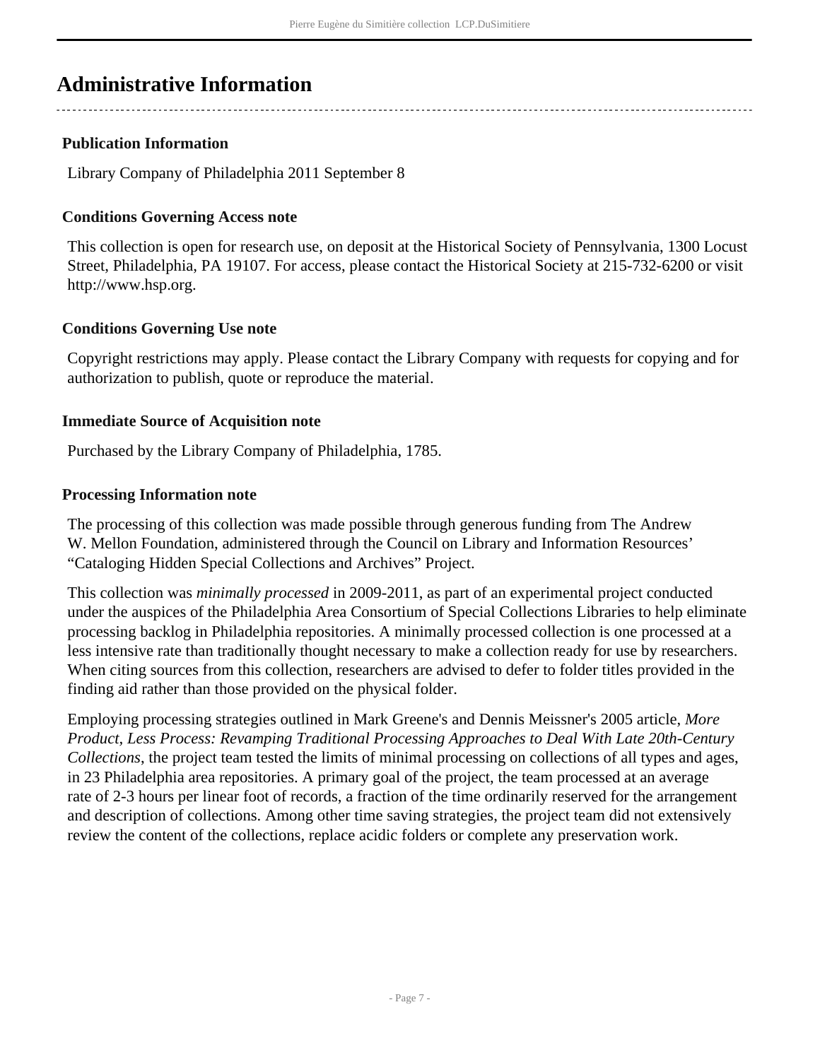## Administrative Information

### Publication Information

Library Company of Philadelphia 2011 September 8

### Conditions Governing Access note

This collection is open for research use, on deposit at the Historical Society of Pennsylvania, 1300 Locust Street, Philadelphia, PA 19107. For access, please contact the Historical Society at 215-732-6200 or visit http://www.hsp.org.

### Conditions Governing Use note

Copyright restrictions may apply. Please contact the Library Company with requests for copying and for authorization to publish, quote or reproduce the material.

### Immediate Source of Acquisition note

Purchased by the Library Company of Philadelphia, 1785.

### Processing Information note

The processing of this collection was made possible through generous funding from The Andrew W. Mellon Foundation, administered through the Council on Library and Information Resources' "Cataloging Hidden Special Collections and Archives" Project.

This collection was *minimally processed* in 2009-2011, as part of an experimental project conducted under the auspices of the Philadelphia Area Consortium of Special Collections Libraries to help eliminate processing backlog in Philadelphia repositories. A minimally processed collection is one processed at a less intensive rate than traditionally thought necessary to make a collection ready for use by researchers. When citing sources from this collection, researchers are advised to defer to folder titles provided in the finding aid rather than those provided on the physical folder.

Employing processing strategies outlined in Mark Greene's and Dennis Meissner's 2005 article, *More Product, Less Process: Revamping Traditional Processing Approaches to Deal With Late 20th-Century Collections*, the project team tested the limits of minimal processing on collections of all types and ages, in 23 Philadelphia area repositories. A primary goal of the project, the team processed at an average rate of 2-3 hours per linear foot of records, a fraction of the time ordinarily reserved for the arrangement and description of collections. Among other time saving strategies, the project team did not extensively review the content of the collections, replace acidic folders or complete any preservation work.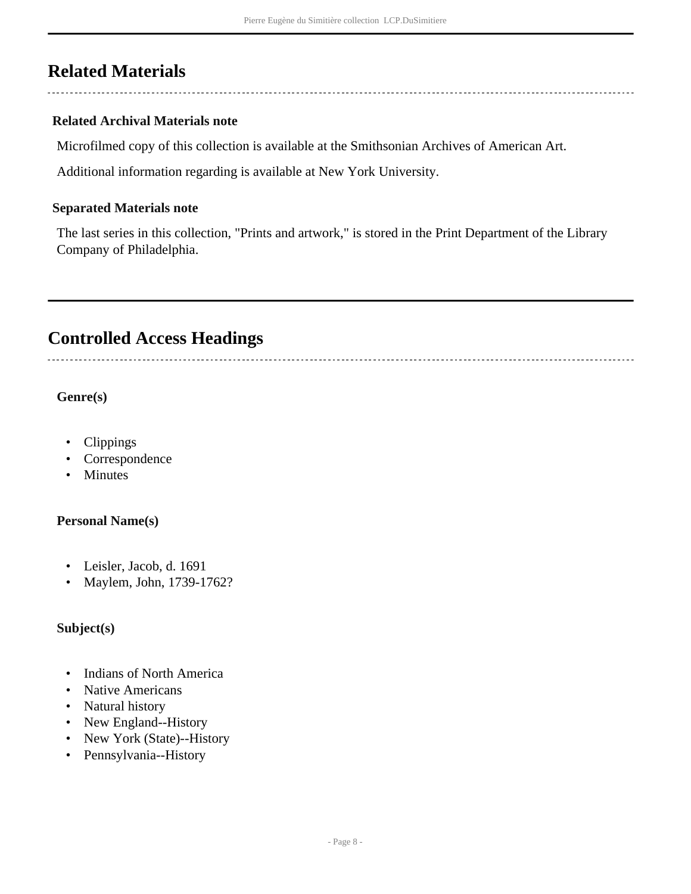## Related Materials

### Related Archival Materials note

Microfilmed copy of this collection is available at the Smithsonian Archives of American Art.

Additional information regarding is available at New York University.

### Separated Materials note

The last series in this collection, "Prints and artwork," is stored in the Print Department of the Library Company of Philadelphia.

## Controlled Access Headings

**Genre(s)**

- Clippings
- Correspondence
- Minutes

**Personal Name(s)**

- Leisler, Jacob, d. 1691
- Maylem, John, 1739-1762?

**Subject(s)**

- Indians of North America
- Native Americans
- Natural history
- New England--History
- New York (State)--History
- Pennsylvania--History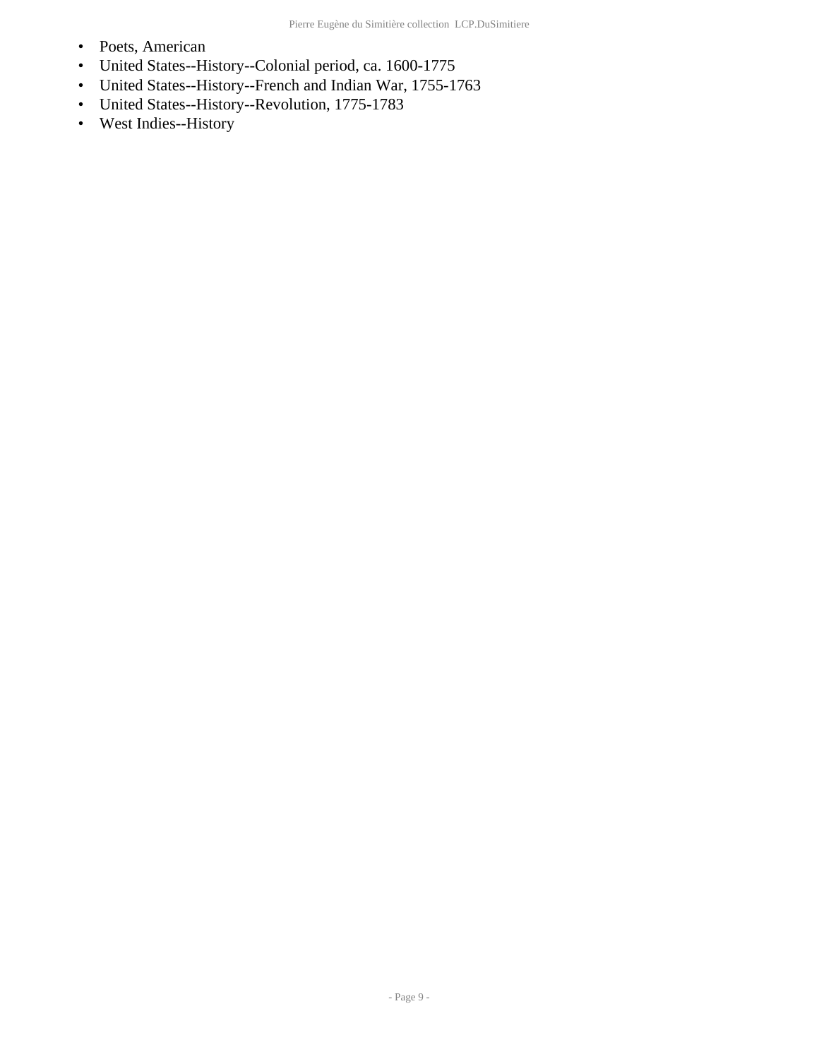- Poets, American
- United States--History--Colonial period, ca. 1600-1775
- United States--History--French and Indian War, 1755-1763
- United States--History--Revolution, 1775-1783
- West Indies--History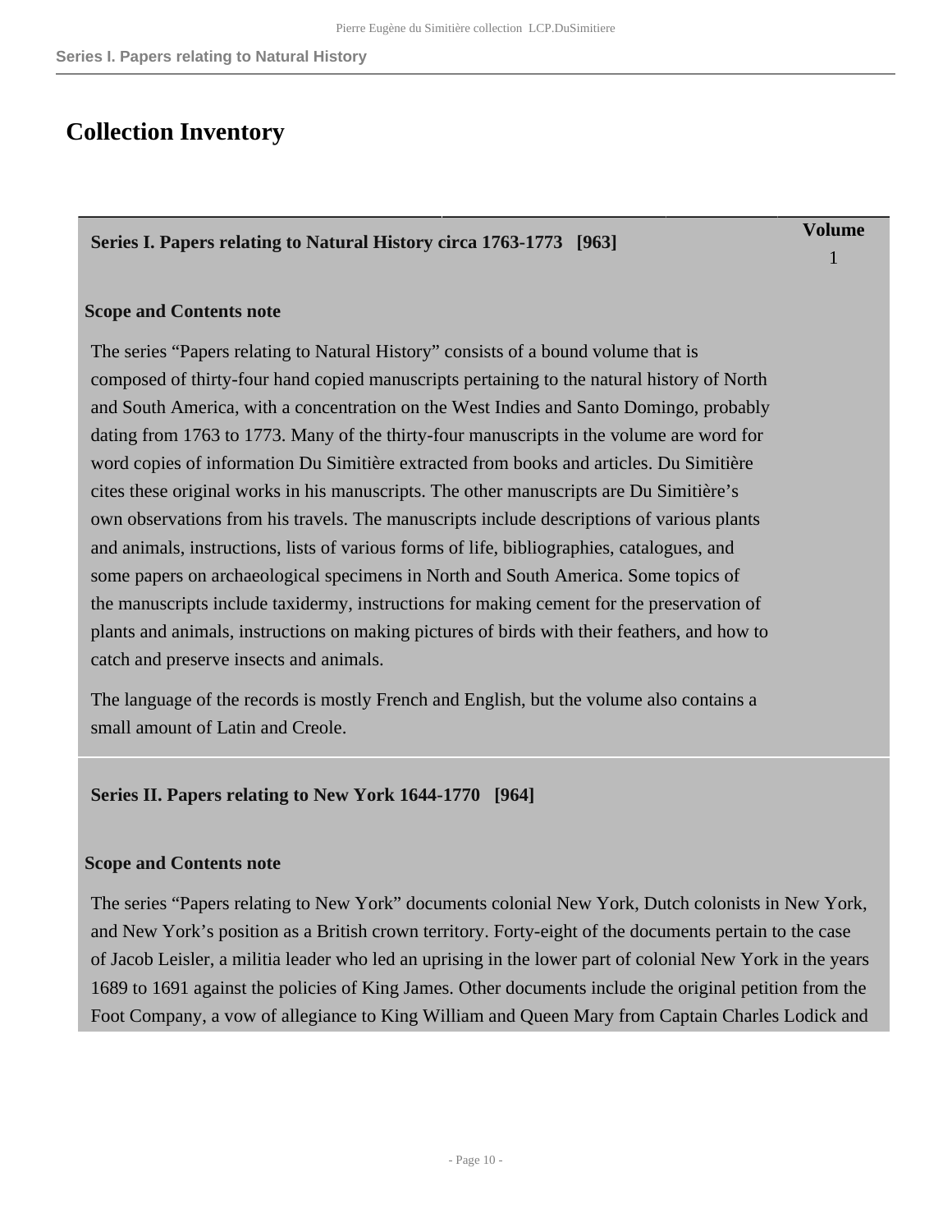# Collection Inventory

| Series I. Papers relating to Natural History circa 1763-1773 [963] | Volume |
|---|---|
| | 1 |

**Scope and Contents note**

The series “Papers relating to Natural History” consists of a bound volume that is composed of thirty-four hand copied manuscripts pertaining to the natural history of North and South America, with a concentration on the West Indies and Santo Domingo, probably dating from 1763 to 1773. Many of the thirty-four manuscripts in the volume are word for word copies of information Du Simitière extracted from books and articles. Du Simitière cites these original works in his manuscripts. The other manuscripts are Du Simitière’s own observations from his travels. The manuscripts include descriptions of various plants and animals, instructions, lists of various forms of life, bibliographies, catalogues, and some papers on archaeological specimens in North and South America. Some topics of the manuscripts include taxidermy, instructions for making cement for the preservation of plants and animals, instructions on making pictures of birds with their feathers, and how to catch and preserve insects and animals.

The language of the records is mostly French and English, but the volume also contains a small amount of Latin and Creole.

**Series II. Papers relating to New York 1644-1770 [964]**

**Scope and Contents note**

The series “Papers relating to New York” documents colonial New York, Dutch colonists in New York, and New York’s position as a British crown territory. Forty-eight of the documents pertain to the case of Jacob Leisler, a militia leader who led an uprising in the lower part of colonial New York in the years 1689 to 1691 against the policies of King James. Other documents include the original petition from the Foot Company, a vow of allegiance to King William and Queen Mary from Captain Charles Lodick and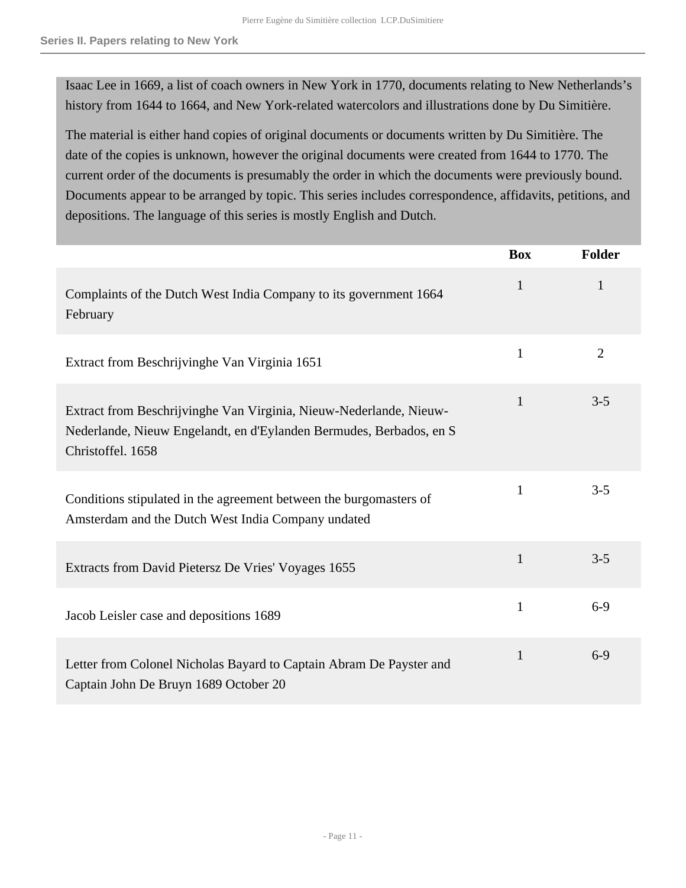Isaac Lee in 1669, a list of coach owners in New York in 1770, documents relating to New Netherlands's history from 1644 to 1664, and New York-related watercolors and illustrations done by Du Simitière.

The material is either hand copies of original documents or documents written by Du Simitière. The date of the copies is unknown, however the original documents were created from 1644 to 1770. The current order of the documents is presumably the order in which the documents were previously bound. Documents appear to be arranged by topic. This series includes correspondence, affidavits, petitions, and depositions. The language of this series is mostly English and Dutch.

| | Box | Folder |
| --- | --- | --- |
| Complaints of the Dutch West India Company to its government 1664 February | 1 | 1 |
| Extract from Beschrijvinghe Van Virginia 1651 | 1 | 2 |
| Extract from Beschrijvinghe Van Virginia, Nieuw-Nederlande, Nieuw-Nederlande, Nieuw Engelandt, en d'Eylanden Bermudes, Berbados, en S Christoffel. 1658 | 1 | 3-5 |
| Conditions stipulated in the agreement between the burgomasters of Amsterdam and the Dutch West India Company undated | 1 | 3-5 |
| Extracts from David Pietersz De Vries' Voyages 1655 | 1 | 3-5 |
| Jacob Leisler case and depositions 1689 | 1 | 6-9 |
| Letter from Colonel Nicholas Bayard to Captain Abram De Payster and Captain John De Bruyn 1689 October 20 | 1 | 6-9 |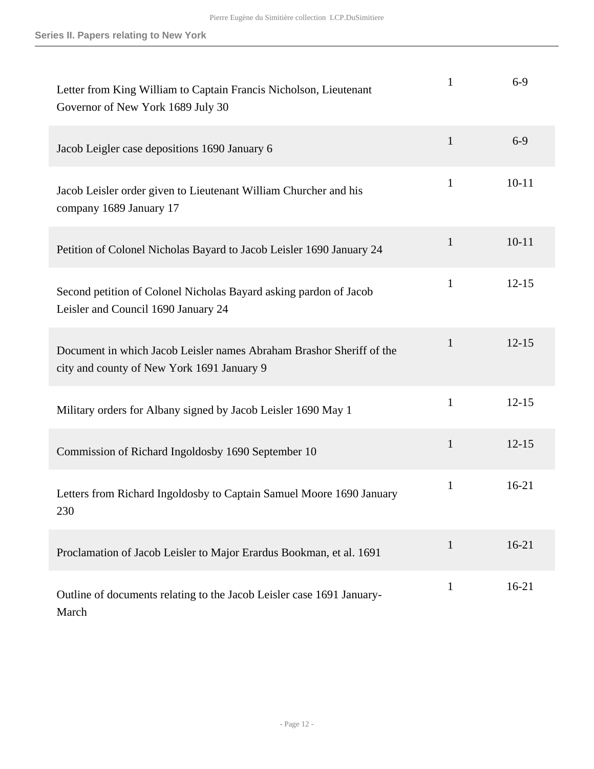## Series II. Papers relating to New York

| | | |
|---|---|---|
| Letter from King William to Captain Francis Nicholson, Lieutenant Governor of New York 1689 July 30 | 1 | 6-9 |
| Jacob Leigler case depositions 1690 January 6 | 1 | 6-9 |
| Jacob Leisler order given to Lieutenant William Churcher and his company 1689 January 17 | 1 | 10-11 |
| Petition of Colonel Nicholas Bayard to Jacob Leisler 1690 January 24 | 1 | 10-11 |
| Second petition of Colonel Nicholas Bayard asking pardon of Jacob Leisler and Council 1690 January 24 | 1 | 12-15 |
| Document in which Jacob Leisler names Abraham Brashor Sheriff of the city and county of New York 1691 January 9 | 1 | 12-15 |
| Military orders for Albany signed by Jacob Leisler 1690 May 1 | 1 | 12-15 |
| Commission of Richard Ingoldosby 1690 September 10 | 1 | 12-15 |
| Letters from Richard Ingoldosby to Captain Samuel Moore 1690 January 230 | 1 | 16-21 |
| Proclamation of Jacob Leisler to Major Erardus Bookman, et al. 1691 | 1 | 16-21 |
| Outline of documents relating to the Jacob Leisler case 1691 January-March | 1 | 16-21 |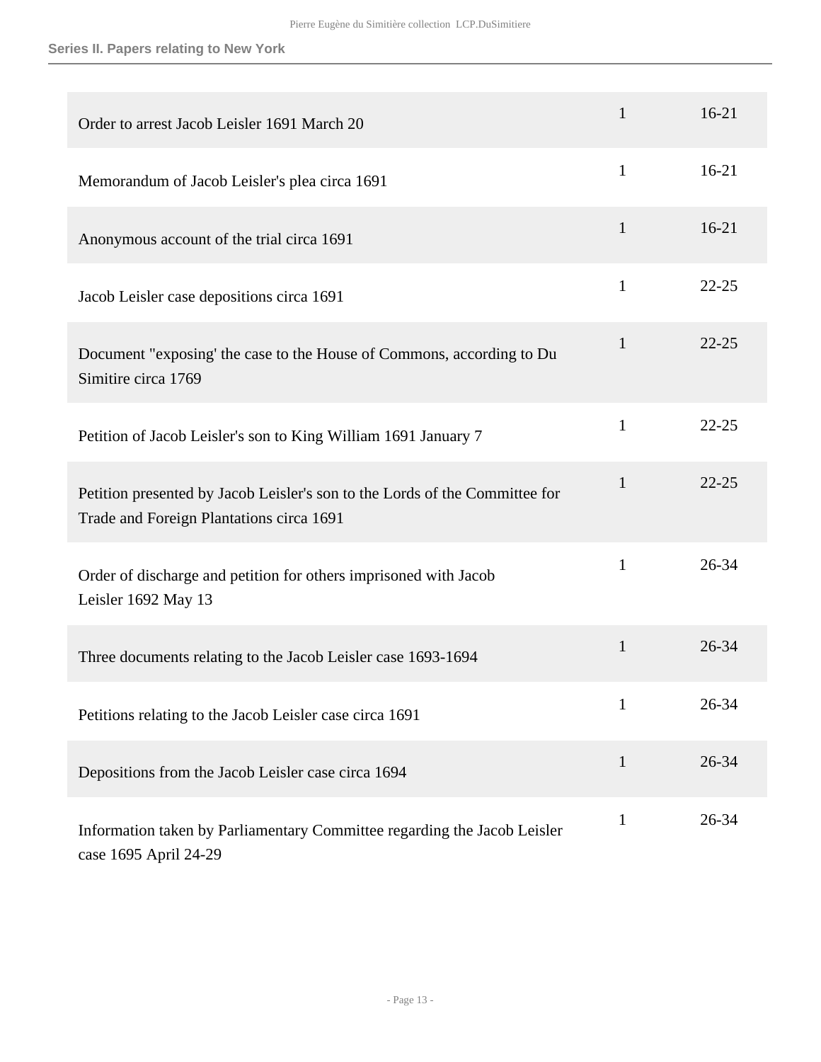| | | |
|---|---|---|
| Order to arrest Jacob Leisler 1691 March 20 | 1 | 16-21 |
| Memorandum of Jacob Leisler's plea circa 1691 | 1 | 16-21 |
| Anonymous account of the trial circa 1691 | 1 | 16-21 |
| Jacob Leisler case depositions circa 1691 | 1 | 22-25 |
| Document "exposing' the case to the House of Commons, according to Du Simitire circa 1769 | 1 | 22-25 |
| Petition of Jacob Leisler's son to King William 1691 January 7 | 1 | 22-25 |
| Petition presented by Jacob Leisler's son to the Lords of the Committee for Trade and Foreign Plantations circa 1691 | 1 | 22-25 |
| Order of discharge and petition for others imprisoned with Jacob Leisler 1692 May 13 | 1 | 26-34 |
| Three documents relating to the Jacob Leisler case 1693-1694 | 1 | 26-34 |
| Petitions relating to the Jacob Leisler case circa 1691 | 1 | 26-34 |
| Depositions from the Jacob Leisler case circa 1694 | 1 | 26-34 |
| Information taken by Parliamentary Committee regarding the Jacob Leisler case 1695 April 24-29 | 1 | 26-34 |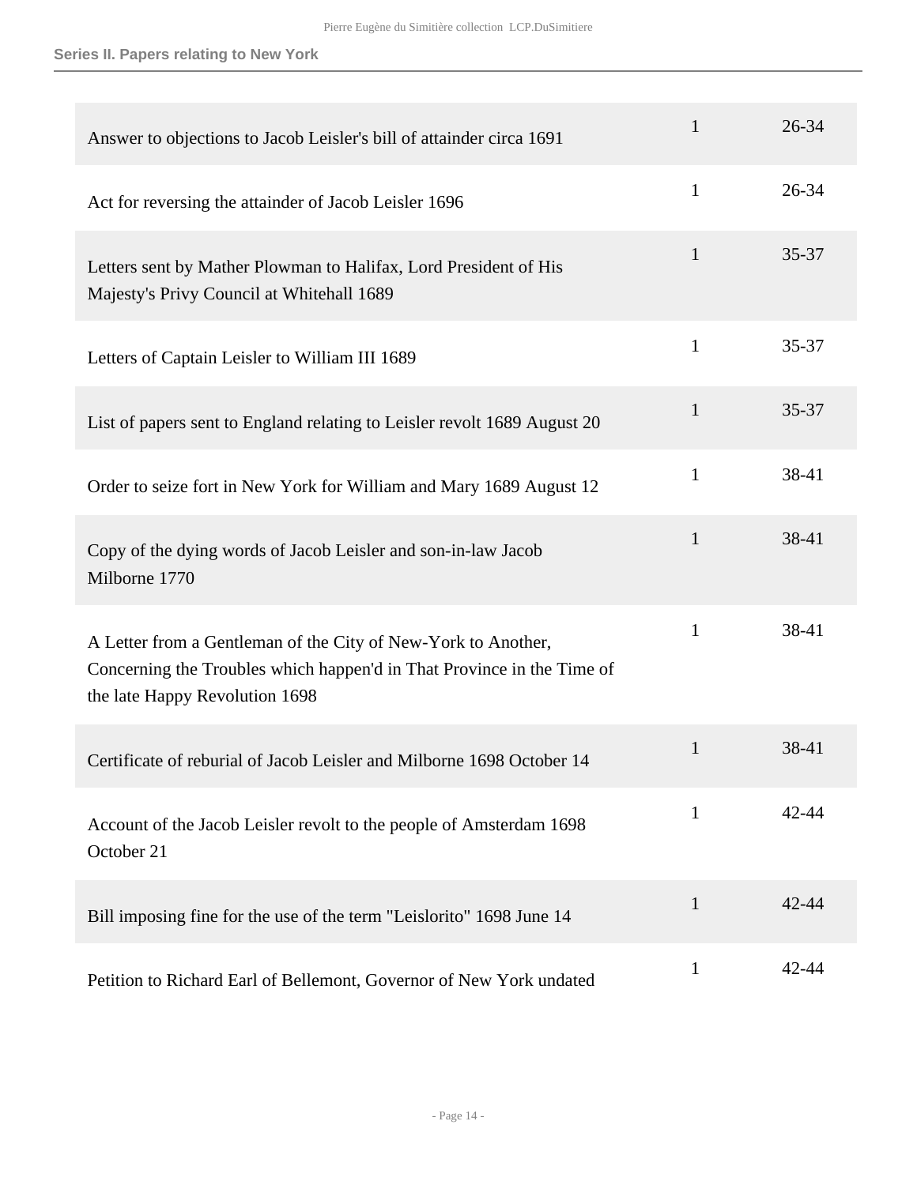## Series II. Papers relating to New York

| | | |
|---|---|---|
| Answer to objections to Jacob Leisler's bill of attainder circa 1691 | 1 | 26-34 |
| Act for reversing the attainder of Jacob Leisler 1696 | 1 | 26-34 |
| Letters sent by Mather Plowman to Halifax, Lord President of His Majesty's Privy Council at Whitehall 1689 | 1 | 35-37 |
| Letters of Captain Leisler to William III 1689 | 1 | 35-37 |
| List of papers sent to England relating to Leisler revolt 1689 August 20 | 1 | 35-37 |
| Order to seize fort in New York for William and Mary 1689 August 12 | 1 | 38-41 |
| Copy of the dying words of Jacob Leisler and son-in-law Jacob Milborne 1770 | 1 | 38-41 |
| A Letter from a Gentleman of the City of New-York to Another, Concerning the Troubles which happen'd in That Province in the Time of the late Happy Revolution 1698 | 1 | 38-41 |
| Certificate of reburial of Jacob Leisler and Milborne 1698 October 14 | 1 | 38-41 |
| Account of the Jacob Leisler revolt to the people of Amsterdam 1698 October 21 | 1 | 42-44 |
| Bill imposing fine for the use of the term "Leislorito" 1698 June 14 | 1 | 42-44 |
| Petition to Richard Earl of Bellemont, Governor of New York undated | 1 | 42-44 |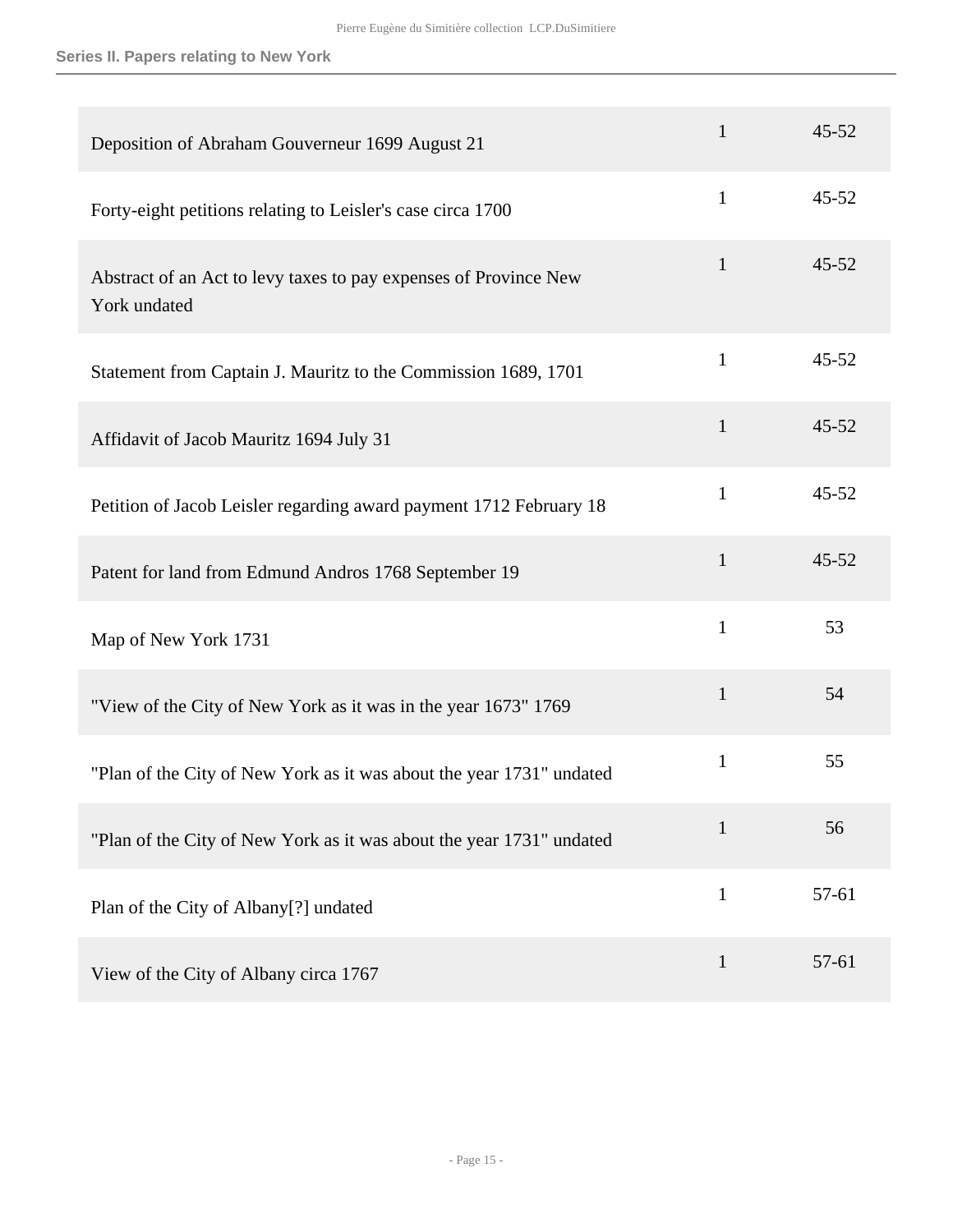## Series II. Papers relating to New York

| | | |
|---|---|---|
| Deposition of Abraham Gouverneur 1699 August 21 | 1 | 45-52 |
| Forty-eight petitions relating to Leisler's case circa 1700 | 1 | 45-52 |
| Abstract of an Act to levy taxes to pay expenses of Province New York undated | 1 | 45-52 |
| Statement from Captain J. Mauritz to the Commission 1689, 1701 | 1 | 45-52 |
| Affidavit of Jacob Mauritz 1694 July 31 | 1 | 45-52 |
| Petition of Jacob Leisler regarding award payment 1712 February 18 | 1 | 45-52 |
| Patent for land from Edmund Andros 1768 September 19 | 1 | 45-52 |
| Map of New York 1731 | 1 | 53 |
| "View of the City of New York as it was in the year 1673" 1769 | 1 | 54 |
| "Plan of the City of New York as it was about the year 1731" undated | 1 | 55 |
| "Plan of the City of New York as it was about the year 1731" undated | 1 | 56 |
| Plan of the City of Albany[?] undated | 1 | 57-61 |
| View of the City of Albany circa 1767 | 1 | 57-61 |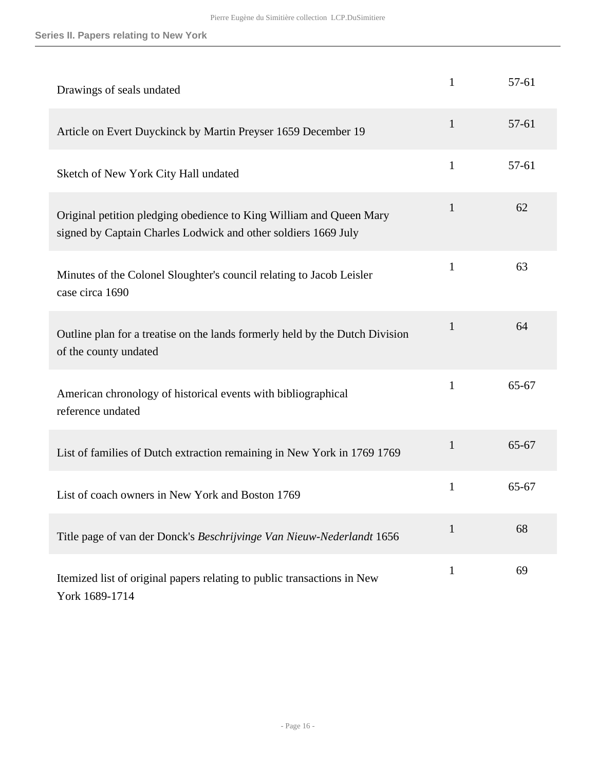| | | |
|---|---|---|
| Drawings of seals undated | 1 | 57-61 |
| Article on Evert Duyckinck by Martin Preyser 1659 December 19 | 1 | 57-61 |
| Sketch of New York City Hall undated | 1 | 57-61 |
| Original petition pledging obedience to King William and Queen Mary signed by Captain Charles Lodwick and other soldiers 1669 July | 1 | 62 |
| Minutes of the Colonel Sloughter's council relating to Jacob Leisler case circa 1690 | 1 | 63 |
| Outline plan for a treatise on the lands formerly held by the Dutch Division of the county undated | 1 | 64 |
| American chronology of historical events with bibliographical reference undated | 1 | 65-67 |
| List of families of Dutch extraction remaining in New York in 1769 1769 | 1 | 65-67 |
| List of coach owners in New York and Boston 1769 | 1 | 65-67 |
| Title page of van der Donck's *Beschrijvinge Van Nieuw-Nederlandt* 1656 | 1 | 68 |
| Itemized list of original papers relating to public transactions in New York 1689-1714 | 1 | 69 |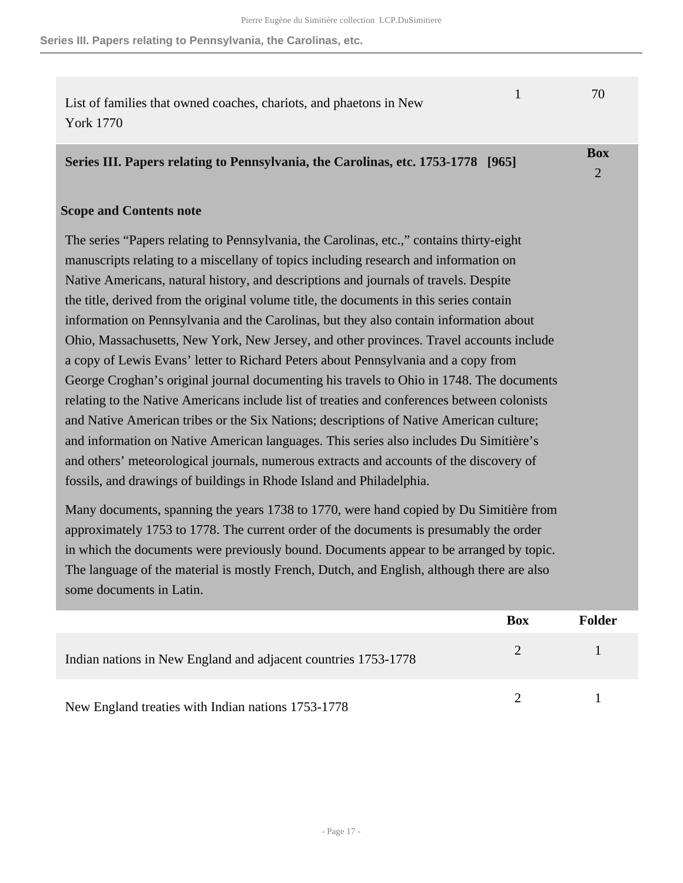| | | |
|---|---|---|
| List of families that owned coaches, chariots, and phaetons in New York 1770 | 1 | 70 |

## Series III. Papers relating to Pennsylvania, the Carolinas, etc. 1753-1778 [965]

**Box** 2

### Scope and Contents note

The series “Papers relating to Pennsylvania, the Carolinas, etc.,” contains thirty-eight manuscripts relating to a miscellany of topics including research and information on Native Americans, natural history, and descriptions and journals of travels. Despite the title, derived from the original volume title, the documents in this series contain information on Pennsylvania and the Carolinas, but they also contain information about Ohio, Massachusetts, New York, New Jersey, and other provinces. Travel accounts include a copy of Lewis Evans’ letter to Richard Peters about Pennsylvania and a copy from George Croghan’s original journal documenting his travels to Ohio in 1748. The documents relating to the Native Americans include list of treaties and conferences between colonists and Native American tribes or the Six Nations; descriptions of Native American culture; and information on Native American languages. This series also includes Du Simitière’s and others’ meteorological journals, numerous extracts and accounts of the discovery of fossils, and drawings of buildings in Rhode Island and Philadelphia.

Many documents, spanning the years 1738 to 1770, were hand copied by Du Simitière from approximately 1753 to 1778. The current order of the documents is presumably the order in which the documents were previously bound. Documents appear to be arranged by topic. The language of the material is mostly French, Dutch, and English, although there are also some documents in Latin.

| | Box | Folder |
|---|---|---|
| Indian nations in New England and adjacent countries 1753-1778 | 2 | 1 |
| New England treaties with Indian nations 1753-1778 | 2 | 1 |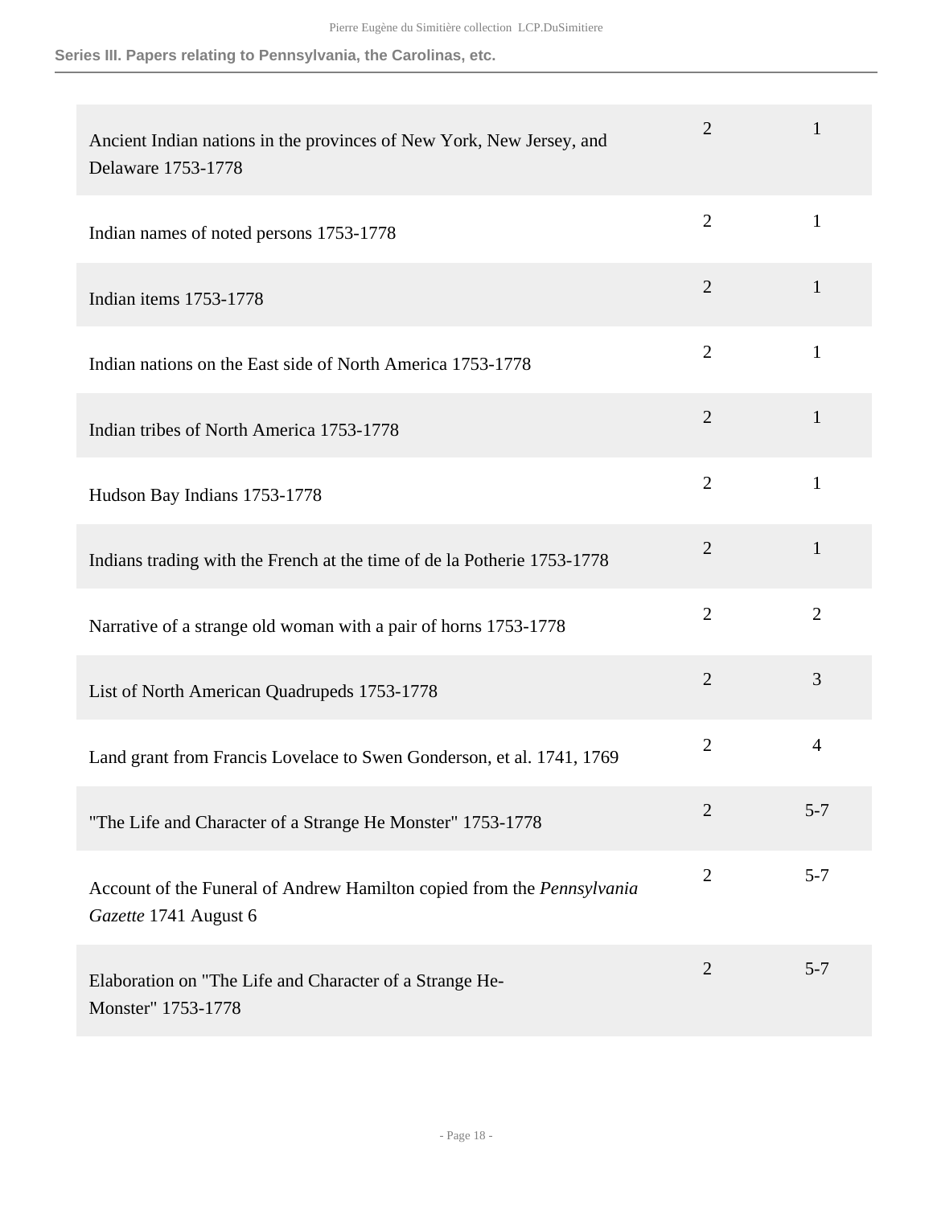| | | |
|---|---|---|
| Ancient Indian nations in the provinces of New York, New Jersey, and Delaware 1753-1778 | 2 | 1 |
| Indian names of noted persons 1753-1778 | 2 | 1 |
| Indian items 1753-1778 | 2 | 1 |
| Indian nations on the East side of North America 1753-1778 | 2 | 1 |
| Indian tribes of North America 1753-1778 | 2 | 1 |
| Hudson Bay Indians 1753-1778 | 2 | 1 |
| Indians trading with the French at the time of de la Potherie 1753-1778 | 2 | 1 |
| Narrative of a strange old woman with a pair of horns 1753-1778 | 2 | 2 |
| List of North American Quadrupeds 1753-1778 | 2 | 3 |
| Land grant from Francis Lovelace to Swen Gonderson, et al. 1741, 1769 | 2 | 4 |
| "The Life and Character of a Strange He Monster" 1753-1778 | 2 | 5-7 |
| Account of the Funeral of Andrew Hamilton copied from the *Pennsylvania Gazette* 1741 August 6 | 2 | 5-7 |
| Elaboration on "The Life and Character of a Strange He-Monster" 1753-1778 | 2 | 5-7 |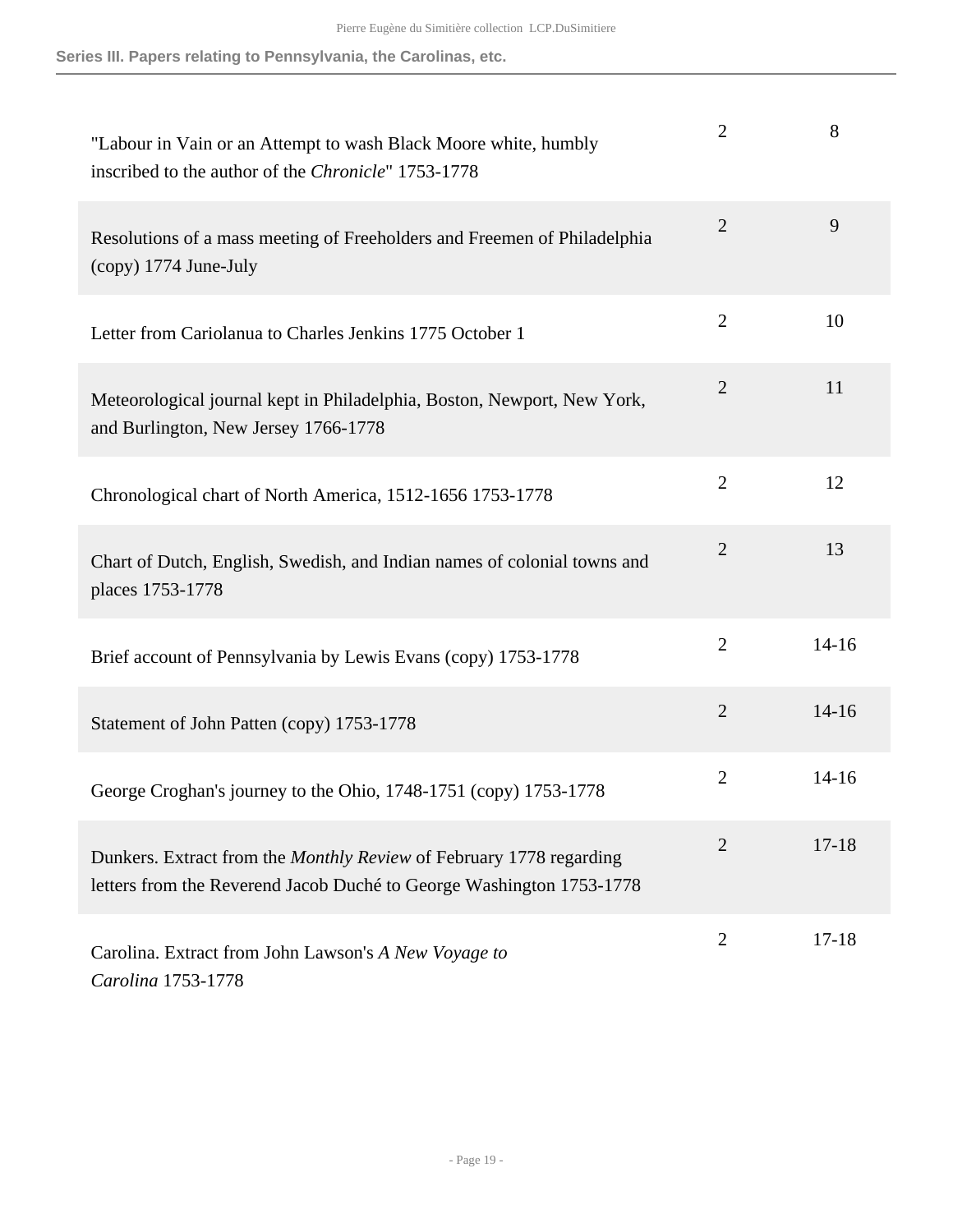| | | |
|---|---|---|
| "Labour in Vain or an Attempt to wash Black Moore white, humbly inscribed to the author of the *Chronicle*" 1753-1778 | 2 | 8 |
| Resolutions of a mass meeting of Freeholders and Freemen of Philadelphia (copy) 1774 June-July | 2 | 9 |
| Letter from Cariolanua to Charles Jenkins 1775 October 1 | 2 | 10 |
| Meteorological journal kept in Philadelphia, Boston, Newport, New York, and Burlington, New Jersey 1766-1778 | 2 | 11 |
| Chronological chart of North America, 1512-1656 1753-1778 | 2 | 12 |
| Chart of Dutch, English, Swedish, and Indian names of colonial towns and places 1753-1778 | 2 | 13 |
| Brief account of Pennsylvania by Lewis Evans (copy) 1753-1778 | 2 | 14-16 |
| Statement of John Patten (copy) 1753-1778 | 2 | 14-16 |
| George Croghan's journey to the Ohio, 1748-1751 (copy) 1753-1778 | 2 | 14-16 |
| Dunkers. Extract from the *Monthly Review* of February 1778 regarding letters from the Reverend Jacob Duché to George Washington 1753-1778 | 2 | 17-18 |
| Carolina. Extract from John Lawson's *A New Voyage to Carolina* 1753-1778 | 2 | 17-18 |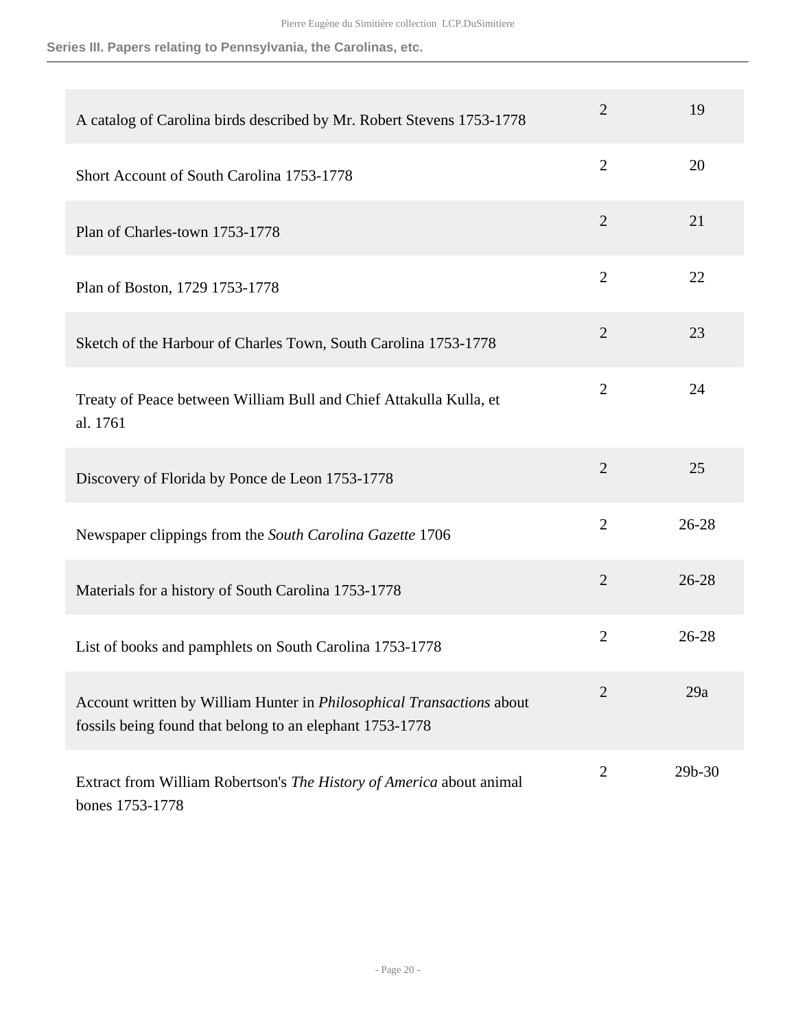| | | |
|---|---|---|
| A catalog of Carolina birds described by Mr. Robert Stevens 1753-1778 | 2 | 19 |
| Short Account of South Carolina 1753-1778 | 2 | 20 |
| Plan of Charles-town 1753-1778 | 2 | 21 |
| Plan of Boston, 1729 1753-1778 | 2 | 22 |
| Sketch of the Harbour of Charles Town, South Carolina 1753-1778 | 2 | 23 |
| Treaty of Peace between William Bull and Chief Attakulla Kulla, et al. 1761 | 2 | 24 |
| Discovery of Florida by Ponce de Leon 1753-1778 | 2 | 25 |
| Newspaper clippings from the *South Carolina Gazette* 1706 | 2 | 26-28 |
| Materials for a history of South Carolina 1753-1778 | 2 | 26-28 |
| List of books and pamphlets on South Carolina 1753-1778 | 2 | 26-28 |
| Account written by William Hunter in *Philosophical Transactions* about fossils being found that belong to an elephant 1753-1778 | 2 | 29a |
| Extract from William Robertson's *The History of America* about animal bones 1753-1778 | 2 | 29b-30 |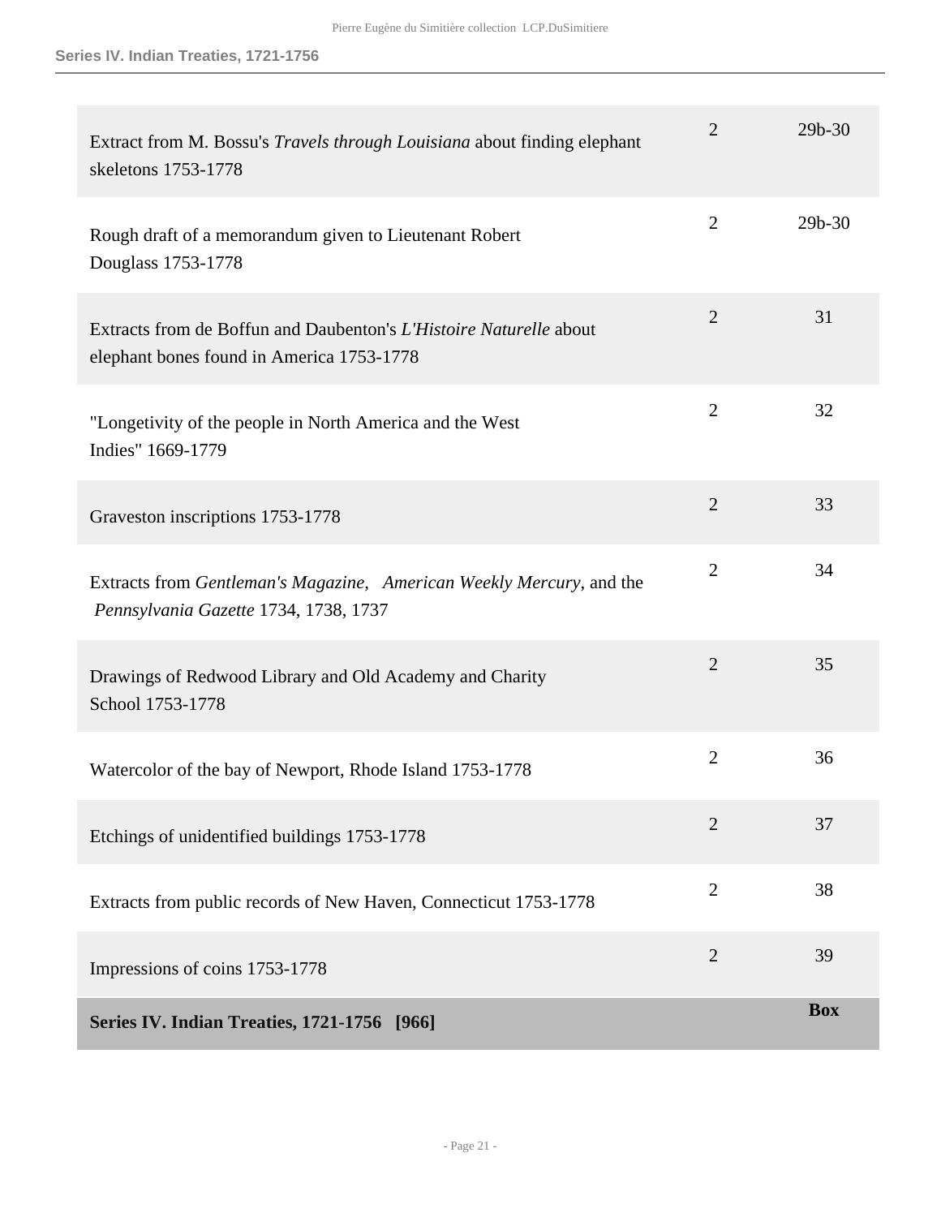| | | |
|---|---|---|
| Extract from M. Bossu's *Travels through Louisiana* about finding elephant skeletons 1753-1778 | 2 | 29b-30 |
| Rough draft of a memorandum given to Lieutenant Robert Douglass 1753-1778 | 2 | 29b-30 |
| Extracts from de Boffun and Daubenton's *L'Histoire Naturelle* about elephant bones found in America 1753-1778 | 2 | 31 |
| "Longetivity of the people in North America and the West Indies" 1669-1779 | 2 | 32 |
| Graveston inscriptions 1753-1778 | 2 | 33 |
| Extracts from *Gentleman's Magazine*, *American Weekly Mercury*, and the *Pennsylvania Gazette* 1734, 1738, 1737 | 2 | 34 |
| Drawings of Redwood Library and Old Academy and Charity School 1753-1778 | 2 | 35 |
| Watercolor of the bay of Newport, Rhode Island 1753-1778 | 2 | 36 |
| Etchings of unidentified buildings 1753-1778 | 2 | 37 |
| Extracts from public records of New Haven, Connecticut 1753-1778 | 2 | 38 |
| Impressions of coins 1753-1778 | 2 | 39 |

| **Series IV. Indian Treaties, 1721-1756 [966]** | | **Box** |
|---|---|---|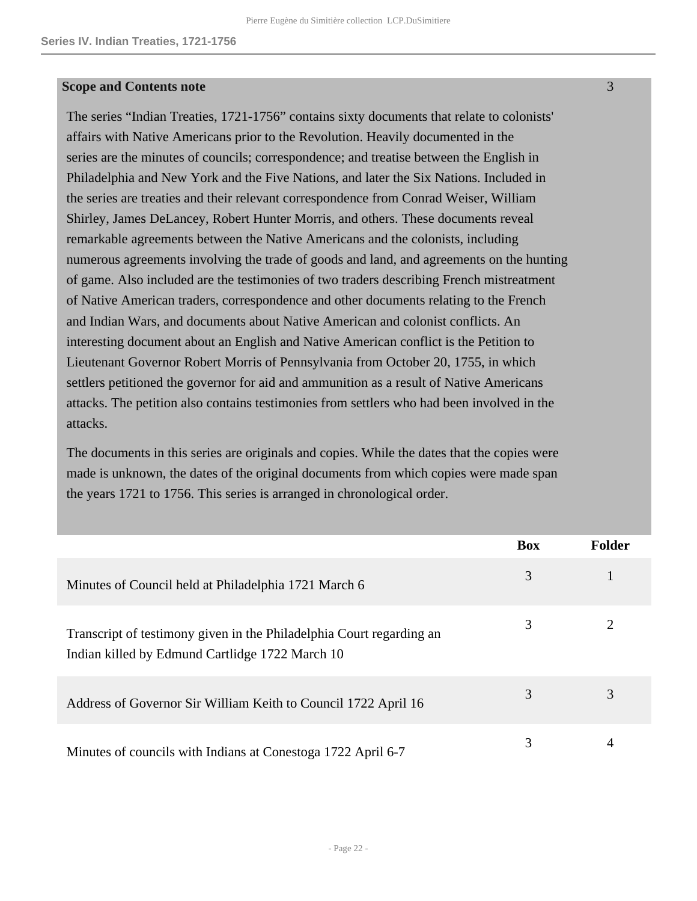## Series IV. Indian Treaties, 1721-1756

**Scope and Contents note**

3

The series “Indian Treaties, 1721-1756” contains sixty documents that relate to colonists' affairs with Native Americans prior to the Revolution. Heavily documented in the series are the minutes of councils; correspondence; and treatise between the English in Philadelphia and New York and the Five Nations, and later the Six Nations. Included in the series are treaties and their relevant correspondence from Conrad Weiser, William Shirley, James DeLancey, Robert Hunter Morris, and others. These documents reveal remarkable agreements between the Native Americans and the colonists, including numerous agreements involving the trade of goods and land, and agreements on the hunting of game. Also included are the testimonies of two traders describing French mistreatment of Native American traders, correspondence and other documents relating to the French and Indian Wars, and documents about Native American and colonist conflicts. An interesting document about an English and Native American conflict is the Petition to Lieutenant Governor Robert Morris of Pennsylvania from October 20, 1755, in which settlers petitioned the governor for aid and ammunition as a result of Native Americans attacks. The petition also contains testimonies from settlers who had been involved in the attacks.

The documents in this series are originals and copies. While the dates that the copies were made is unknown, the dates of the original documents from which copies were made span the years 1721 to 1756. This series is arranged in chronological order.

| | Box | Folder |
|---|---|---|
| Minutes of Council held at Philadelphia 1721 March 6 | 3 | 1 |
| Transcript of testimony given in the Philadelphia Court regarding an Indian killed by Edmund Cartlidge 1722 March 10 | 3 | 2 |
| Address of Governor Sir William Keith to Council 1722 April 16 | 3 | 3 |
| Minutes of councils with Indians at Conestoga 1722 April 6-7 | 3 | 4 |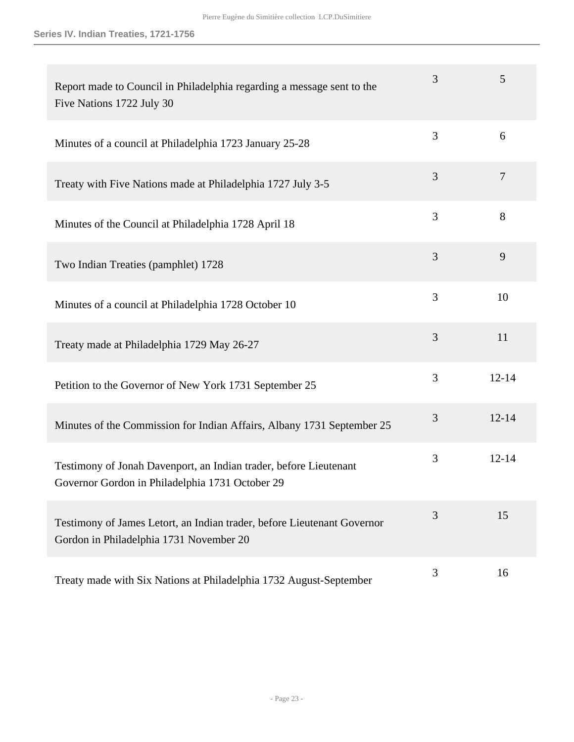| | | |
|---|---|---|
| Report made to Council in Philadelphia regarding a message sent to the Five Nations 1722 July 30 | 3 | 5 |
| Minutes of a council at Philadelphia 1723 January 25-28 | 3 | 6 |
| Treaty with Five Nations made at Philadelphia 1727 July 3-5 | 3 | 7 |
| Minutes of the Council at Philadelphia 1728 April 18 | 3 | 8 |
| Two Indian Treaties (pamphlet) 1728 | 3 | 9 |
| Minutes of a council at Philadelphia 1728 October 10 | 3 | 10 |
| Treaty made at Philadelphia 1729 May 26-27 | 3 | 11 |
| Petition to the Governor of New York 1731 September 25 | 3 | 12-14 |
| Minutes of the Commission for Indian Affairs, Albany 1731 September 25 | 3 | 12-14 |
| Testimony of Jonah Davenport, an Indian trader, before Lieutenant Governor Gordon in Philadelphia 1731 October 29 | 3 | 12-14 |
| Testimony of James Letort, an Indian trader, before Lieutenant Governor Gordon in Philadelphia 1731 November 20 | 3 | 15 |
| Treaty made with Six Nations at Philadelphia 1732 August-September | 3 | 16 |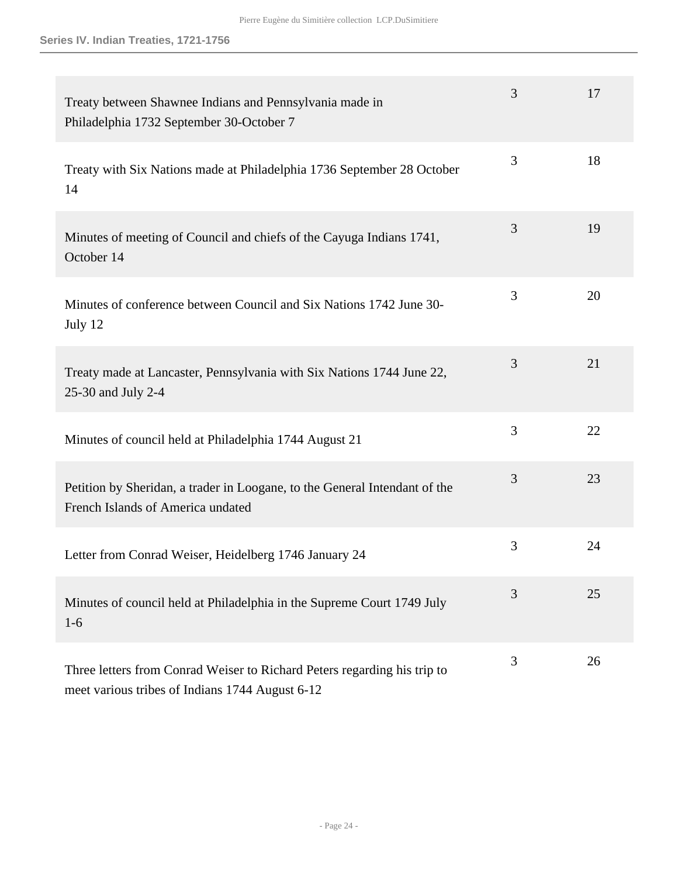| | | |
|---|---|---|
| Treaty between Shawnee Indians and Pennsylvania made in Philadelphia 1732 September 30-October 7 | 3 | 17 |
| Treaty with Six Nations made at Philadelphia 1736 September 28 October 14 | 3 | 18 |
| Minutes of meeting of Council and chiefs of the Cayuga Indians 1741, October 14 | 3 | 19 |
| Minutes of conference between Council and Six Nations 1742 June 30-July 12 | 3 | 20 |
| Treaty made at Lancaster, Pennsylvania with Six Nations 1744 June 22, 25-30 and July 2-4 | 3 | 21 |
| Minutes of council held at Philadelphia 1744 August 21 | 3 | 22 |
| Petition by Sheridan, a trader in Loogane, to the General Intendant of the French Islands of America undated | 3 | 23 |
| Letter from Conrad Weiser, Heidelberg 1746 January 24 | 3 | 24 |
| Minutes of council held at Philadelphia in the Supreme Court 1749 July 1-6 | 3 | 25 |
| Three letters from Conrad Weiser to Richard Peters regarding his trip to meet various tribes of Indians 1744 August 6-12 | 3 | 26 |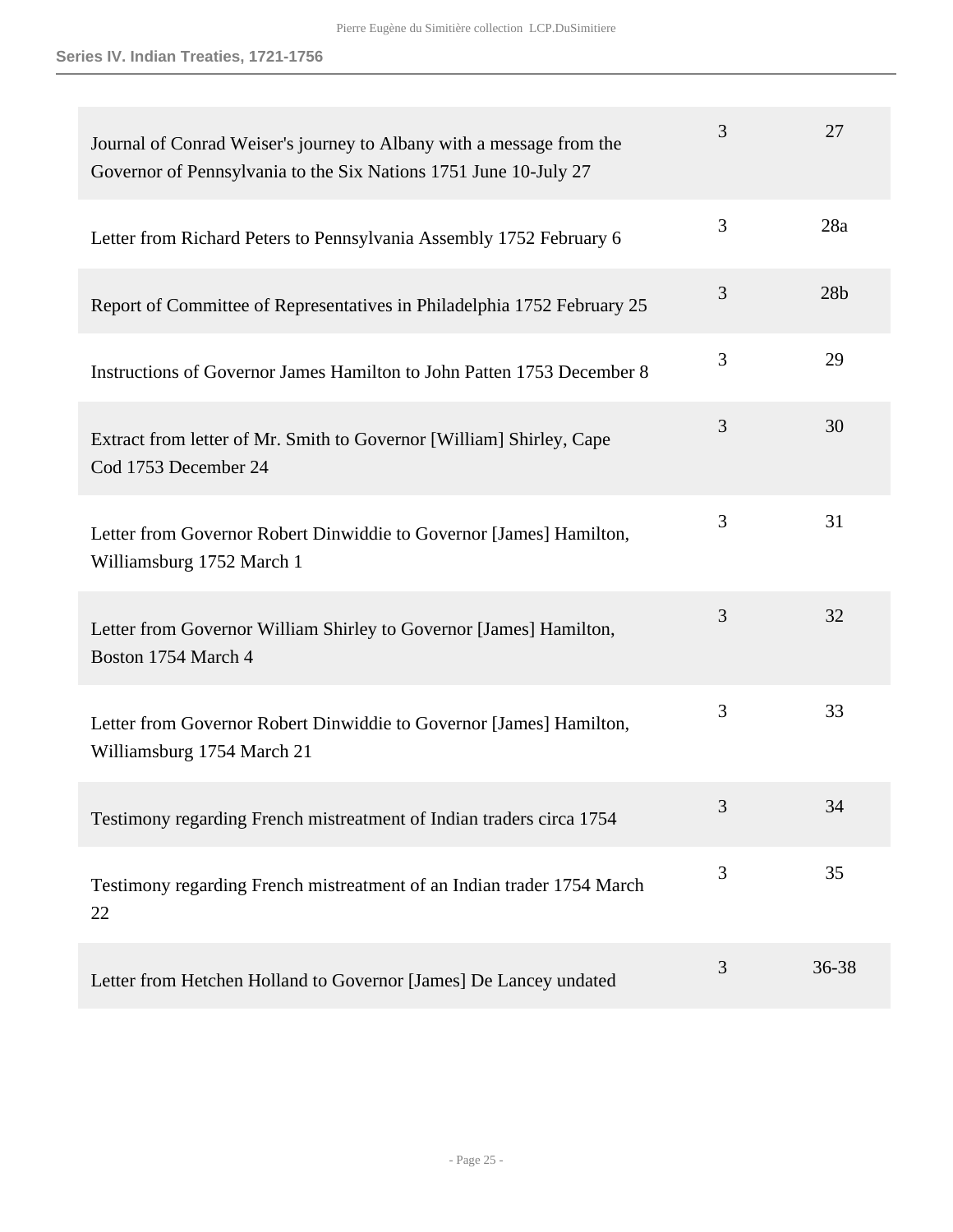| | | |
|---|---|---|
| Journal of Conrad Weiser's journey to Albany with a message from the Governor of Pennsylvania to the Six Nations 1751 June 10-July 27 | 3 | 27 |
| Letter from Richard Peters to Pennsylvania Assembly 1752 February 6 | 3 | 28a |
| Report of Committee of Representatives in Philadelphia 1752 February 25 | 3 | 28b |
| Instructions of Governor James Hamilton to John Patten 1753 December 8 | 3 | 29 |
| Extract from letter of Mr. Smith to Governor [William] Shirley, Cape Cod 1753 December 24 | 3 | 30 |
| Letter from Governor Robert Dinwiddie to Governor [James] Hamilton, Williamsburg 1752 March 1 | 3 | 31 |
| Letter from Governor William Shirley to Governor [James] Hamilton, Boston 1754 March 4 | 3 | 32 |
| Letter from Governor Robert Dinwiddie to Governor [James] Hamilton, Williamsburg 1754 March 21 | 3 | 33 |
| Testimony regarding French mistreatment of Indian traders circa 1754 | 3 | 34 |
| Testimony regarding French mistreatment of an Indian trader 1754 March 22 | 3 | 35 |
| Letter from Hetchen Holland to Governor [James] De Lancey undated | 3 | 36-38 |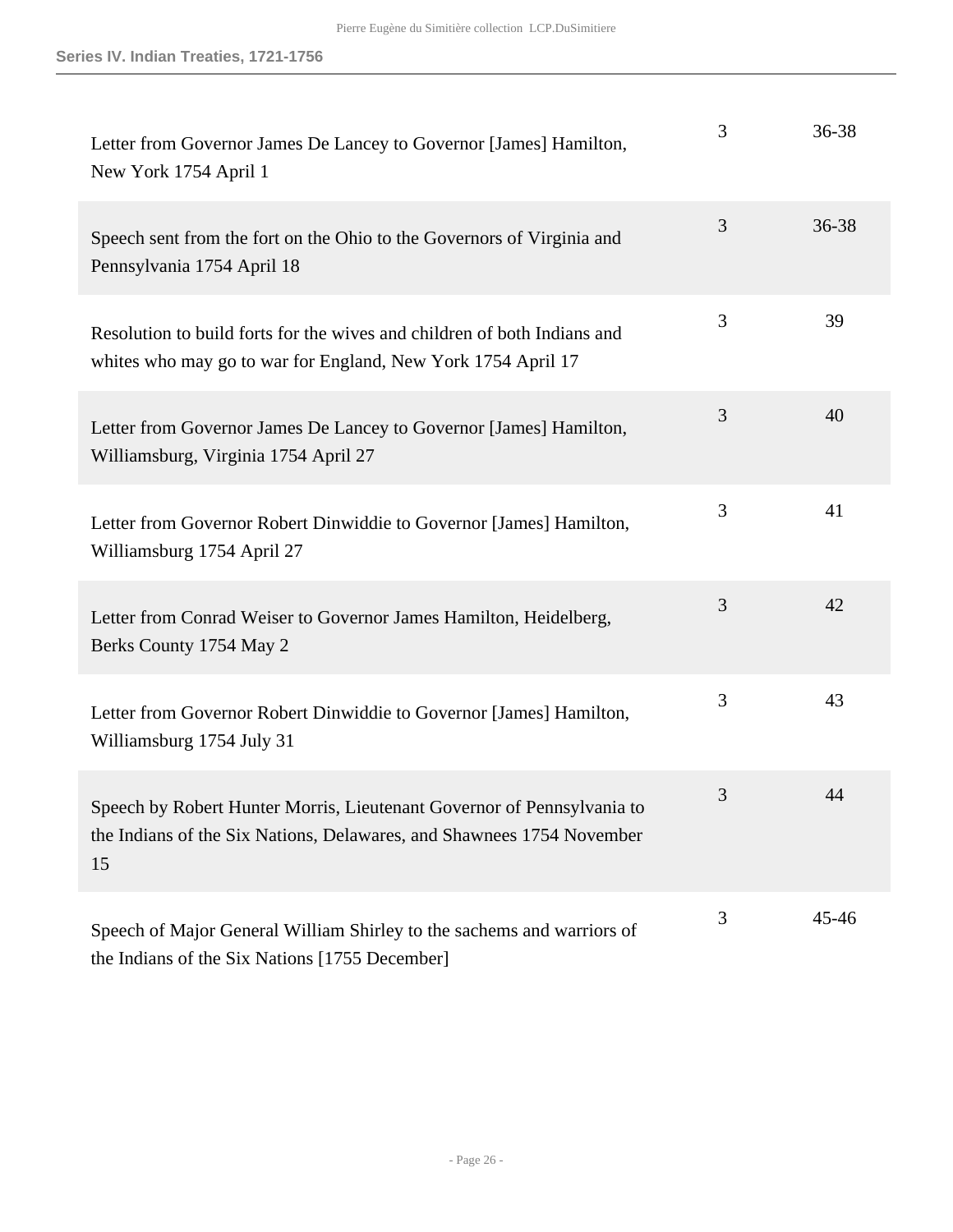| | | |
|---|---|---|
| Letter from Governor James De Lancey to Governor [James] Hamilton, New York 1754 April 1 | 3 | 36-38 |
| Speech sent from the fort on the Ohio to the Governors of Virginia and Pennsylvania 1754 April 18 | 3 | 36-38 |
| Resolution to build forts for the wives and children of both Indians and whites who may go to war for England, New York 1754 April 17 | 3 | 39 |
| Letter from Governor James De Lancey to Governor [James] Hamilton, Williamsburg, Virginia 1754 April 27 | 3 | 40 |
| Letter from Governor Robert Dinwiddie to Governor [James] Hamilton, Williamsburg 1754 April 27 | 3 | 41 |
| Letter from Conrad Weiser to Governor James Hamilton, Heidelberg, Berks County 1754 May 2 | 3 | 42 |
| Letter from Governor Robert Dinwiddie to Governor [James] Hamilton, Williamsburg 1754 July 31 | 3 | 43 |
| Speech by Robert Hunter Morris, Lieutenant Governor of Pennsylvania to the Indians of the Six Nations, Delawares, and Shawnees 1754 November 15 | 3 | 44 |
| Speech of Major General William Shirley to the sachems and warriors of the Indians of the Six Nations [1755 December] | 3 | 45-46 |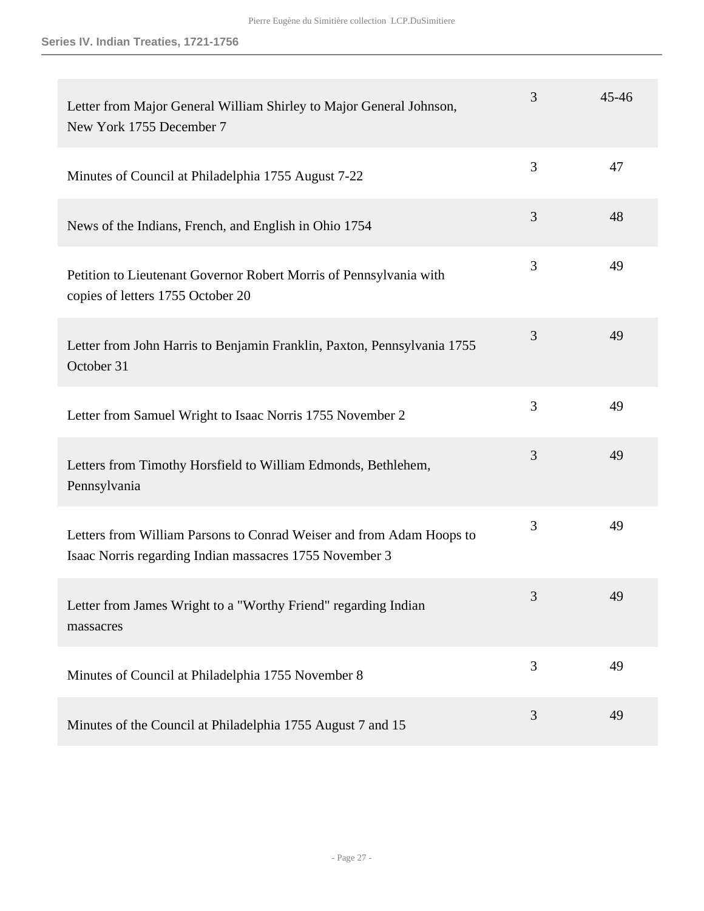| | | |
|---|---|---|
| Letter from Major General William Shirley to Major General Johnson, New York 1755 December 7 | 3 | 45-46 |
| Minutes of Council at Philadelphia 1755 August 7-22 | 3 | 47 |
| News of the Indians, French, and English in Ohio 1754 | 3 | 48 |
| Petition to Lieutenant Governor Robert Morris of Pennsylvania with copies of letters 1755 October 20 | 3 | 49 |
| Letter from John Harris to Benjamin Franklin, Paxton, Pennsylvania 1755 October 31 | 3 | 49 |
| Letter from Samuel Wright to Isaac Norris 1755 November 2 | 3 | 49 |
| Letters from Timothy Horsfield to William Edmonds, Bethlehem, Pennsylvania | 3 | 49 |
| Letters from William Parsons to Conrad Weiser and from Adam Hoops to Isaac Norris regarding Indian massacres 1755 November 3 | 3 | 49 |
| Letter from James Wright to a "Worthy Friend" regarding Indian massacres | 3 | 49 |
| Minutes of Council at Philadelphia 1755 November 8 | 3 | 49 |
| Minutes of the Council at Philadelphia 1755 August 7 and 15 | 3 | 49 |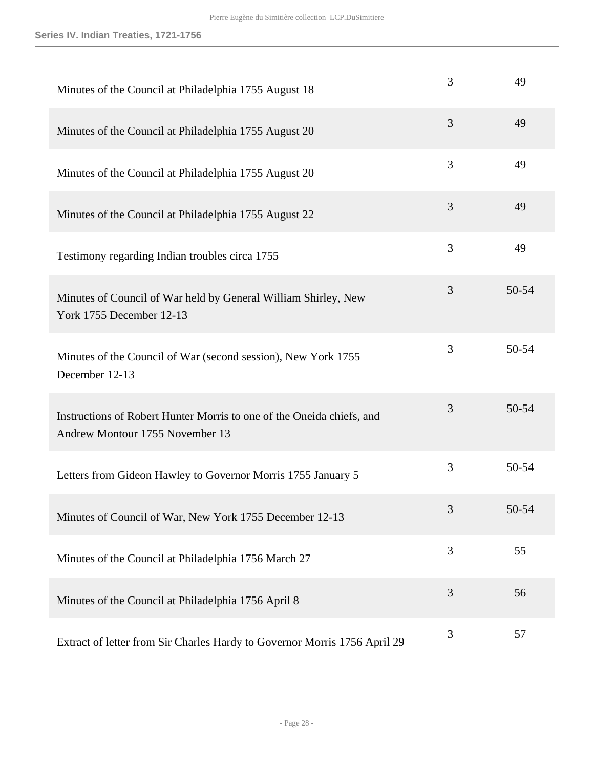| | | |
|---|---|---|
| Minutes of the Council at Philadelphia 1755 August 18 | 3 | 49 |
| Minutes of the Council at Philadelphia 1755 August 20 | 3 | 49 |
| Minutes of the Council at Philadelphia 1755 August 20 | 3 | 49 |
| Minutes of the Council at Philadelphia 1755 August 22 | 3 | 49 |
| Testimony regarding Indian troubles circa 1755 | 3 | 49 |
| Minutes of Council of War held by General William Shirley, New York 1755 December 12-13 | 3 | 50-54 |
| Minutes of the Council of War (second session), New York 1755 December 12-13 | 3 | 50-54 |
| Instructions of Robert Hunter Morris to one of the Oneida chiefs, and Andrew Montour 1755 November 13 | 3 | 50-54 |
| Letters from Gideon Hawley to Governor Morris 1755 January 5 | 3 | 50-54 |
| Minutes of Council of War, New York 1755 December 12-13 | 3 | 50-54 |
| Minutes of the Council at Philadelphia 1756 March 27 | 3 | 55 |
| Minutes of the Council at Philadelphia 1756 April 8 | 3 | 56 |
| Extract of letter from Sir Charles Hardy to Governor Morris 1756 April 29 | 3 | 57 |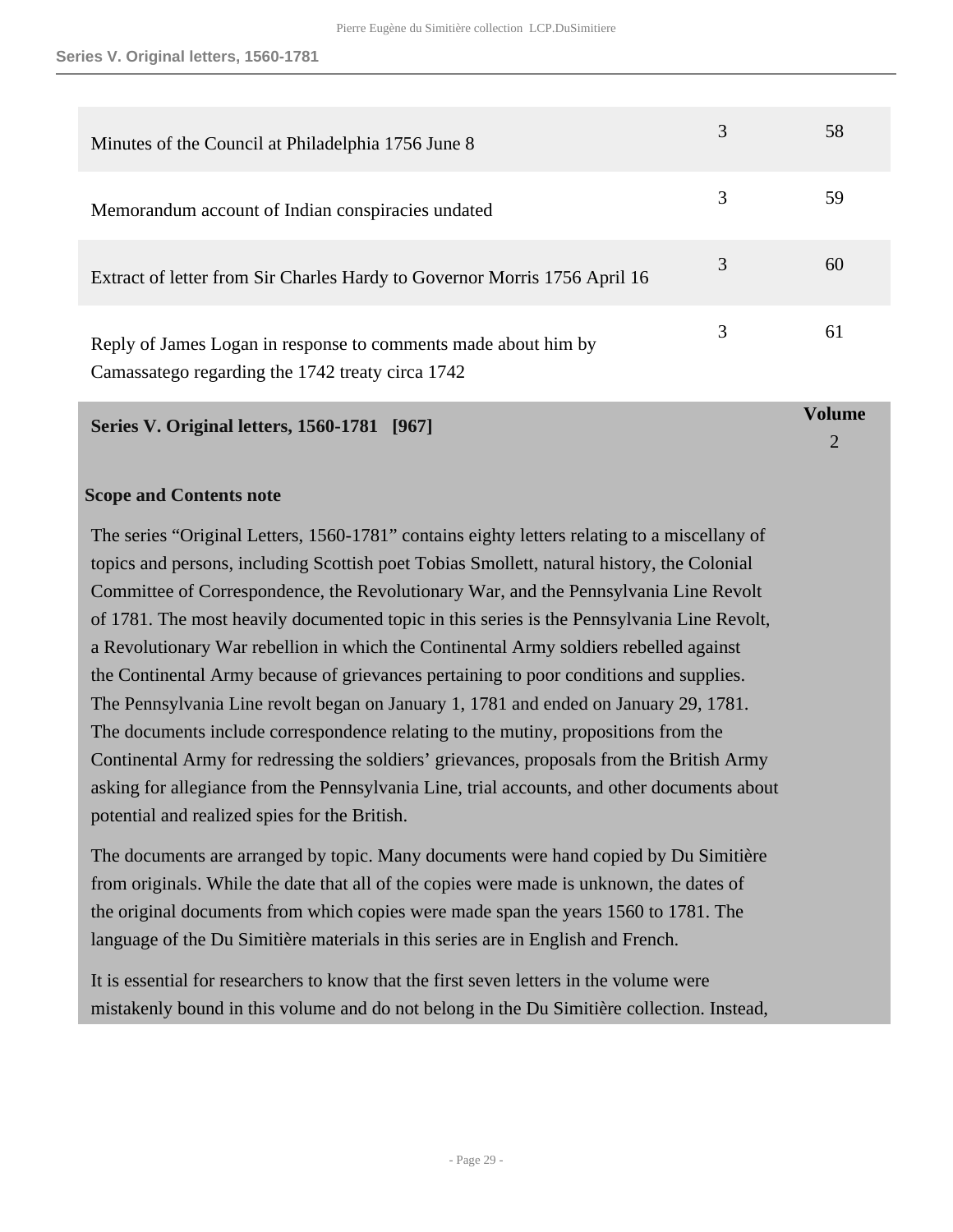| | | |
|---|---|---|
| Minutes of the Council at Philadelphia 1756 June 8 | 3 | 58 |
| Memorandum account of Indian conspiracies undated | 3 | 59 |
| Extract of letter from Sir Charles Hardy to Governor Morris 1756 April 16 | 3 | 60 |
| Reply of James Logan in response to comments made about him by Camassatego regarding the 1742 treaty circa 1742 | 3 | 61 |

**Series V. Original letters, 1560-1781 [967]** — **Volume** 2

**Scope and Contents note**

The series “Original Letters, 1560-1781” contains eighty letters relating to a miscellany of topics and persons, including Scottish poet Tobias Smollett, natural history, the Colonial Committee of Correspondence, the Revolutionary War, and the Pennsylvania Line Revolt of 1781. The most heavily documented topic in this series is the Pennsylvania Line Revolt, a Revolutionary War rebellion in which the Continental Army soldiers rebelled against the Continental Army because of grievances pertaining to poor conditions and supplies. The Pennsylvania Line revolt began on January 1, 1781 and ended on January 29, 1781. The documents include correspondence relating to the mutiny, propositions from the Continental Army for redressing the soldiers’ grievances, proposals from the British Army asking for allegiance from the Pennsylvania Line, trial accounts, and other documents about potential and realized spies for the British.

The documents are arranged by topic. Many documents were hand copied by Du Simitière from originals. While the date that all of the copies were made is unknown, the dates of the original documents from which copies were made span the years 1560 to 1781. The language of the Du Simitière materials in this series are in English and French.

It is essential for researchers to know that the first seven letters in the volume were mistakenly bound in this volume and do not belong in the Du Simitière collection. Instead,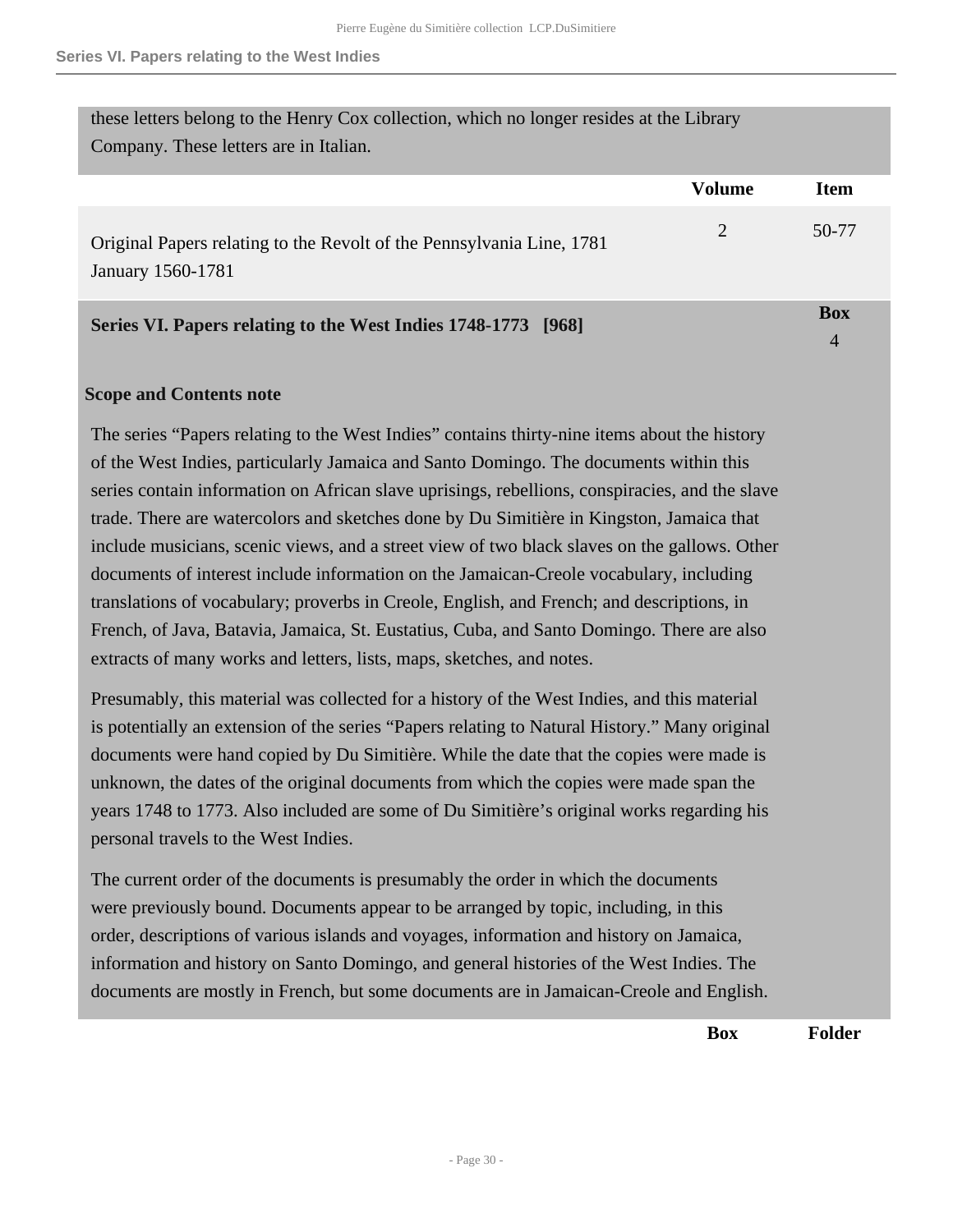these letters belong to the Henry Cox collection, which no longer resides at the Library Company. These letters are in Italian.

| | Volume | Item |
|---|---|---|
| Original Papers relating to the Revolt of the Pennsylvania Line, 1781 January 1560-1781 | 2 | 50-77 |

## Series VI. Papers relating to the West Indies 1748-1773 [968]

Box 4

### Scope and Contents note

The series “Papers relating to the West Indies” contains thirty-nine items about the history of the West Indies, particularly Jamaica and Santo Domingo. The documents within this series contain information on African slave uprisings, rebellions, conspiracies, and the slave trade. There are watercolors and sketches done by Du Simitière in Kingston, Jamaica that include musicians, scenic views, and a street view of two black slaves on the gallows. Other documents of interest include information on the Jamaican-Creole vocabulary, including translations of vocabulary; proverbs in Creole, English, and French; and descriptions, in French, of Java, Batavia, Jamaica, St. Eustatius, Cuba, and Santo Domingo. There are also extracts of many works and letters, lists, maps, sketches, and notes.

Presumably, this material was collected for a history of the West Indies, and this material is potentially an extension of the series “Papers relating to Natural History.” Many original documents were hand copied by Du Simitière. While the date that the copies were made is unknown, the dates of the original documents from which the copies were made span the years 1748 to 1773. Also included are some of Du Simitière’s original works regarding his personal travels to the West Indies.

The current order of the documents is presumably the order in which the documents were previously bound. Documents appear to be arranged by topic, including, in this order, descriptions of various islands and voyages, information and history on Jamaica, information and history on Santo Domingo, and general histories of the West Indies. The documents are mostly in French, but some documents are in Jamaican-Creole and English.

| | Box | Folder |
|---|---|---|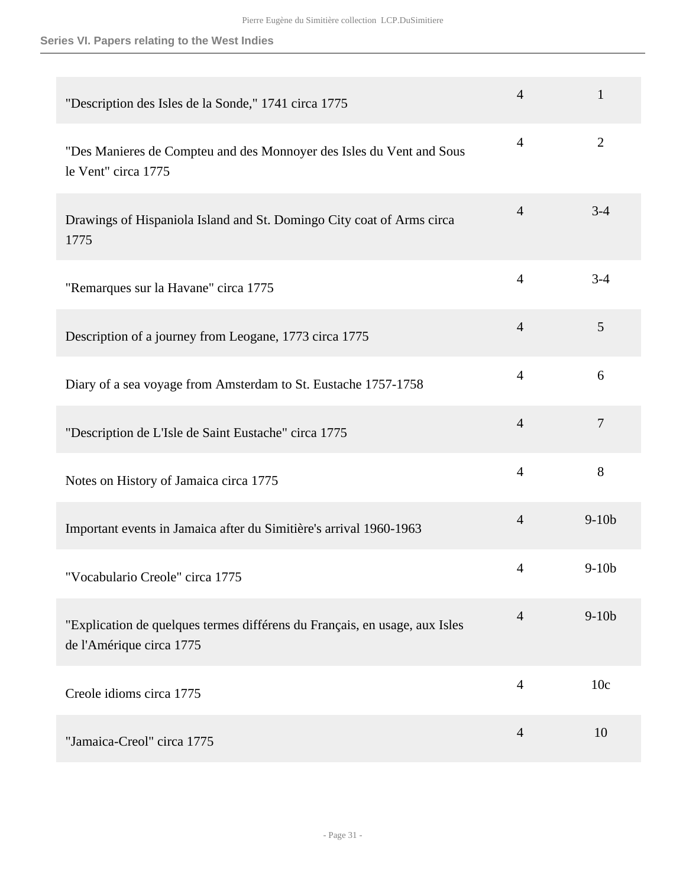**Series VI. Papers relating to the West Indies**

| | | |
|---|---|---|
| "Description des Isles de la Sonde," 1741 circa 1775 | 4 | 1 |
| "Des Manieres de Compteu and des Monnoyer des Isles du Vent and Sous le Vent" circa 1775 | 4 | 2 |
| Drawings of Hispaniola Island and St. Domingo City coat of Arms circa 1775 | 4 | 3-4 |
| "Remarques sur la Havane" circa 1775 | 4 | 3-4 |
| Description of a journey from Leogane, 1773 circa 1775 | 4 | 5 |
| Diary of a sea voyage from Amsterdam to St. Eustache 1757-1758 | 4 | 6 |
| "Description de L'Isle de Saint Eustache" circa 1775 | 4 | 7 |
| Notes on History of Jamaica circa 1775 | 4 | 8 |
| Important events in Jamaica after du Simitière's arrival 1960-1963 | 4 | 9-10b |
| "Vocabulario Creole" circa 1775 | 4 | 9-10b |
| "Explication de quelques termes différens du Français, en usage, aux Isles de l'Amérique circa 1775 | 4 | 9-10b |
| Creole idioms circa 1775 | 4 | 10c |
| "Jamaica-Creol" circa 1775 | 4 | 10 |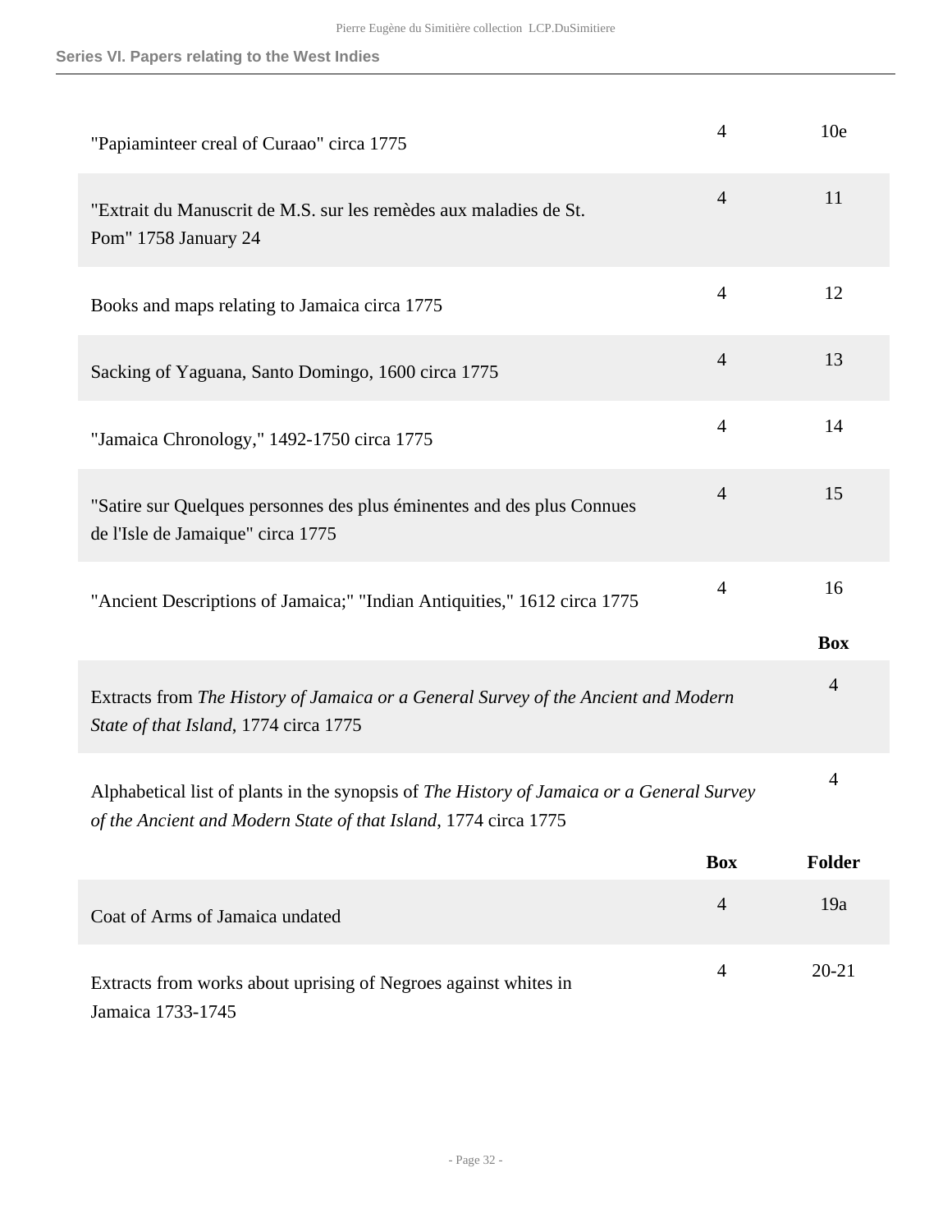| | Box | Folder |
|---|---|---|
| "Papiaminteer creal of Curaao" circa 1775 | 4 | 10e |
| "Extrait du Manuscrit de M.S. sur les remèdes aux maladies de St. Pom" 1758 January 24 | 4 | 11 |
| Books and maps relating to Jamaica circa 1775 | 4 | 12 |
| Sacking of Yaguana, Santo Domingo, 1600 circa 1775 | 4 | 13 |
| "Jamaica Chronology," 1492-1750 circa 1775 | 4 | 14 |
| "Satire sur Quelques personnes des plus éminentes and des plus Connues de l'Isle de Jamaique" circa 1775 | 4 | 15 |
| "Ancient Descriptions of Jamaica;" "Indian Antiquities," 1612 circa 1775 | 4 | 16 |

| | Box |
|---|---|
| Extracts from *The History of Jamaica or a General Survey of the Ancient and Modern State of that Island*, 1774 circa 1775 | 4 |
| Alphabetical list of plants in the synopsis of *The History of Jamaica or a General Survey of the Ancient and Modern State of that Island*, 1774 circa 1775 | 4 |

| | Box | Folder |
|---|---|---|
| Coat of Arms of Jamaica undated | 4 | 19a |
| Extracts from works about uprising of Negroes against whites in Jamaica 1733-1745 | 4 | 20-21 |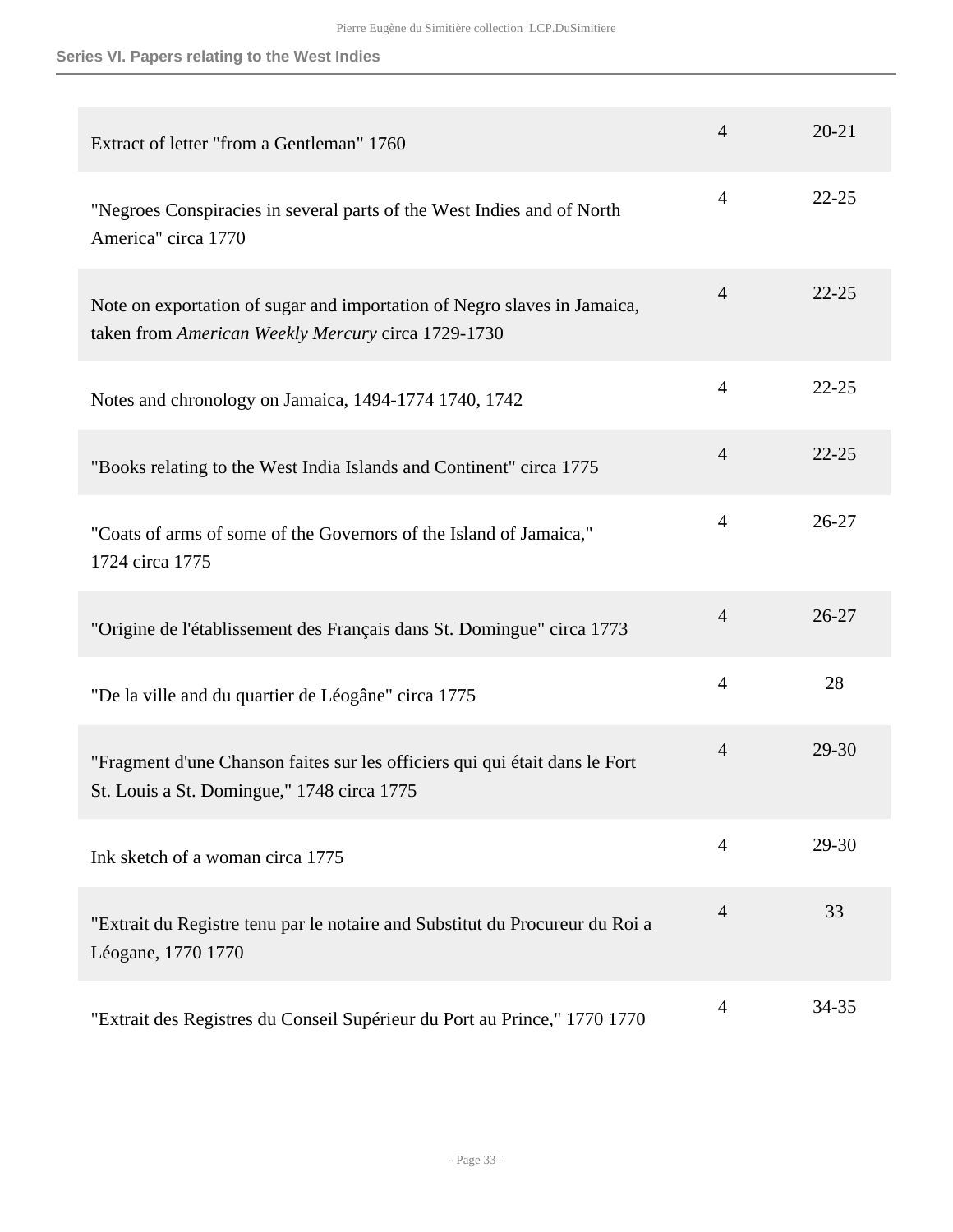## Series VI. Papers relating to the West Indies

| | | |
|---|---|---|
| Extract of letter "from a Gentleman" 1760 | 4 | 20-21 |
| "Negroes Conspiracies in several parts of the West Indies and of North America" circa 1770 | 4 | 22-25 |
| Note on exportation of sugar and importation of Negro slaves in Jamaica, taken from *American Weekly Mercury* circa 1729-1730 | 4 | 22-25 |
| Notes and chronology on Jamaica, 1494-1774 1740, 1742 | 4 | 22-25 |
| "Books relating to the West India Islands and Continent" circa 1775 | 4 | 22-25 |
| "Coats of arms of some of the Governors of the Island of Jamaica," 1724 circa 1775 | 4 | 26-27 |
| "Origine de l'établissement des Français dans St. Domingue" circa 1773 | 4 | 26-27 |
| "De la ville and du quartier de Léogâne" circa 1775 | 4 | 28 |
| "Fragment d'une Chanson faites sur les officiers qui qui était dans le Fort St. Louis a St. Domingue," 1748 circa 1775 | 4 | 29-30 |
| Ink sketch of a woman circa 1775 | 4 | 29-30 |
| "Extrait du Registre tenu par le notaire and Substitut du Procureur du Roi a Léogane, 1770 1770 | 4 | 33 |
| "Extrait des Registres du Conseil Supérieur du Port au Prince," 1770 1770 | 4 | 34-35 |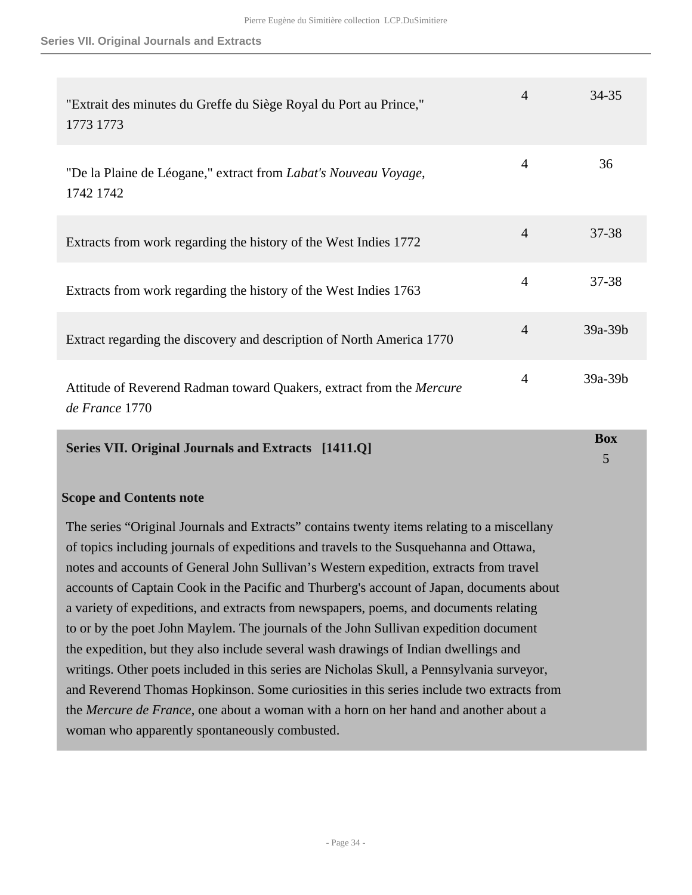| | | |
|---|---|---|
| "Extrait des minutes du Greffe du Siège Royal du Port au Prince," 1773 1773 | 4 | 34-35 |
| "De la Plaine de Léogane," extract from *Labat's Nouveau Voyage*, 1742 1742 | 4 | 36 |
| Extracts from work regarding the history of the West Indies 1772 | 4 | 37-38 |
| Extracts from work regarding the history of the West Indies 1763 | 4 | 37-38 |
| Extract regarding the discovery and description of North America 1770 | 4 | 39a-39b |
| Attitude of Reverend Radman toward Quakers, extract from the *Mercure de France* 1770 | 4 | 39a-39b |

## Series VII. Original Journals and Extracts [1411.Q]

**Box** 5

### Scope and Contents note

The series "Original Journals and Extracts" contains twenty items relating to a miscellany of topics including journals of expeditions and travels to the Susquehanna and Ottawa, notes and accounts of General John Sullivan's Western expedition, extracts from travel accounts of Captain Cook in the Pacific and Thurberg's account of Japan, documents about a variety of expeditions, and extracts from newspapers, poems, and documents relating to or by the poet John Maylem. The journals of the John Sullivan expedition document the expedition, but they also include several wash drawings of Indian dwellings and writings. Other poets included in this series are Nicholas Skull, a Pennsylvania surveyor, and Reverend Thomas Hopkinson. Some curiosities in this series include two extracts from the *Mercure de France*, one about a woman with a horn on her hand and another about a woman who apparently spontaneously combusted.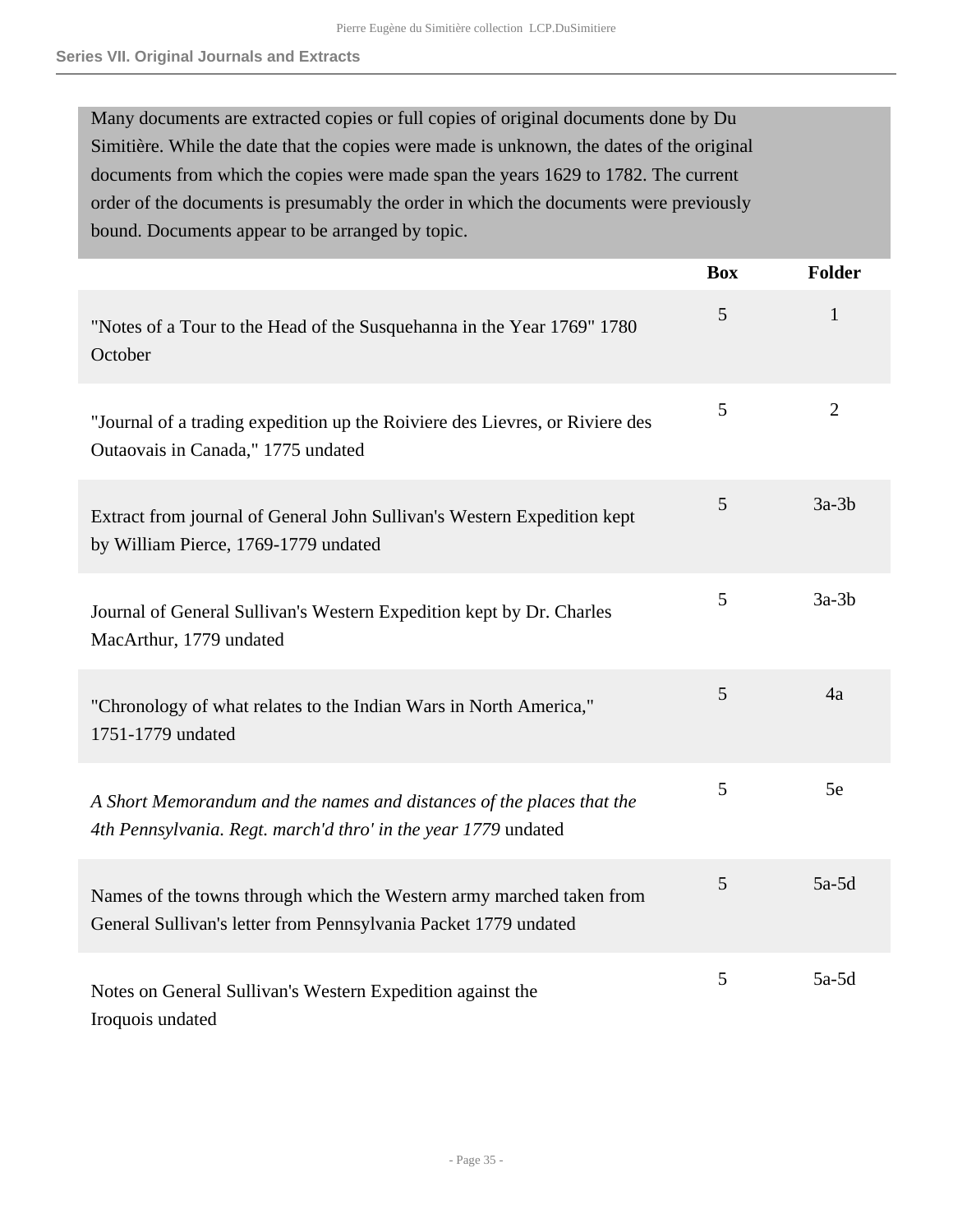## Series VII. Original Journals and Extracts

Many documents are extracted copies or full copies of original documents done by Du Simitière. While the date that the copies were made is unknown, the dates of the original documents from which the copies were made span the years 1629 to 1782. The current order of the documents is presumably the order in which the documents were previously bound. Documents appear to be arranged by topic.

| | Box | Folder |
|---|---|---|
| "Notes of a Tour to the Head of the Susquehanna in the Year 1769" 1780 October | 5 | 1 |
| "Journal of a trading expedition up the Roiviere des Lievres, or Riviere des Outaovais in Canada," 1775 undated | 5 | 2 |
| Extract from journal of General John Sullivan's Western Expedition kept by William Pierce, 1769-1779 undated | 5 | 3a-3b |
| Journal of General Sullivan's Western Expedition kept by Dr. Charles MacArthur, 1779 undated | 5 | 3a-3b |
| "Chronology of what relates to the Indian Wars in North America," 1751-1779 undated | 5 | 4a |
| *A Short Memorandum and the names and distances of the places that the 4th Pennsylvania. Regt. march'd thro' in the year 1779* undated | 5 | 5e |
| Names of the towns through which the Western army marched taken from General Sullivan's letter from Pennsylvania Packet 1779 undated | 5 | 5a-5d |
| Notes on General Sullivan's Western Expedition against the Iroquois undated | 5 | 5a-5d |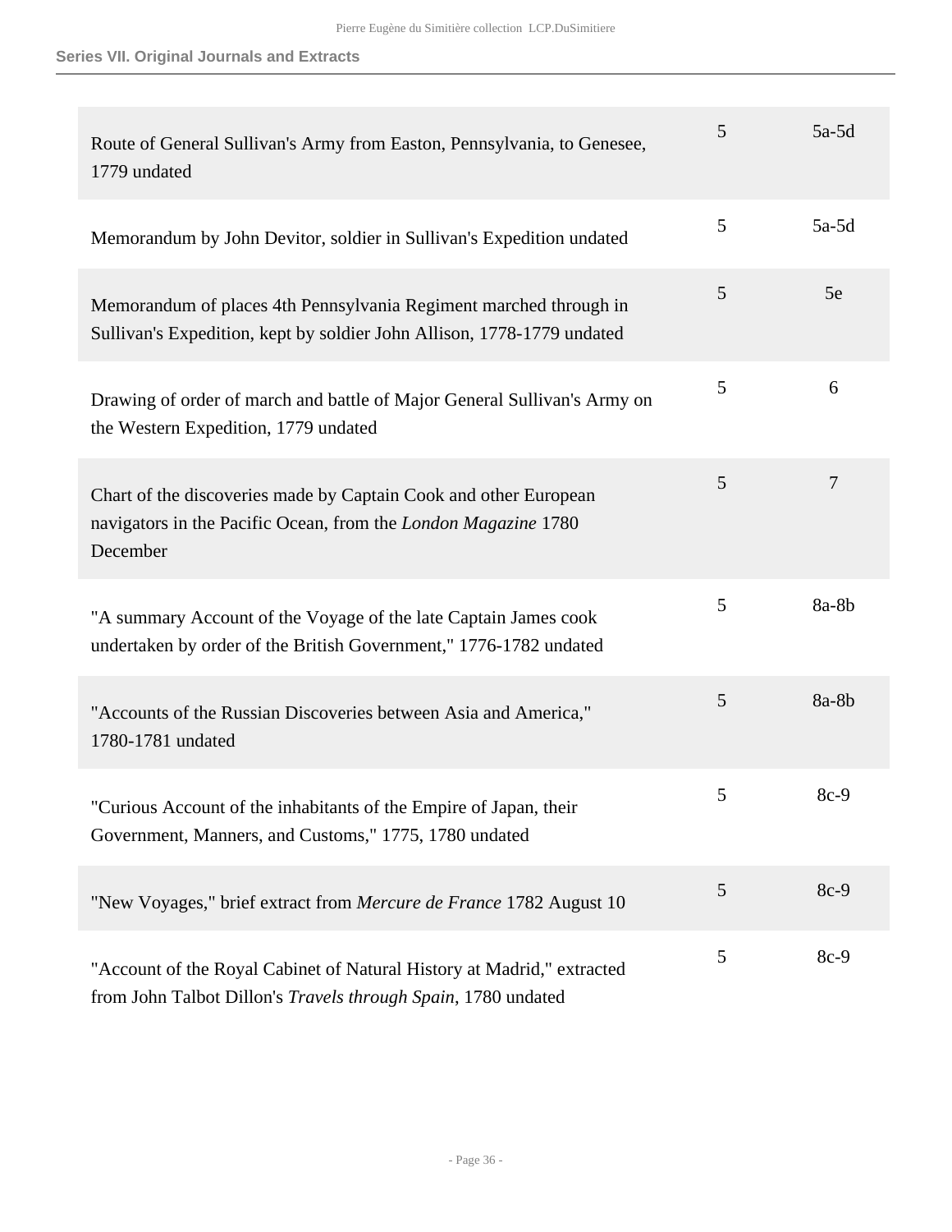## Series VII. Original Journals and Extracts

| | | |
|---|---|---|
| Route of General Sullivan's Army from Easton, Pennsylvania, to Genesee, 1779 undated | 5 | 5a-5d |
| Memorandum by John Devitor, soldier in Sullivan's Expedition undated | 5 | 5a-5d |
| Memorandum of places 4th Pennsylvania Regiment marched through in Sullivan's Expedition, kept by soldier John Allison, 1778-1779 undated | 5 | 5e |
| Drawing of order of march and battle of Major General Sullivan's Army on the Western Expedition, 1779 undated | 5 | 6 |
| Chart of the discoveries made by Captain Cook and other European navigators in the Pacific Ocean, from the *London Magazine* 1780 December | 5 | 7 |
| "A summary Account of the Voyage of the late Captain James cook undertaken by order of the British Government," 1776-1782 undated | 5 | 8a-8b |
| "Accounts of the Russian Discoveries between Asia and America," 1780-1781 undated | 5 | 8a-8b |
| "Curious Account of the inhabitants of the Empire of Japan, their Government, Manners, and Customs," 1775, 1780 undated | 5 | 8c-9 |
| "New Voyages," brief extract from *Mercure de France* 1782 August 10 | 5 | 8c-9 |
| "Account of the Royal Cabinet of Natural History at Madrid," extracted from John Talbot Dillon's *Travels through Spain*, 1780 undated | 5 | 8c-9 |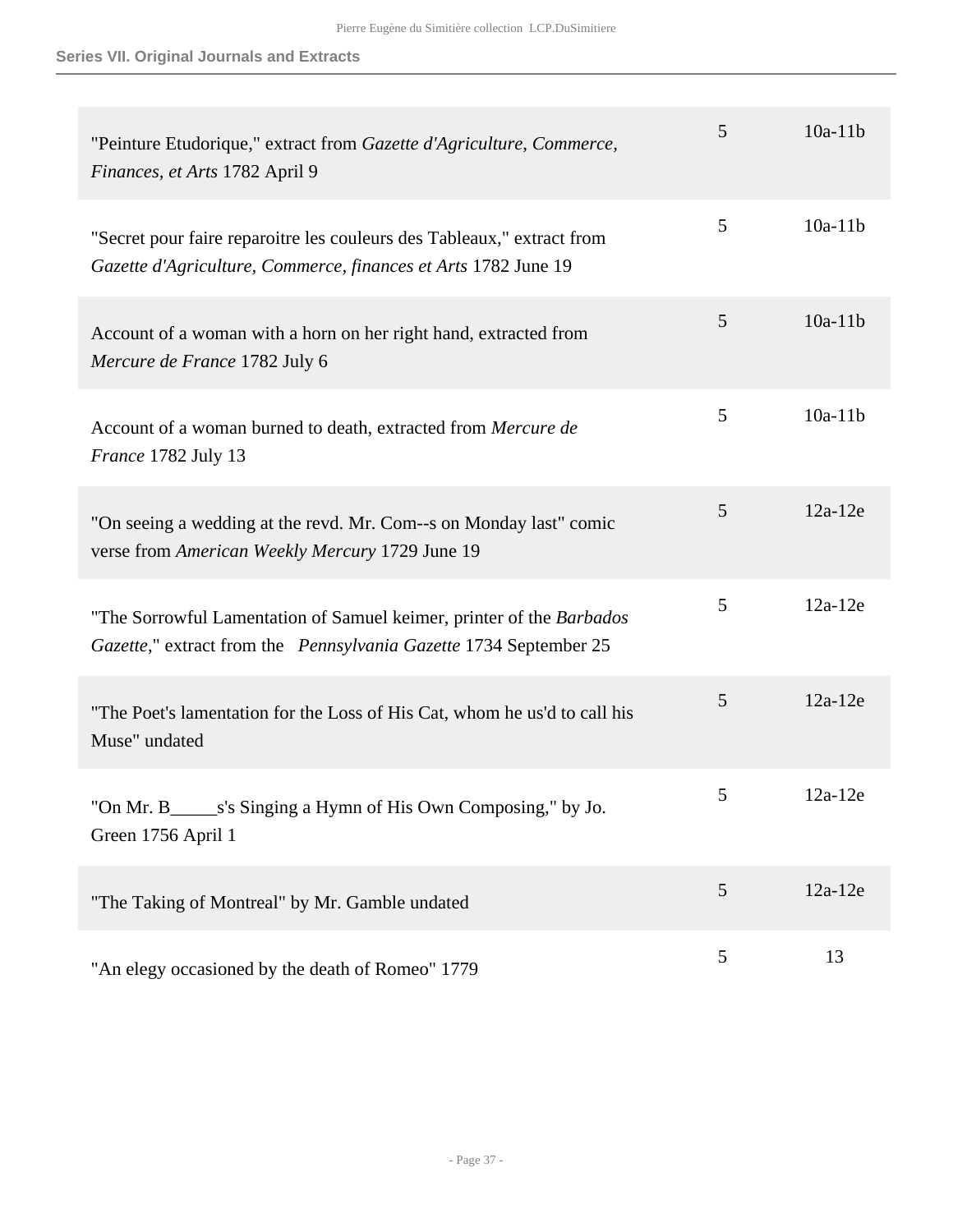| | | |
|---|---|---|
| "Peinture Etudorique," extract from *Gazette d'Agriculture, Commerce, Finances, et Arts* 1782 April 9 | 5 | 10a-11b |
| "Secret pour faire reparoitre les couleurs des Tableaux," extract from *Gazette d'Agriculture, Commerce, finances et Arts* 1782 June 19 | 5 | 10a-11b |
| Account of a woman with a horn on her right hand, extracted from *Mercure de France* 1782 July 6 | 5 | 10a-11b |
| Account of a woman burned to death, extracted from *Mercure de France* 1782 July 13 | 5 | 10a-11b |
| "On seeing a wedding at the revd. Mr. Com--s on Monday last" comic verse from *American Weekly Mercury* 1729 June 19 | 5 | 12a-12e |
| "The Sorrowful Lamentation of Samuel keimer, printer of the *Barbados Gazette*," extract from the *Pennsylvania Gazette* 1734 September 25 | 5 | 12a-12e |
| "The Poet's lamentation for the Loss of His Cat, whom he us'd to call his Muse" undated | 5 | 12a-12e |
| "On Mr. B_____s's Singing a Hymn of His Own Composing," by Jo. Green 1756 April 1 | 5 | 12a-12e |
| "The Taking of Montreal" by Mr. Gamble undated | 5 | 12a-12e |
| "An elegy occasioned by the death of Romeo" 1779 | 5 | 13 |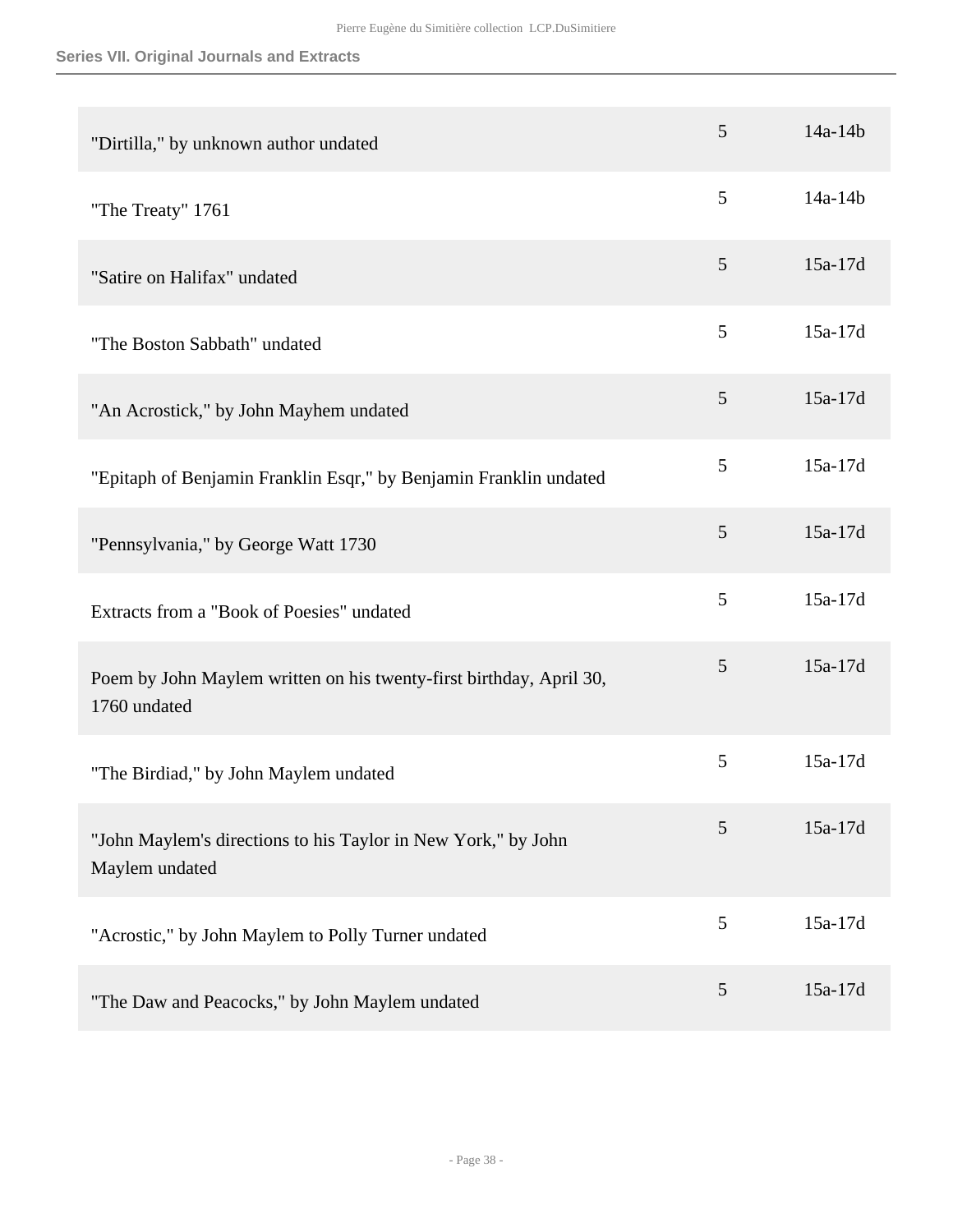**Series VII. Original Journals and Extracts**

| | | |
|---|---|---|
| "Dirtilla," by unknown author undated | 5 | 14a-14b |
| "The Treaty" 1761 | 5 | 14a-14b |
| "Satire on Halifax" undated | 5 | 15a-17d |
| "The Boston Sabbath" undated | 5 | 15a-17d |
| "An Acrostick," by John Mayhem undated | 5 | 15a-17d |
| "Epitaph of Benjamin Franklin Esqr," by Benjamin Franklin undated | 5 | 15a-17d |
| "Pennsylvania," by George Watt 1730 | 5 | 15a-17d |
| Extracts from a "Book of Poesies" undated | 5 | 15a-17d |
| Poem by John Maylem written on his twenty-first birthday, April 30, 1760 undated | 5 | 15a-17d |
| "The Birdiad," by John Maylem undated | 5 | 15a-17d |
| "John Maylem's directions to his Taylor in New York," by John Maylem undated | 5 | 15a-17d |
| "Acrostic," by John Maylem to Polly Turner undated | 5 | 15a-17d |
| "The Daw and Peacocks," by John Maylem undated | 5 | 15a-17d |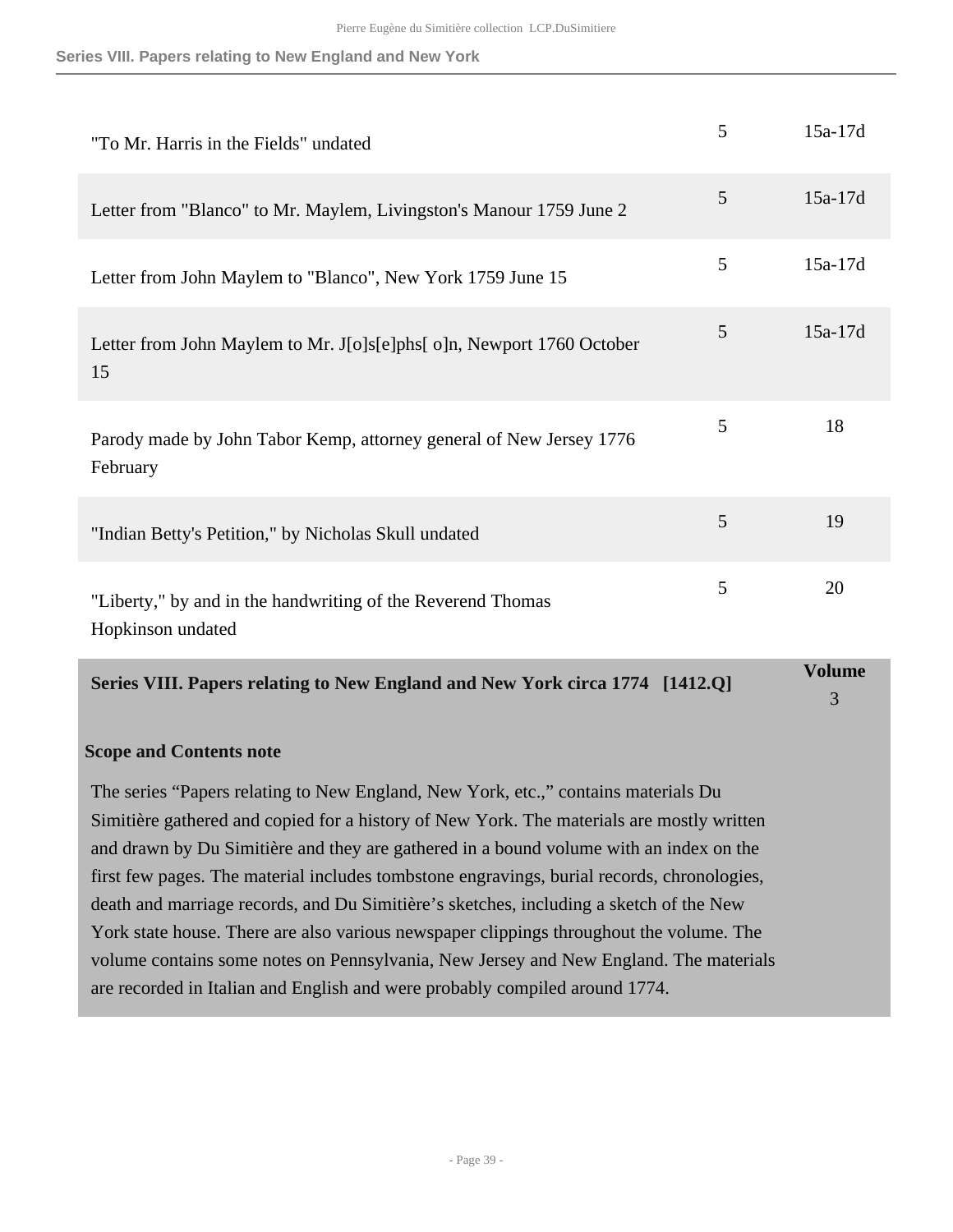| | | |
|---|---|---|
| "To Mr. Harris in the Fields" undated | 5 | 15a-17d |
| Letter from "Blanco" to Mr. Maylem, Livingston's Manour 1759 June 2 | 5 | 15a-17d |
| Letter from John Maylem to "Blanco", New York 1759 June 15 | 5 | 15a-17d |
| Letter from John Maylem to Mr. J[o]s[e]phs[ o]n, Newport 1760 October 15 | 5 | 15a-17d |
| Parody made by John Tabor Kemp, attorney general of New Jersey 1776 February | 5 | 18 |
| "Indian Betty's Petition," by Nicholas Skull undated | 5 | 19 |
| "Liberty," by and in the handwriting of the Reverend Thomas Hopkinson undated | 5 | 20 |

## Series VIII. Papers relating to New England and New York circa 1774 [1412.Q]

**Volume** 3

### Scope and Contents note

The series “Papers relating to New England, New York, etc.,” contains materials Du Simitière gathered and copied for a history of New York. The materials are mostly written and drawn by Du Simitière and they are gathered in a bound volume with an index on the first few pages. The material includes tombstone engravings, burial records, chronologies, death and marriage records, and Du Simitière’s sketches, including a sketch of the New York state house. There are also various newspaper clippings throughout the volume. The volume contains some notes on Pennsylvania, New Jersey and New England. The materials are recorded in Italian and English and were probably compiled around 1774.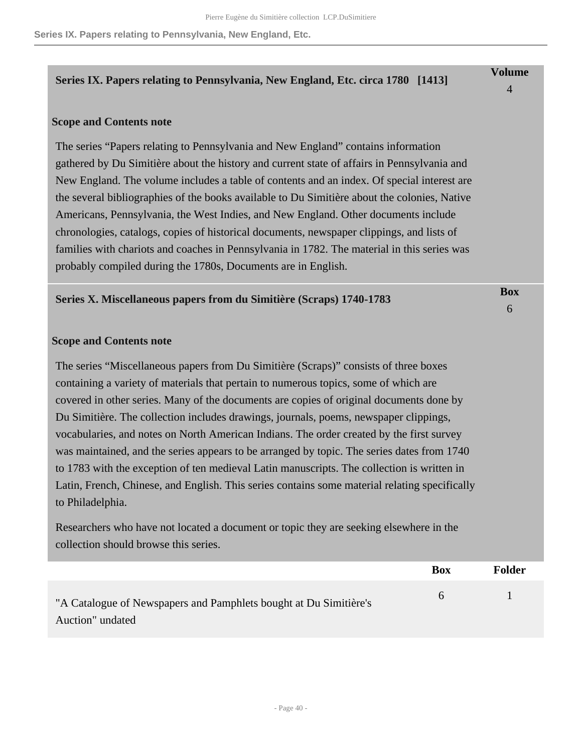## Series IX. Papers relating to Pennsylvania, New England, Etc. circa 1780 [1413]

**Volume** 4

**Scope and Contents note**

The series “Papers relating to Pennsylvania and New England” contains information gathered by Du Simitière about the history and current state of affairs in Pennsylvania and New England. The volume includes a table of contents and an index. Of special interest are the several bibliographies of the books available to Du Simitière about the colonies, Native Americans, Pennsylvania, the West Indies, and New England. Other documents include chronologies, catalogs, copies of historical documents, newspaper clippings, and lists of families with chariots and coaches in Pennsylvania in 1782. The material in this series was probably compiled during the 1780s, Documents are in English.

## Series X. Miscellaneous papers from du Simitière (Scraps) 1740-1783

**Box** 6

**Scope and Contents note**

The series “Miscellaneous papers from Du Simitière (Scraps)” consists of three boxes containing a variety of materials that pertain to numerous topics, some of which are covered in other series. Many of the documents are copies of original documents done by Du Simitière. The collection includes drawings, journals, poems, newspaper clippings, vocabularies, and notes on North American Indians. The order created by the first survey was maintained, and the series appears to be arranged by topic. The series dates from 1740 to 1783 with the exception of ten medieval Latin manuscripts. The collection is written in Latin, French, Chinese, and English. This series contains some material relating specifically to Philadelphia.

Researchers who have not located a document or topic they are seeking elsewhere in the collection should browse this series.

| | Box | Folder |
|---|---|---|
| "A Catalogue of Newspapers and Pamphlets bought at Du Simitière's Auction" undated | 6 | 1 |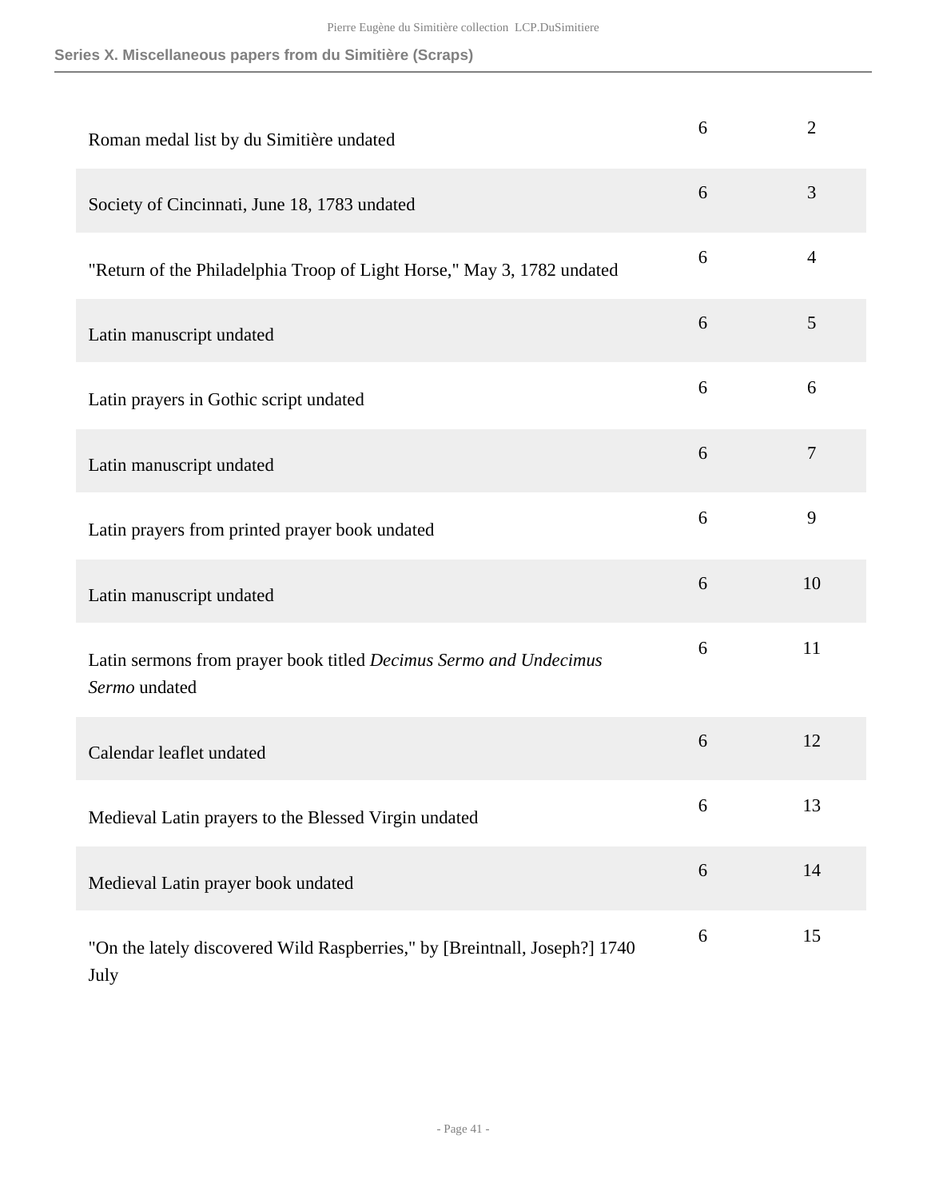## Series X. Miscellaneous papers from du Simitière (Scraps)

| | | |
|---|---|---|
| Roman medal list by du Simitière undated | 6 | 2 |
| Society of Cincinnati, June 18, 1783 undated | 6 | 3 |
| "Return of the Philadelphia Troop of Light Horse," May 3, 1782 undated | 6 | 4 |
| Latin manuscript undated | 6 | 5 |
| Latin prayers in Gothic script undated | 6 | 6 |
| Latin manuscript undated | 6 | 7 |
| Latin prayers from printed prayer book undated | 6 | 9 |
| Latin manuscript undated | 6 | 10 |
| Latin sermons from prayer book titled *Decimus Sermo and Undecimus Sermo* undated | 6 | 11 |
| Calendar leaflet undated | 6 | 12 |
| Medieval Latin prayers to the Blessed Virgin undated | 6 | 13 |
| Medieval Latin prayer book undated | 6 | 14 |
| "On the lately discovered Wild Raspberries," by [Breintnall, Joseph?] 1740 July | 6 | 15 |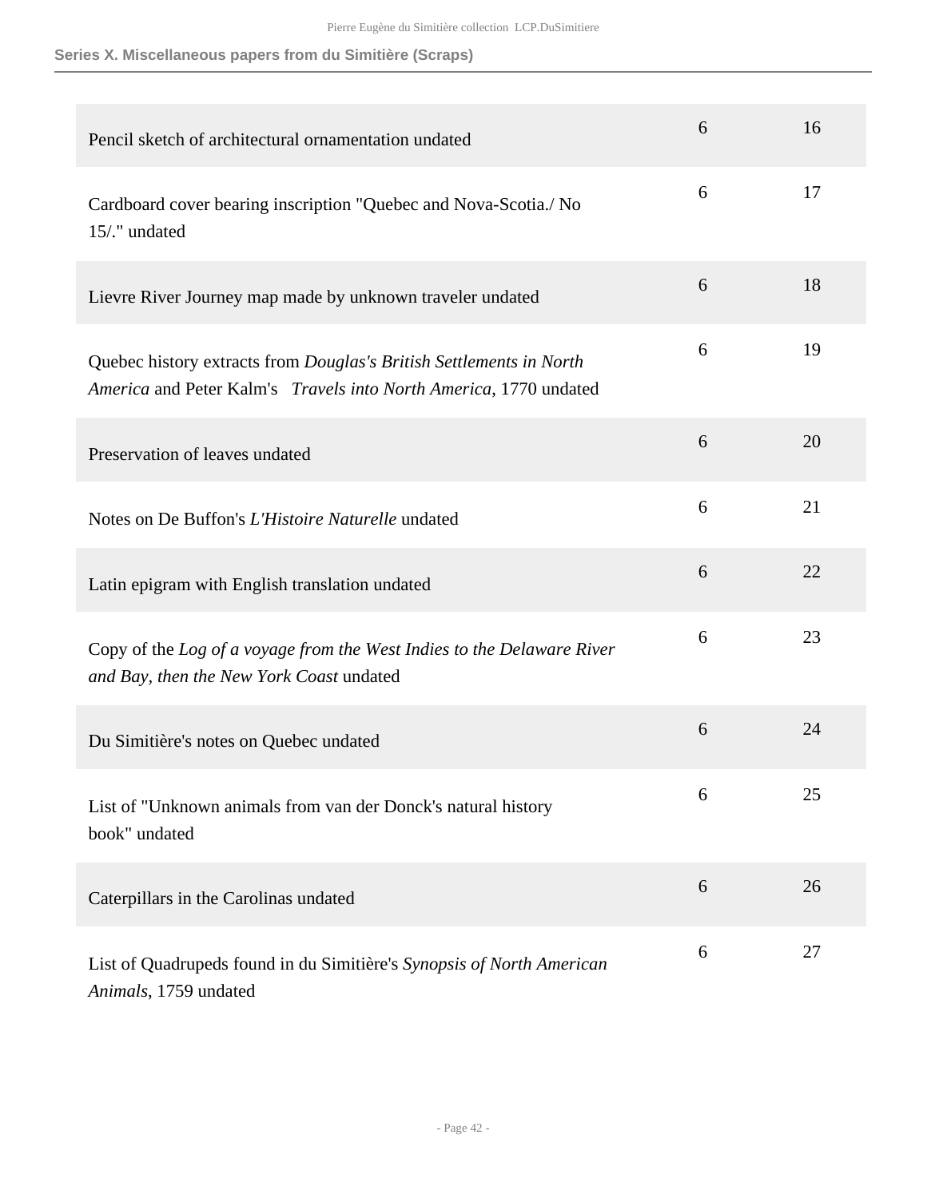| | | |
|---|---|---|
| Pencil sketch of architectural ornamentation undated | 6 | 16 |
| Cardboard cover bearing inscription "Quebec and Nova-Scotia./ No 15/." undated | 6 | 17 |
| Lievre River Journey map made by unknown traveler undated | 6 | 18 |
| Quebec history extracts from *Douglas's British Settlements in North America* and Peter Kalm's *Travels into North America*, 1770 undated | 6 | 19 |
| Preservation of leaves undated | 6 | 20 |
| Notes on De Buffon's *L'Histoire Naturelle* undated | 6 | 21 |
| Latin epigram with English translation undated | 6 | 22 |
| Copy of the *Log of a voyage from the West Indies to the Delaware River and Bay, then the New York Coast* undated | 6 | 23 |
| Du Simitière's notes on Quebec undated | 6 | 24 |
| List of "Unknown animals from van der Donck's natural history book" undated | 6 | 25 |
| Caterpillars in the Carolinas undated | 6 | 26 |
| List of Quadrupeds found in du Simitière's *Synopsis of North American Animals*, 1759 undated | 6 | 27 |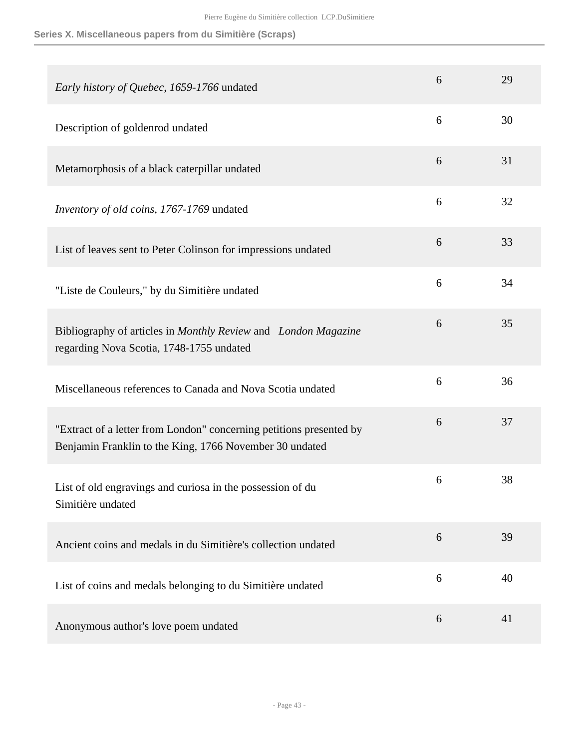## Series X. Miscellaneous papers from du Simitière (Scraps)

| | | |
|---|---|---|
| *Early history of Quebec, 1659-1766* undated | 6 | 29 |
| Description of goldenrod undated | 6 | 30 |
| Metamorphosis of a black caterpillar undated | 6 | 31 |
| *Inventory of old coins, 1767-1769* undated | 6 | 32 |
| List of leaves sent to Peter Colinson for impressions undated | 6 | 33 |
| "Liste de Couleurs," by du Simitière undated | 6 | 34 |
| Bibliography of articles in *Monthly Review* and *London Magazine* regarding Nova Scotia, 1748-1755 undated | 6 | 35 |
| Miscellaneous references to Canada and Nova Scotia undated | 6 | 36 |
| "Extract of a letter from London" concerning petitions presented by Benjamin Franklin to the King, 1766 November 30 undated | 6 | 37 |
| List of old engravings and curiosa in the possession of du Simitière undated | 6 | 38 |
| Ancient coins and medals in du Simitière's collection undated | 6 | 39 |
| List of coins and medals belonging to du Simitière undated | 6 | 40 |
| Anonymous author's love poem undated | 6 | 41 |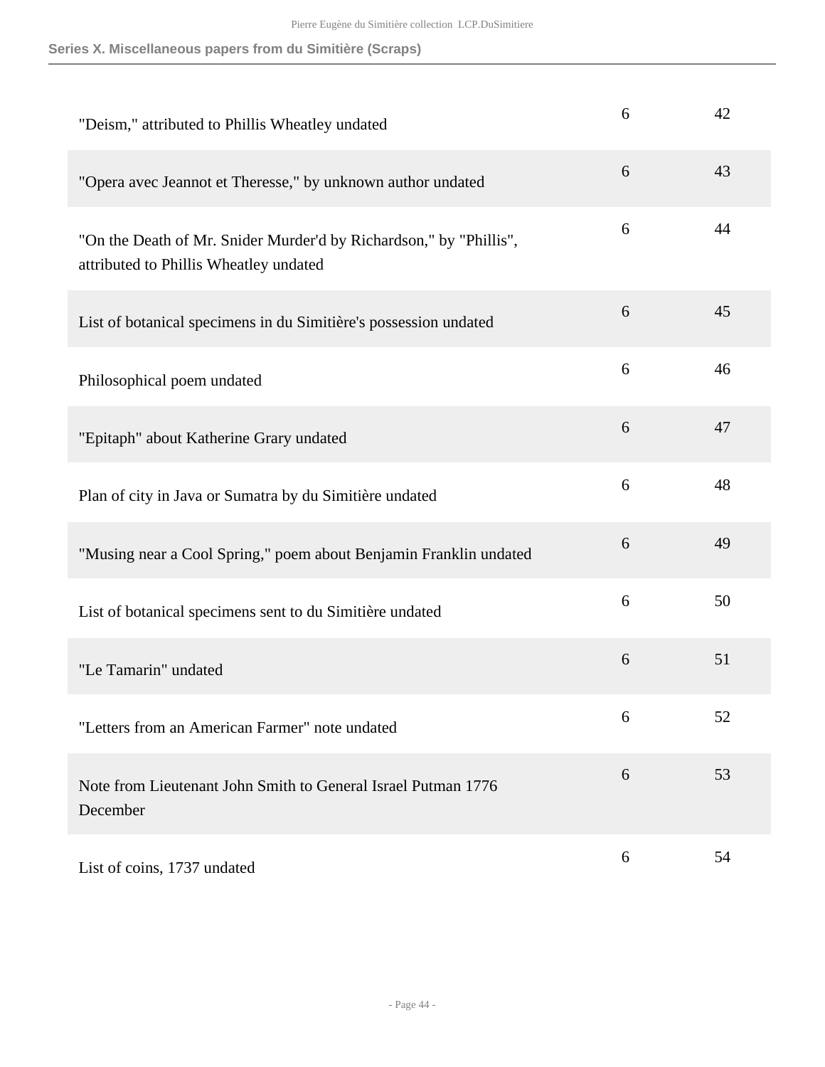| | | |
|---|---|---|
| "Deism," attributed to Phillis Wheatley undated | 6 | 42 |
| "Opera avec Jeannot et Theresse," by unknown author undated | 6 | 43 |
| "On the Death of Mr. Snider Murder'd by Richardson," by "Phillis", attributed to Phillis Wheatley undated | 6 | 44 |
| List of botanical specimens in du Simitière's possession undated | 6 | 45 |
| Philosophical poem undated | 6 | 46 |
| "Epitaph" about Katherine Grary undated | 6 | 47 |
| Plan of city in Java or Sumatra by du Simitière undated | 6 | 48 |
| "Musing near a Cool Spring," poem about Benjamin Franklin undated | 6 | 49 |
| List of botanical specimens sent to du Simitière undated | 6 | 50 |
| "Le Tamarin" undated | 6 | 51 |
| "Letters from an American Farmer" note undated | 6 | 52 |
| Note from Lieutenant John Smith to General Israel Putman 1776 December | 6 | 53 |
| List of coins, 1737 undated | 6 | 54 |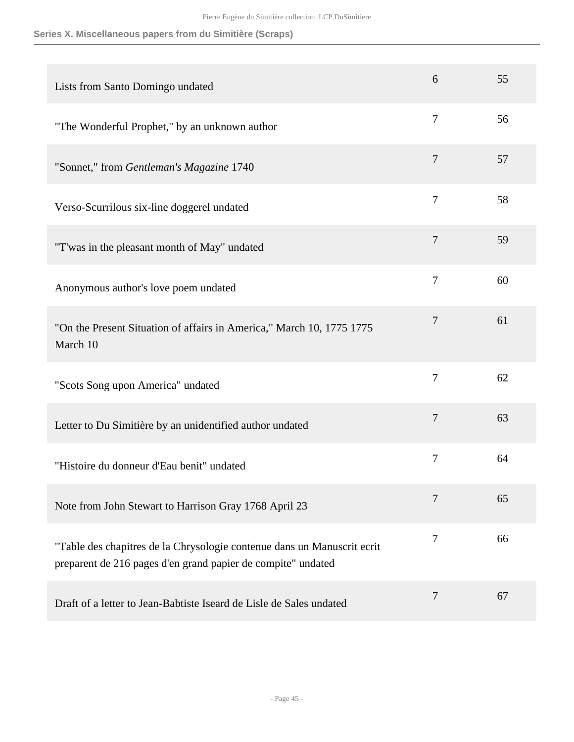## Series X. Miscellaneous papers from du Simitière (Scraps)

| | | |
|---|---|---|
| Lists from Santo Domingo undated | 6 | 55 |
| "The Wonderful Prophet," by an unknown author | 7 | 56 |
| "Sonnet," from *Gentleman's Magazine* 1740 | 7 | 57 |
| Verso-Scurrilous six-line doggerel undated | 7 | 58 |
| "T'was in the pleasant month of May" undated | 7 | 59 |
| Anonymous author's love poem undated | 7 | 60 |
| "On the Present Situation of affairs in America," March 10, 1775 1775 March 10 | 7 | 61 |
| "Scots Song upon America" undated | 7 | 62 |
| Letter to Du Simitière by an unidentified author undated | 7 | 63 |
| "Histoire du donneur d'Eau benit" undated | 7 | 64 |
| Note from John Stewart to Harrison Gray 1768 April 23 | 7 | 65 |
| "Table des chapitres de la Chrysologie contenue dans un Manuscrit ecrit preparent de 216 pages d'en grand papier de compite" undated | 7 | 66 |
| Draft of a letter to Jean-Babtiste Iseard de Lisle de Sales undated | 7 | 67 |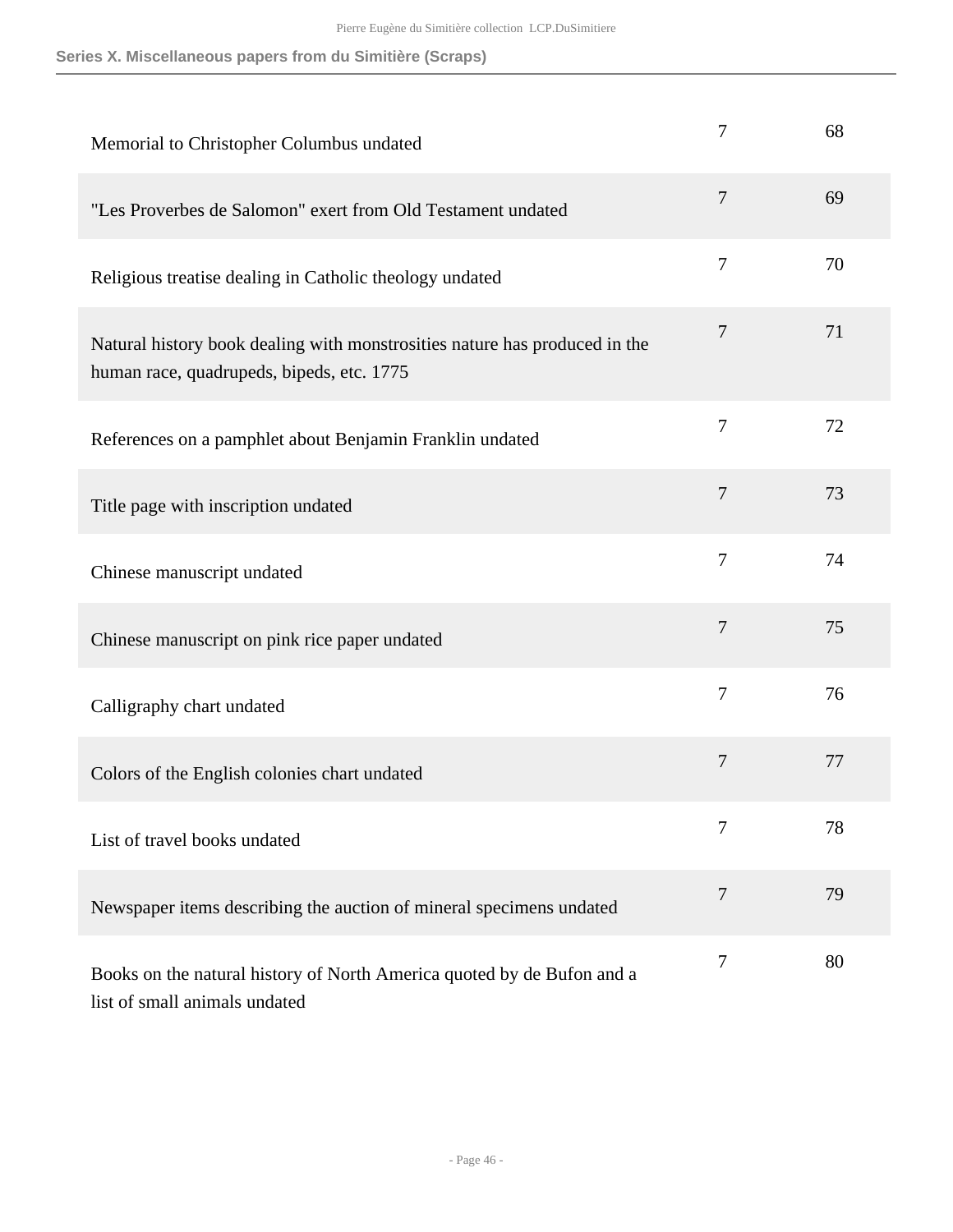| | | |
|---|---|---|
| Memorial to Christopher Columbus undated | 7 | 68 |
| "Les Proverbes de Salomon" exert from Old Testament undated | 7 | 69 |
| Religious treatise dealing in Catholic theology undated | 7 | 70 |
| Natural history book dealing with monstrosities nature has produced in the human race, quadrupeds, bipeds, etc. 1775 | 7 | 71 |
| References on a pamphlet about Benjamin Franklin undated | 7 | 72 |
| Title page with inscription undated | 7 | 73 |
| Chinese manuscript undated | 7 | 74 |
| Chinese manuscript on pink rice paper undated | 7 | 75 |
| Calligraphy chart undated | 7 | 76 |
| Colors of the English colonies chart undated | 7 | 77 |
| List of travel books undated | 7 | 78 |
| Newspaper items describing the auction of mineral specimens undated | 7 | 79 |
| Books on the natural history of North America quoted by de Bufon and a list of small animals undated | 7 | 80 |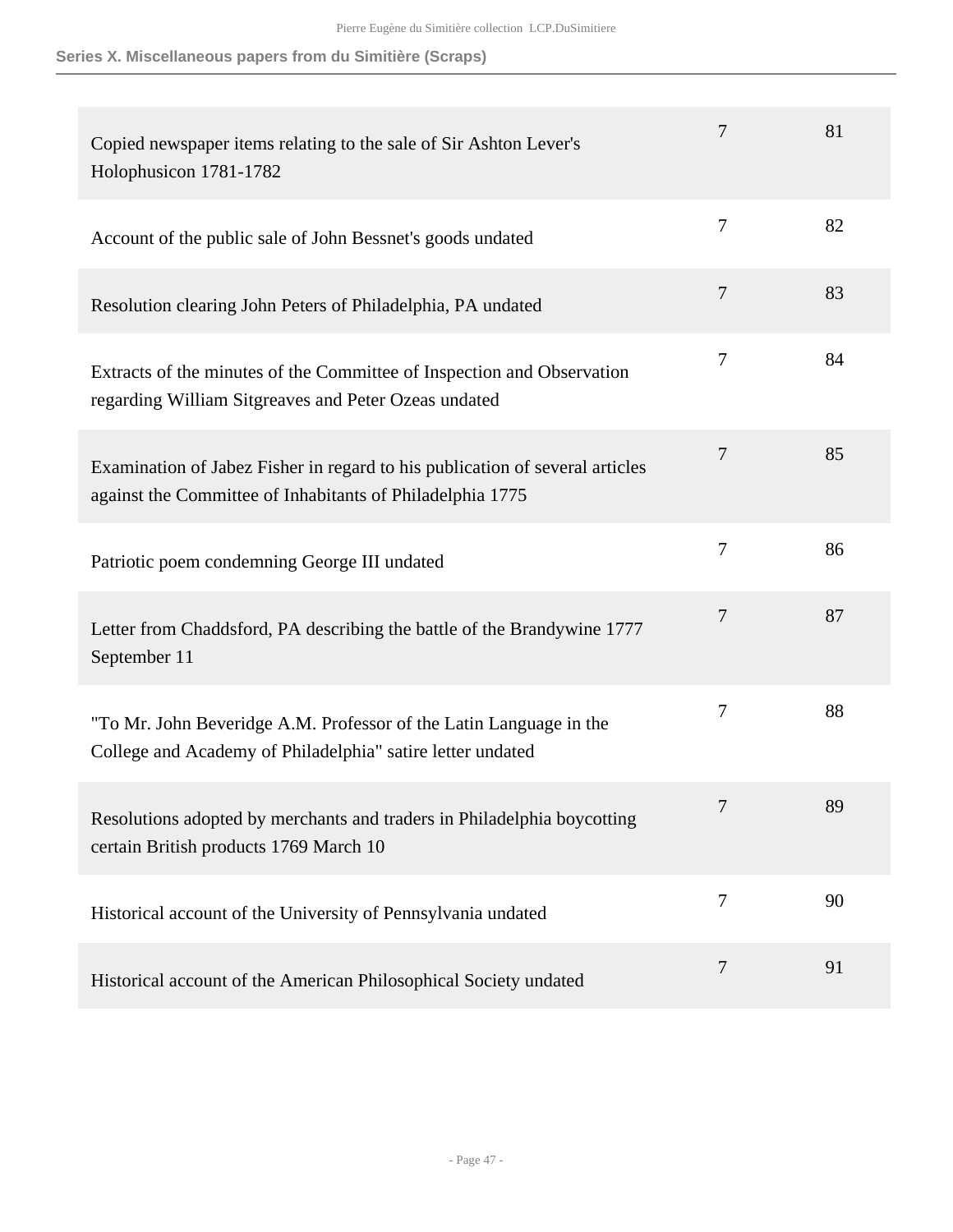## Series X. Miscellaneous papers from du Simitière (Scraps)

| | | |
|---|---|---|
| Copied newspaper items relating to the sale of Sir Ashton Lever's Holophusicon 1781-1782 | 7 | 81 |
| Account of the public sale of John Bessnet's goods undated | 7 | 82 |
| Resolution clearing John Peters of Philadelphia, PA undated | 7 | 83 |
| Extracts of the minutes of the Committee of Inspection and Observation regarding William Sitgreaves and Peter Ozeas undated | 7 | 84 |
| Examination of Jabez Fisher in regard to his publication of several articles against the Committee of Inhabitants of Philadelphia 1775 | 7 | 85 |
| Patriotic poem condemning George III undated | 7 | 86 |
| Letter from Chaddsford, PA describing the battle of the Brandywine 1777 September 11 | 7 | 87 |
| "To Mr. John Beveridge A.M. Professor of the Latin Language in the College and Academy of Philadelphia" satire letter undated | 7 | 88 |
| Resolutions adopted by merchants and traders in Philadelphia boycotting certain British products 1769 March 10 | 7 | 89 |
| Historical account of the University of Pennsylvania undated | 7 | 90 |
| Historical account of the American Philosophical Society undated | 7 | 91 |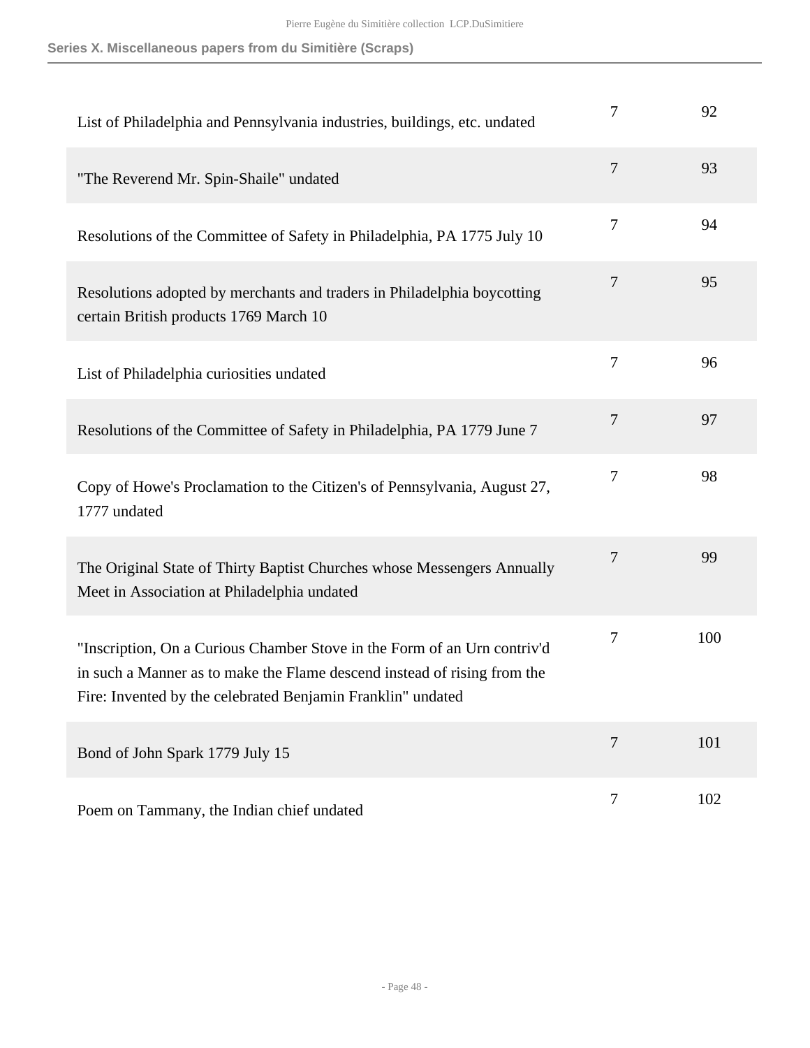| | | |
|---|---|---|
| List of Philadelphia and Pennsylvania industries, buildings, etc. undated | 7 | 92 |
| "The Reverend Mr. Spin-Shaile" undated | 7 | 93 |
| Resolutions of the Committee of Safety in Philadelphia, PA 1775 July 10 | 7 | 94 |
| Resolutions adopted by merchants and traders in Philadelphia boycotting certain British products 1769 March 10 | 7 | 95 |
| List of Philadelphia curiosities undated | 7 | 96 |
| Resolutions of the Committee of Safety in Philadelphia, PA 1779 June 7 | 7 | 97 |
| Copy of Howe's Proclamation to the Citizen's of Pennsylvania, August 27, 1777 undated | 7 | 98 |
| The Original State of Thirty Baptist Churches whose Messengers Annually Meet in Association at Philadelphia undated | 7 | 99 |
| "Inscription, On a Curious Chamber Stove in the Form of an Urn contriv'd in such a Manner as to make the Flame descend instead of rising from the Fire: Invented by the celebrated Benjamin Franklin" undated | 7 | 100 |
| Bond of John Spark 1779 July 15 | 7 | 101 |
| Poem on Tammany, the Indian chief undated | 7 | 102 |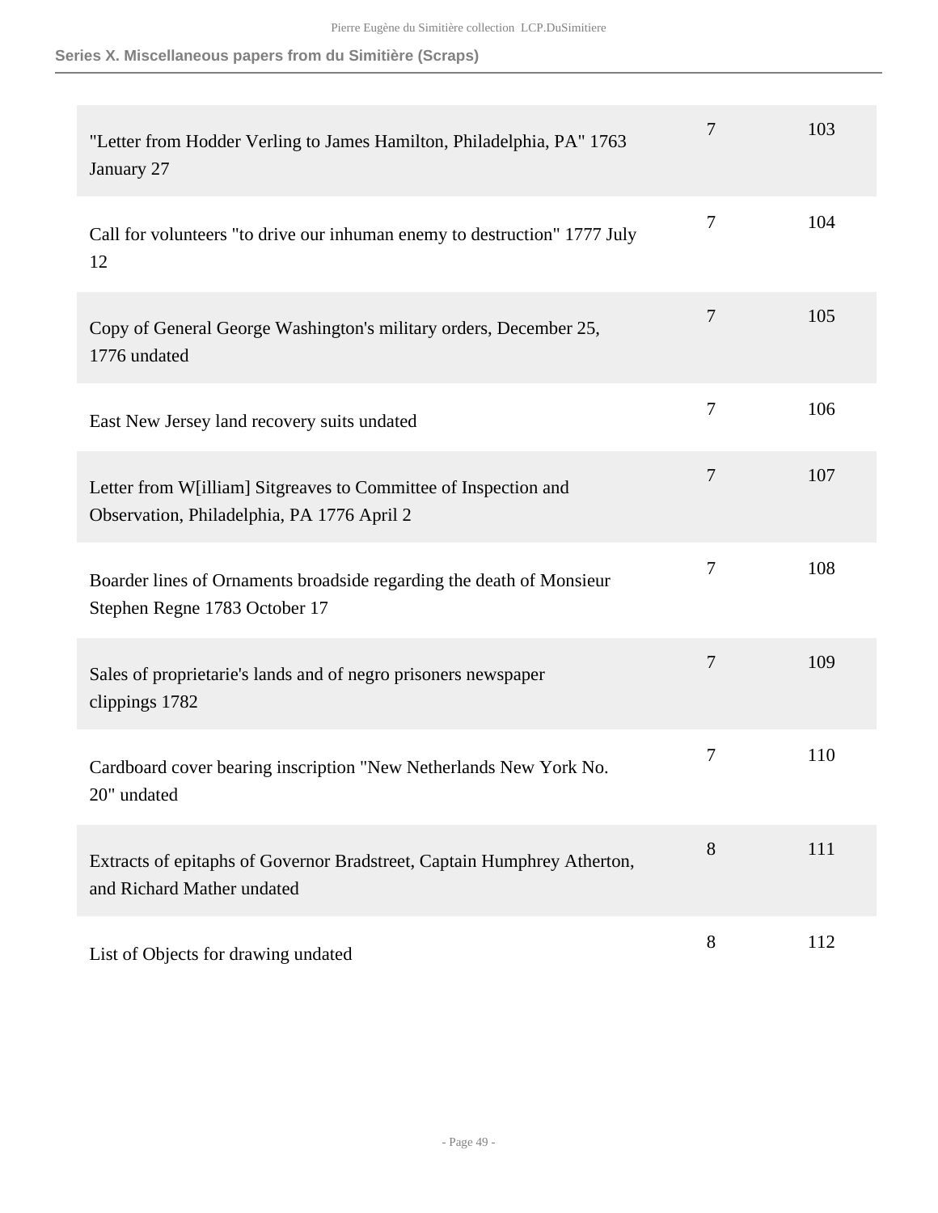## Series X. Miscellaneous papers from du Simitière (Scraps)

| | | |
|---|---|---|
| "Letter from Hodder Verling to James Hamilton, Philadelphia, PA" 1763 January 27 | 7 | 103 |
| Call for volunteers "to drive our inhuman enemy to destruction" 1777 July 12 | 7 | 104 |
| Copy of General George Washington's military orders, December 25, 1776 undated | 7 | 105 |
| East New Jersey land recovery suits undated | 7 | 106 |
| Letter from W[illiam] Sitgreaves to Committee of Inspection and Observation, Philadelphia, PA 1776 April 2 | 7 | 107 |
| Boarder lines of Ornaments broadside regarding the death of Monsieur Stephen Regne 1783 October 17 | 7 | 108 |
| Sales of proprietarie's lands and of negro prisoners newspaper clippings 1782 | 7 | 109 |
| Cardboard cover bearing inscription "New Netherlands New York No. 20" undated | 7 | 110 |
| Extracts of epitaphs of Governor Bradstreet, Captain Humphrey Atherton, and Richard Mather undated | 8 | 111 |
| List of Objects for drawing undated | 8 | 112 |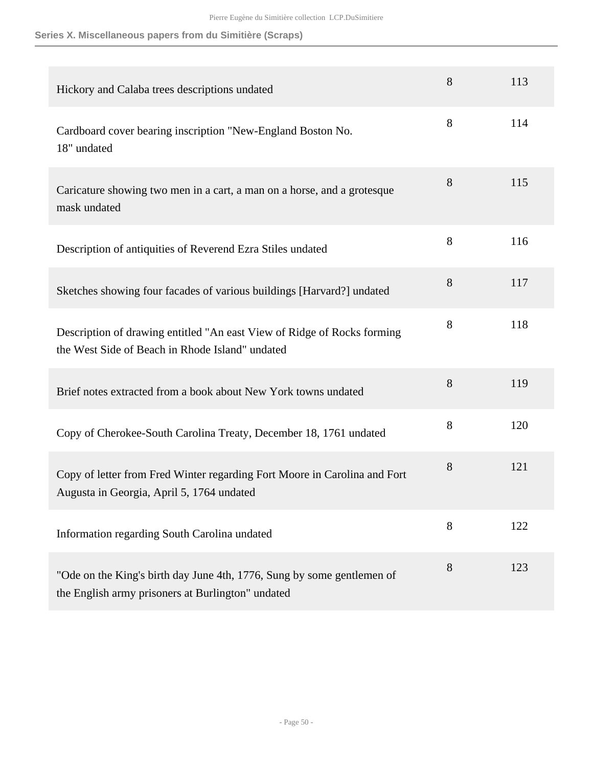| | | |
|---|---|---|
| Hickory and Calaba trees descriptions undated | 8 | 113 |
| Cardboard cover bearing inscription "New-England Boston No. 18" undated | 8 | 114 |
| Caricature showing two men in a cart, a man on a horse, and a grotesque mask undated | 8 | 115 |
| Description of antiquities of Reverend Ezra Stiles undated | 8 | 116 |
| Sketches showing four facades of various buildings [Harvard?] undated | 8 | 117 |
| Description of drawing entitled "An east View of Ridge of Rocks forming the West Side of Beach in Rhode Island" undated | 8 | 118 |
| Brief notes extracted from a book about New York towns undated | 8 | 119 |
| Copy of Cherokee-South Carolina Treaty, December 18, 1761 undated | 8 | 120 |
| Copy of letter from Fred Winter regarding Fort Moore in Carolina and Fort Augusta in Georgia, April 5, 1764 undated | 8 | 121 |
| Information regarding South Carolina undated | 8 | 122 |
| "Ode on the King's birth day June 4th, 1776, Sung by some gentlemen of the English army prisoners at Burlington" undated | 8 | 123 |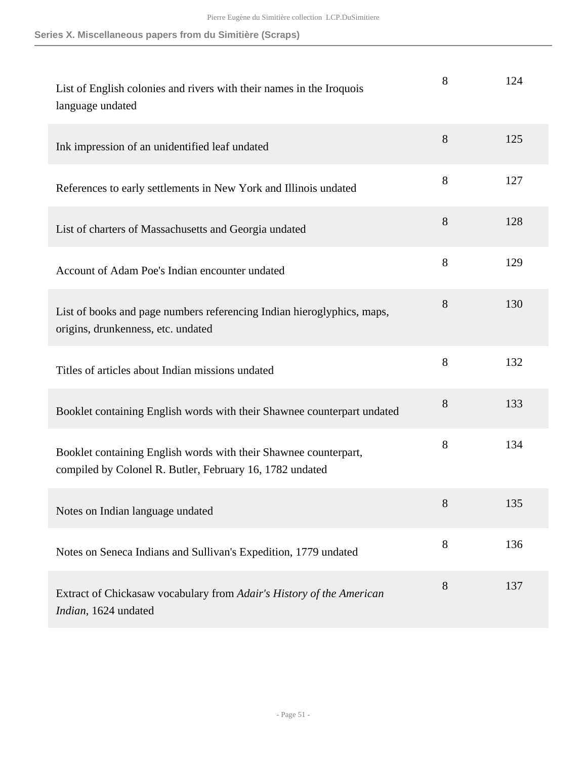| | | |
|---|---|---|
| List of English colonies and rivers with their names in the Iroquois language undated | 8 | 124 |
| Ink impression of an unidentified leaf undated | 8 | 125 |
| References to early settlements in New York and Illinois undated | 8 | 127 |
| List of charters of Massachusetts and Georgia undated | 8 | 128 |
| Account of Adam Poe's Indian encounter undated | 8 | 129 |
| List of books and page numbers referencing Indian hieroglyphics, maps, origins, drunkenness, etc. undated | 8 | 130 |
| Titles of articles about Indian missions undated | 8 | 132 |
| Booklet containing English words with their Shawnee counterpart undated | 8 | 133 |
| Booklet containing English words with their Shawnee counterpart, compiled by Colonel R. Butler, February 16, 1782 undated | 8 | 134 |
| Notes on Indian language undated | 8 | 135 |
| Notes on Seneca Indians and Sullivan's Expedition, 1779 undated | 8 | 136 |
| Extract of Chickasaw vocabulary from *Adair's History of the American Indian*, 1624 undated | 8 | 137 |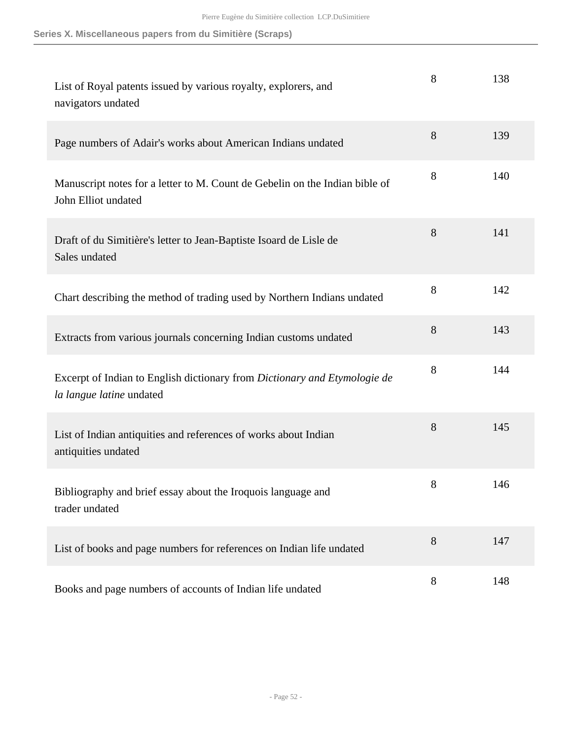| | | |
|---|---|---|
| List of Royal patents issued by various royalty, explorers, and navigators undated | 8 | 138 |
| Page numbers of Adair's works about American Indians undated | 8 | 139 |
| Manuscript notes for a letter to M. Count de Gebelin on the Indian bible of John Elliot undated | 8 | 140 |
| Draft of du Simitière's letter to Jean-Baptiste Isoard de Lisle de Sales undated | 8 | 141 |
| Chart describing the method of trading used by Northern Indians undated | 8 | 142 |
| Extracts from various journals concerning Indian customs undated | 8 | 143 |
| Excerpt of Indian to English dictionary from *Dictionary and Etymologie de la langue latine* undated | 8 | 144 |
| List of Indian antiquities and references of works about Indian antiquities undated | 8 | 145 |
| Bibliography and brief essay about the Iroquois language and trader undated | 8 | 146 |
| List of books and page numbers for references on Indian life undated | 8 | 147 |
| Books and page numbers of accounts of Indian life undated | 8 | 148 |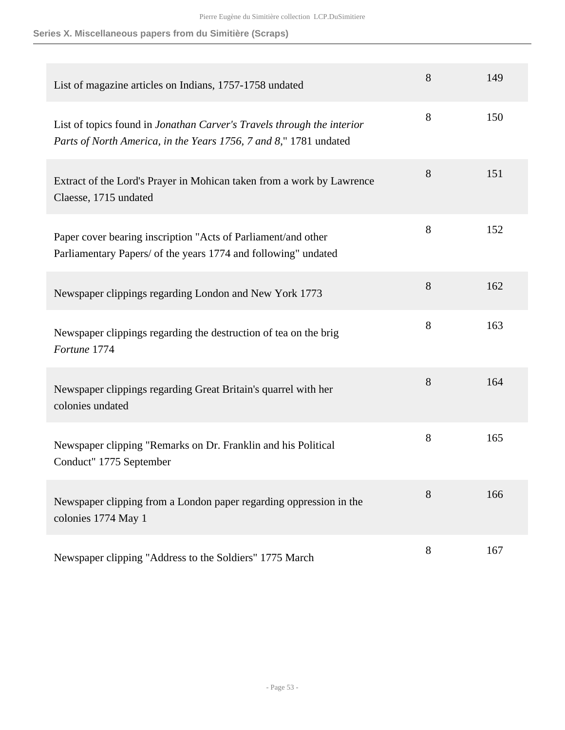**Series X. Miscellaneous papers from du Simitière (Scraps)**

| | | |
|---|---|---|
| List of magazine articles on Indians, 1757-1758 undated | 8 | 149 |
| List of topics found in *Jonathan Carver's Travels through the interior Parts of North America, in the Years 1756, 7 and 8*," 1781 undated | 8 | 150 |
| Extract of the Lord's Prayer in Mohican taken from a work by Lawrence Claesse, 1715 undated | 8 | 151 |
| Paper cover bearing inscription "Acts of Parliament/and other Parliamentary Papers/ of the years 1774 and following" undated | 8 | 152 |
| Newspaper clippings regarding London and New York 1773 | 8 | 162 |
| Newspaper clippings regarding the destruction of tea on the brig *Fortune* 1774 | 8 | 163 |
| Newspaper clippings regarding Great Britain's quarrel with her colonies undated | 8 | 164 |
| Newspaper clipping "Remarks on Dr. Franklin and his Political Conduct" 1775 September | 8 | 165 |
| Newspaper clipping from a London paper regarding oppression in the colonies 1774 May 1 | 8 | 166 |
| Newspaper clipping "Address to the Soldiers" 1775 March | 8 | 167 |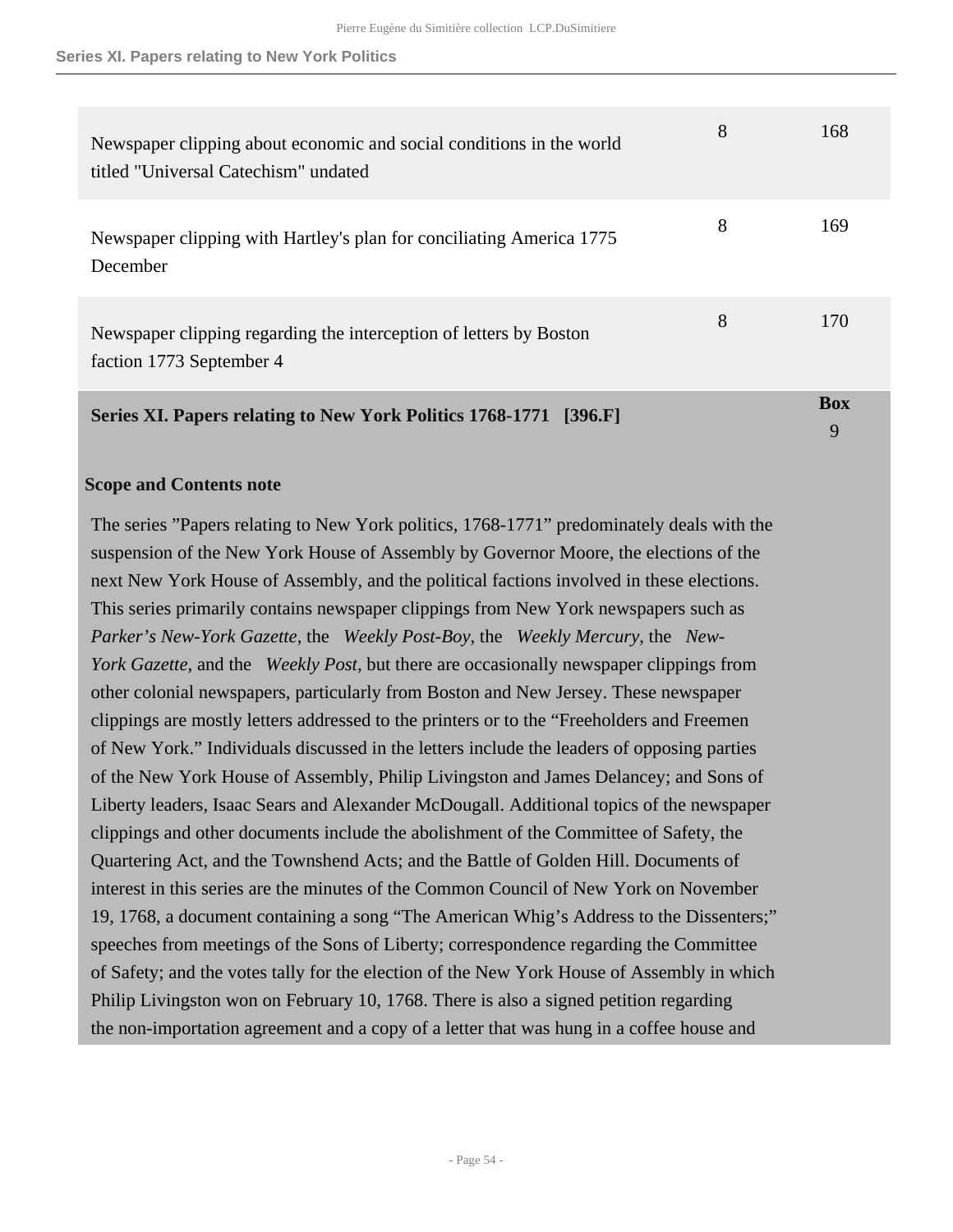| | | |
|---|---|---|
| Newspaper clipping about economic and social conditions in the world titled "Universal Catechism" undated | 8 | 168 |
| Newspaper clipping with Hartley's plan for conciliating America 1775 December | 8 | 169 |
| Newspaper clipping regarding the interception of letters by Boston faction 1773 September 4 | 8 | 170 |

## Series XI. Papers relating to New York Politics 1768-1771 [396.F]

**Box** 9

### Scope and Contents note

The series "Papers relating to New York politics, 1768-1771" predominately deals with the suspension of the New York House of Assembly by Governor Moore, the elections of the next New York House of Assembly, and the political factions involved in these elections. This series primarily contains newspaper clippings from New York newspapers such as *Parker's New-York Gazette*, the *Weekly Post-Boy*, the *Weekly Mercury*, the *New-York Gazette*, and the *Weekly Post*, but there are occasionally newspaper clippings from other colonial newspapers, particularly from Boston and New Jersey. These newspaper clippings are mostly letters addressed to the printers or to the "Freeholders and Freemen of New York." Individuals discussed in the letters include the leaders of opposing parties of the New York House of Assembly, Philip Livingston and James Delancey; and Sons of Liberty leaders, Isaac Sears and Alexander McDougall. Additional topics of the newspaper clippings and other documents include the abolishment of the Committee of Safety, the Quartering Act, and the Townshend Acts; and the Battle of Golden Hill. Documents of interest in this series are the minutes of the Common Council of New York on November 19, 1768, a document containing a song "The American Whig's Address to the Dissenters;" speeches from meetings of the Sons of Liberty; correspondence regarding the Committee of Safety; and the votes tally for the election of the New York House of Assembly in which Philip Livingston won on February 10, 1768. There is also a signed petition regarding the non-importation agreement and a copy of a letter that was hung in a coffee house and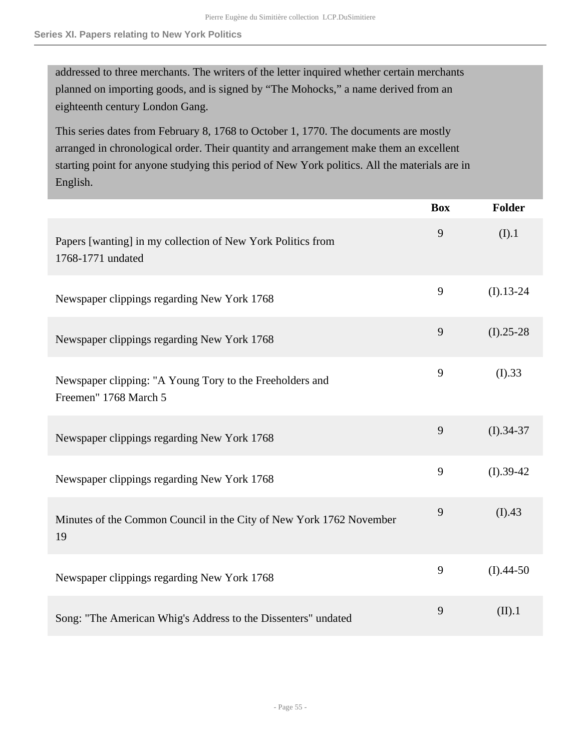addressed to three merchants. The writers of the letter inquired whether certain merchants planned on importing goods, and is signed by "The Mohocks," a name derived from an eighteenth century London Gang.

This series dates from February 8, 1768 to October 1, 1770. The documents are mostly arranged in chronological order. Their quantity and arrangement make them an excellent starting point for anyone studying this period of New York politics. All the materials are in English.

| | Box | Folder |
|---|---|---|
| Papers [wanting] in my collection of New York Politics from 1768-1771 undated | 9 | (I).1 |
| Newspaper clippings regarding New York 1768 | 9 | (I).13-24 |
| Newspaper clippings regarding New York 1768 | 9 | (I).25-28 |
| Newspaper clipping: "A Young Tory to the Freeholders and Freemen" 1768 March 5 | 9 | (I).33 |
| Newspaper clippings regarding New York 1768 | 9 | (I).34-37 |
| Newspaper clippings regarding New York 1768 | 9 | (I).39-42 |
| Minutes of the Common Council in the City of New York 1762 November 19 | 9 | (I).43 |
| Newspaper clippings regarding New York 1768 | 9 | (I).44-50 |
| Song: "The American Whig's Address to the Dissenters" undated | 9 | (II).1 |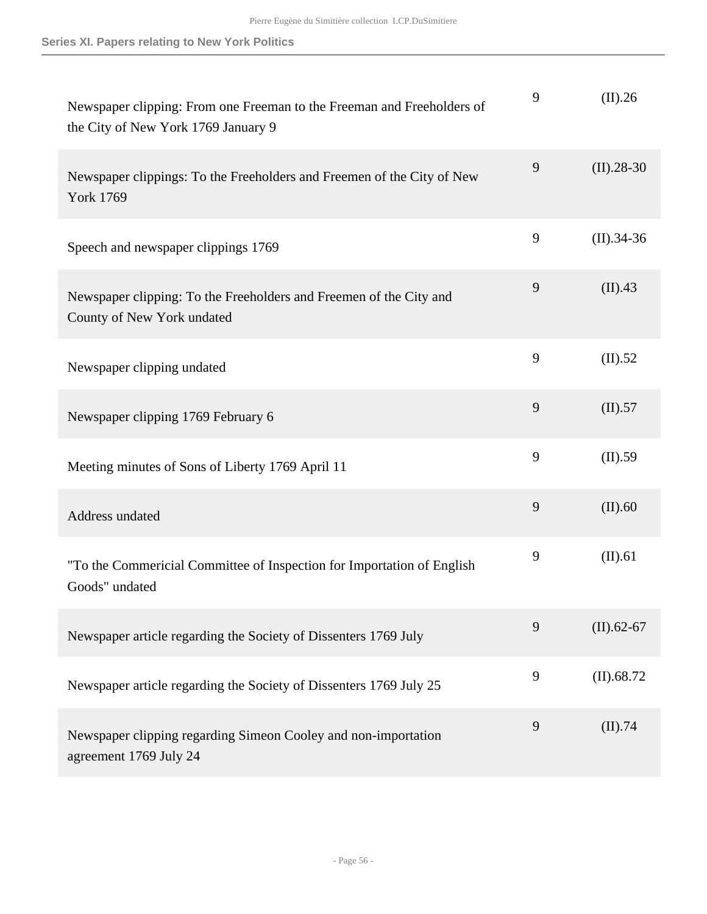| | | |
|---|---|---|
| Newspaper clipping: From one Freeman to the Freeman and Freeholders of the City of New York 1769 January 9 | 9 | (II).26 |
| Newspaper clippings: To the Freeholders and Freemen of the City of New York 1769 | 9 | (II).28-30 |
| Speech and newspaper clippings 1769 | 9 | (II).34-36 |
| Newspaper clipping: To the Freeholders and Freemen of the City and County of New York undated | 9 | (II).43 |
| Newspaper clipping undated | 9 | (II).52 |
| Newspaper clipping 1769 February 6 | 9 | (II).57 |
| Meeting minutes of Sons of Liberty 1769 April 11 | 9 | (II).59 |
| Address undated | 9 | (II).60 |
| "To the Commericial Committee of Inspection for Importation of English Goods" undated | 9 | (II).61 |
| Newspaper article regarding the Society of Dissenters 1769 July | 9 | (II).62-67 |
| Newspaper article regarding the Society of Dissenters 1769 July 25 | 9 | (II).68.72 |
| Newspaper clipping regarding Simeon Cooley and non-importation agreement 1769 July 24 | 9 | (II).74 |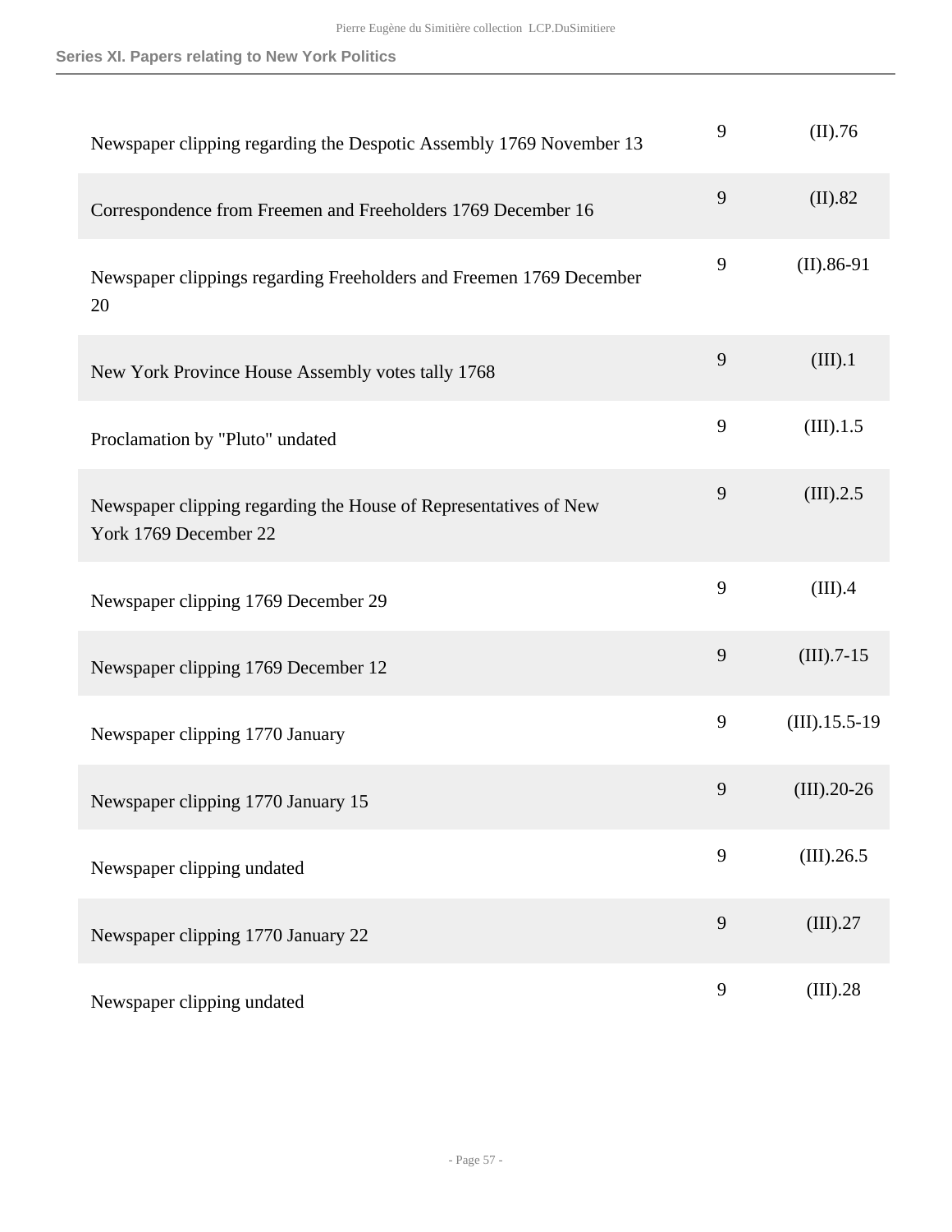| | | |
|---|---|---|
| Newspaper clipping regarding the Despotic Assembly 1769 November 13 | 9 | (II).76 |
| Correspondence from Freemen and Freeholders 1769 December 16 | 9 | (II).82 |
| Newspaper clippings regarding Freeholders and Freemen 1769 December 20 | 9 | (II).86-91 |
| New York Province House Assembly votes tally 1768 | 9 | (III).1 |
| Proclamation by "Pluto" undated | 9 | (III).1.5 |
| Newspaper clipping regarding the House of Representatives of New York 1769 December 22 | 9 | (III).2.5 |
| Newspaper clipping 1769 December 29 | 9 | (III).4 |
| Newspaper clipping 1769 December 12 | 9 | (III).7-15 |
| Newspaper clipping 1770 January | 9 | (III).15.5-19 |
| Newspaper clipping 1770 January 15 | 9 | (III).20-26 |
| Newspaper clipping undated | 9 | (III).26.5 |
| Newspaper clipping 1770 January 22 | 9 | (III).27 |
| Newspaper clipping undated | 9 | (III).28 |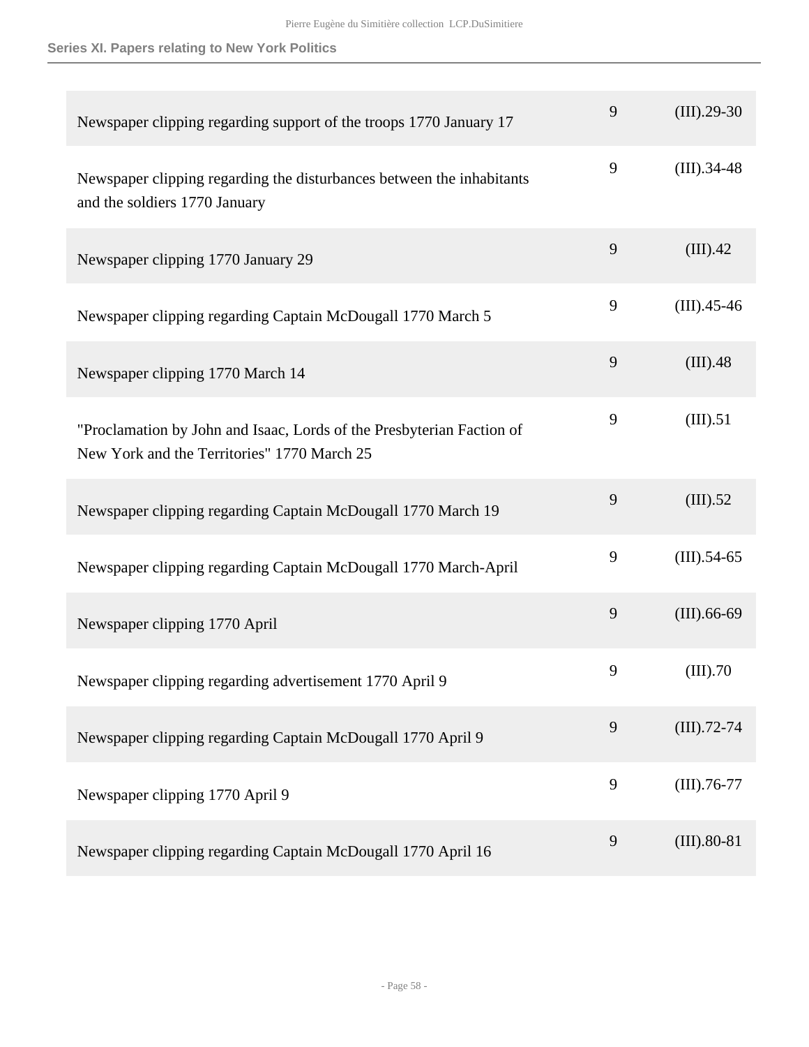| | | |
|---|---|---|
| Newspaper clipping regarding support of the troops 1770 January 17 | 9 | (III).29-30 |
| Newspaper clipping regarding the disturbances between the inhabitants and the soldiers 1770 January | 9 | (III).34-48 |
| Newspaper clipping 1770 January 29 | 9 | (III).42 |
| Newspaper clipping regarding Captain McDougall 1770 March 5 | 9 | (III).45-46 |
| Newspaper clipping 1770 March 14 | 9 | (III).48 |
| "Proclamation by John and Isaac, Lords of the Presbyterian Faction of New York and the Territories" 1770 March 25 | 9 | (III).51 |
| Newspaper clipping regarding Captain McDougall 1770 March 19 | 9 | (III).52 |
| Newspaper clipping regarding Captain McDougall 1770 March-April | 9 | (III).54-65 |
| Newspaper clipping 1770 April | 9 | (III).66-69 |
| Newspaper clipping regarding advertisement 1770 April 9 | 9 | (III).70 |
| Newspaper clipping regarding Captain McDougall 1770 April 9 | 9 | (III).72-74 |
| Newspaper clipping 1770 April 9 | 9 | (III).76-77 |
| Newspaper clipping regarding Captain McDougall 1770 April 16 | 9 | (III).80-81 |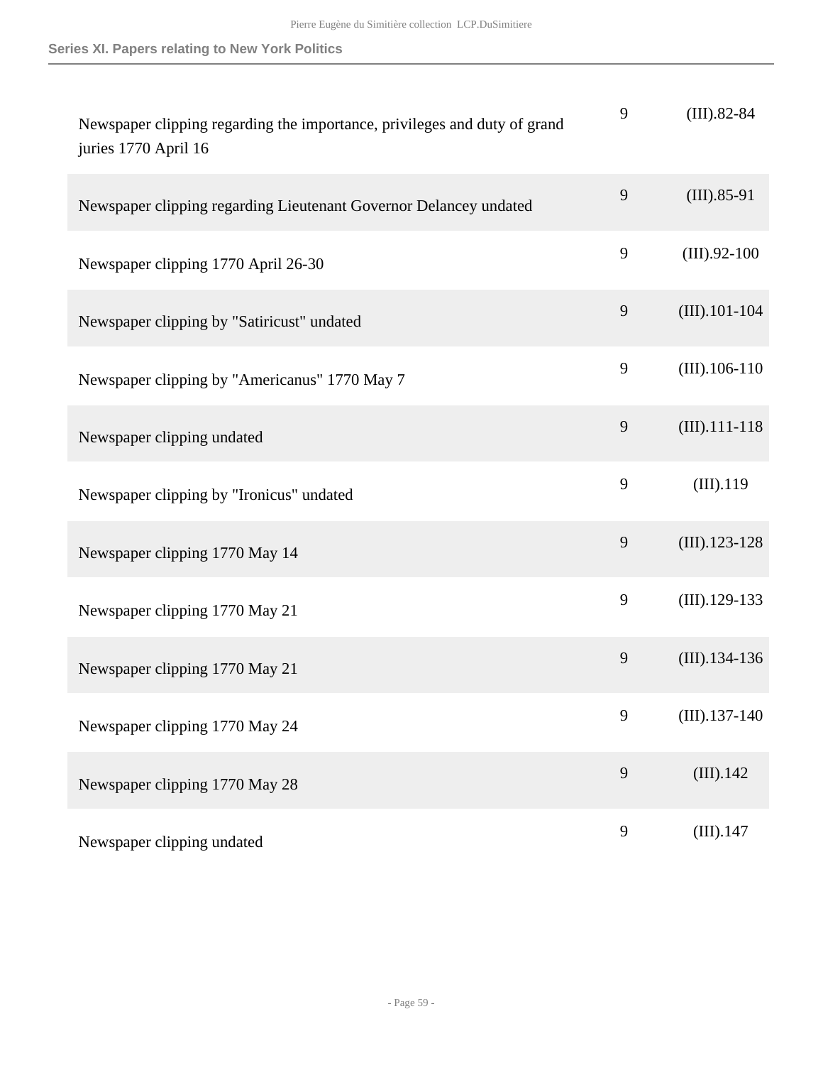| | | |
|---|---|---|
| Newspaper clipping regarding the importance, privileges and duty of grand juries 1770 April 16 | 9 | (III).82-84 |
| Newspaper clipping regarding Lieutenant Governor Delancey undated | 9 | (III).85-91 |
| Newspaper clipping 1770 April 26-30 | 9 | (III).92-100 |
| Newspaper clipping by "Satiricust" undated | 9 | (III).101-104 |
| Newspaper clipping by "Americanus" 1770 May 7 | 9 | (III).106-110 |
| Newspaper clipping undated | 9 | (III).111-118 |
| Newspaper clipping by "Ironicus" undated | 9 | (III).119 |
| Newspaper clipping 1770 May 14 | 9 | (III).123-128 |
| Newspaper clipping 1770 May 21 | 9 | (III).129-133 |
| Newspaper clipping 1770 May 21 | 9 | (III).134-136 |
| Newspaper clipping 1770 May 24 | 9 | (III).137-140 |
| Newspaper clipping 1770 May 28 | 9 | (III).142 |
| Newspaper clipping undated | 9 | (III).147 |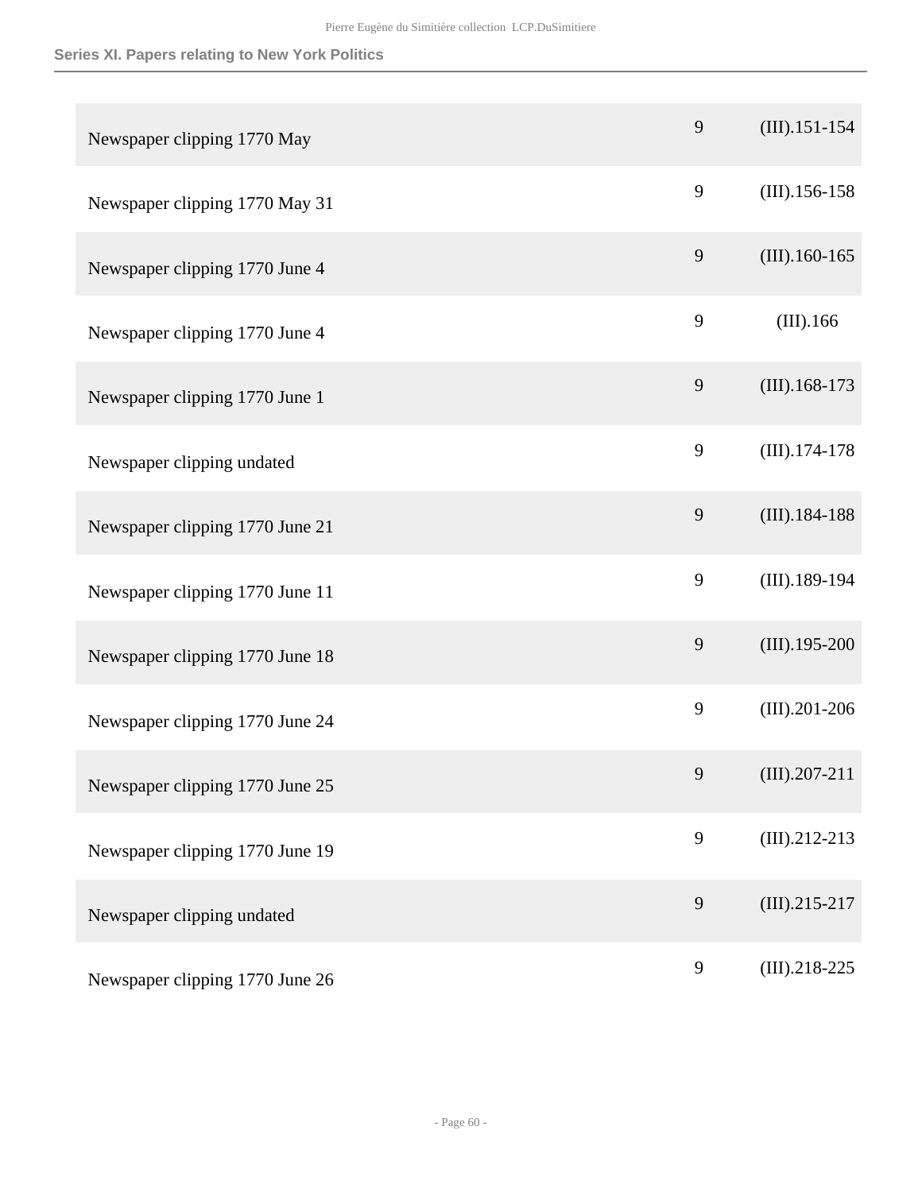### Series XI. Papers relating to New York Politics

| | | |
|---|---|---|
| Newspaper clipping 1770 May | 9 | (III).151-154 |
| Newspaper clipping 1770 May 31 | 9 | (III).156-158 |
| Newspaper clipping 1770 June 4 | 9 | (III).160-165 |
| Newspaper clipping 1770 June 4 | 9 | (III).166 |
| Newspaper clipping 1770 June 1 | 9 | (III).168-173 |
| Newspaper clipping undated | 9 | (III).174-178 |
| Newspaper clipping 1770 June 21 | 9 | (III).184-188 |
| Newspaper clipping 1770 June 11 | 9 | (III).189-194 |
| Newspaper clipping 1770 June 18 | 9 | (III).195-200 |
| Newspaper clipping 1770 June 24 | 9 | (III).201-206 |
| Newspaper clipping 1770 June 25 | 9 | (III).207-211 |
| Newspaper clipping 1770 June 19 | 9 | (III).212-213 |
| Newspaper clipping undated | 9 | (III).215-217 |
| Newspaper clipping 1770 June 26 | 9 | (III).218-225 |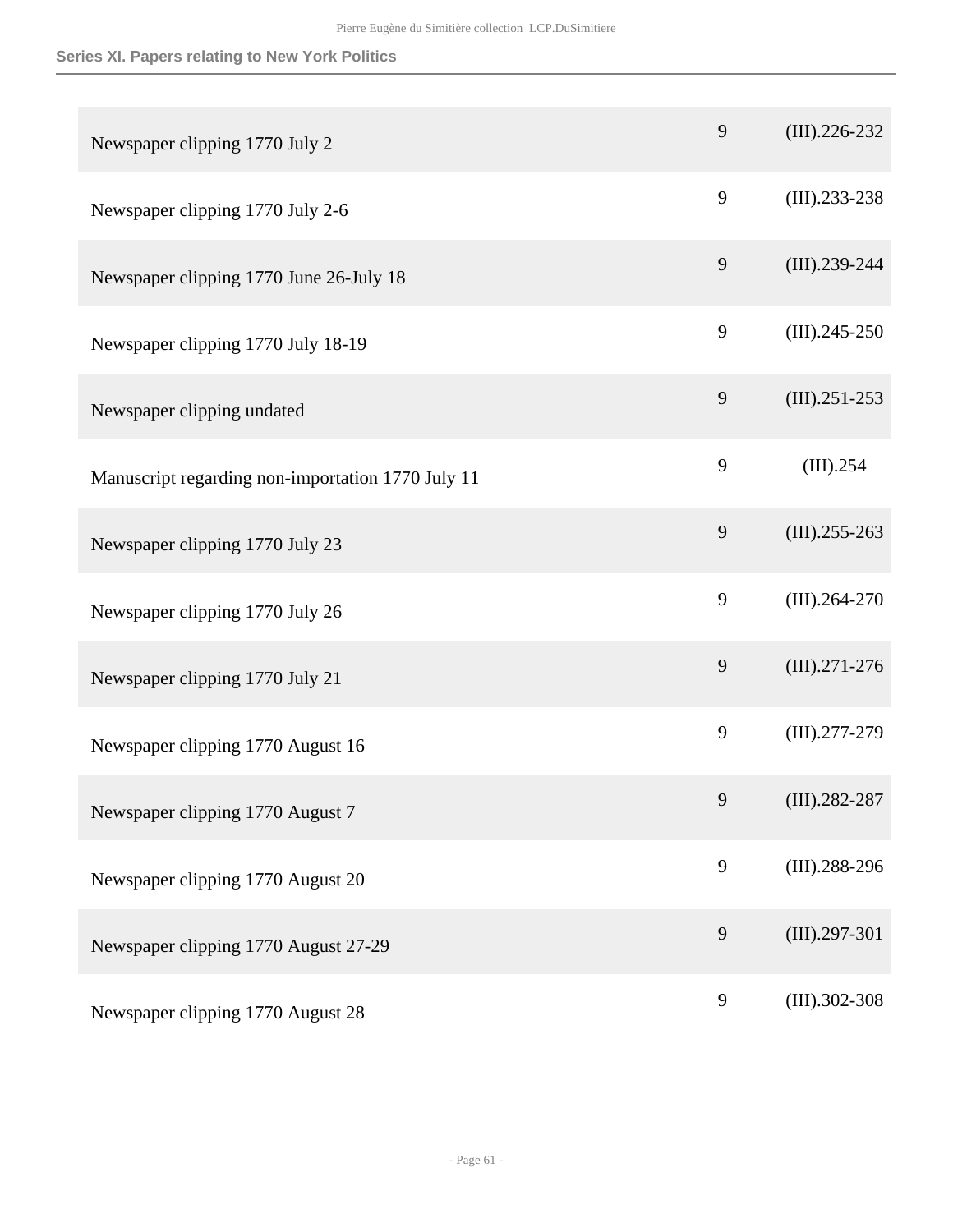| | | |
|---|---|---|
| Newspaper clipping 1770 July 2 | 9 | (III).226-232 |
| Newspaper clipping 1770 July 2-6 | 9 | (III).233-238 |
| Newspaper clipping 1770 June 26-July 18 | 9 | (III).239-244 |
| Newspaper clipping 1770 July 18-19 | 9 | (III).245-250 |
| Newspaper clipping undated | 9 | (III).251-253 |
| Manuscript regarding non-importation 1770 July 11 | 9 | (III).254 |
| Newspaper clipping 1770 July 23 | 9 | (III).255-263 |
| Newspaper clipping 1770 July 26 | 9 | (III).264-270 |
| Newspaper clipping 1770 July 21 | 9 | (III).271-276 |
| Newspaper clipping 1770 August 16 | 9 | (III).277-279 |
| Newspaper clipping 1770 August 7 | 9 | (III).282-287 |
| Newspaper clipping 1770 August 20 | 9 | (III).288-296 |
| Newspaper clipping 1770 August 27-29 | 9 | (III).297-301 |
| Newspaper clipping 1770 August 28 | 9 | (III).302-308 |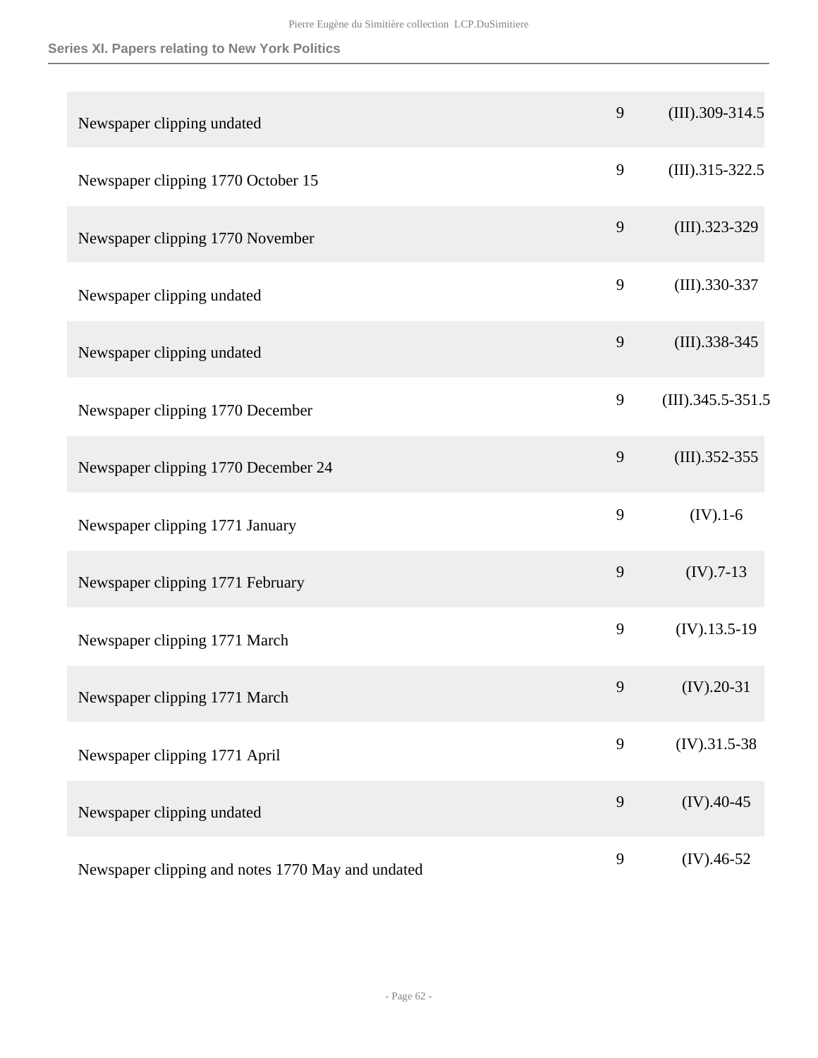| | | |
|---|---|---|
| Newspaper clipping undated | 9 | (III).309-314.5 |
| Newspaper clipping 1770 October 15 | 9 | (III).315-322.5 |
| Newspaper clipping 1770 November | 9 | (III).323-329 |
| Newspaper clipping undated | 9 | (III).330-337 |
| Newspaper clipping undated | 9 | (III).338-345 |
| Newspaper clipping 1770 December | 9 | (III).345.5-351.5 |
| Newspaper clipping 1770 December 24 | 9 | (III).352-355 |
| Newspaper clipping 1771 January | 9 | (IV).1-6 |
| Newspaper clipping 1771 February | 9 | (IV).7-13 |
| Newspaper clipping 1771 March | 9 | (IV).13.5-19 |
| Newspaper clipping 1771 March | 9 | (IV).20-31 |
| Newspaper clipping 1771 April | 9 | (IV).31.5-38 |
| Newspaper clipping undated | 9 | (IV).40-45 |
| Newspaper clipping and notes 1770 May and undated | 9 | (IV).46-52 |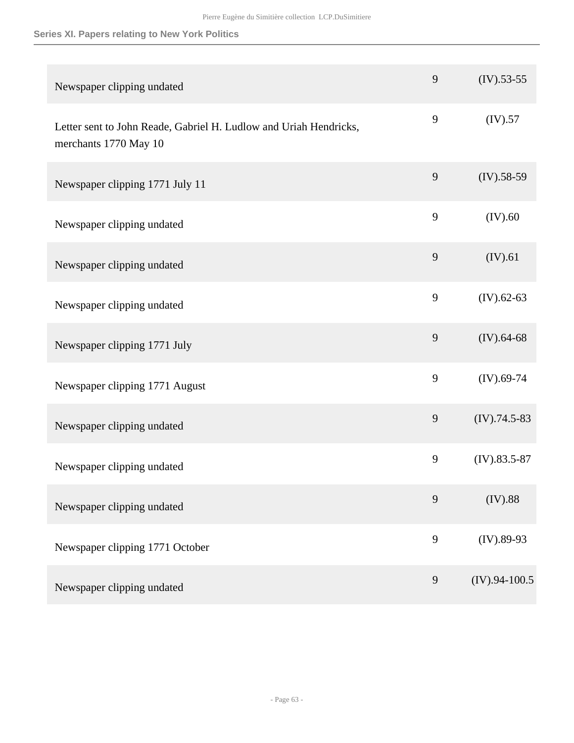| | | |
|---|---|---|
| Newspaper clipping undated | 9 | (IV).53-55 |
| Letter sent to John Reade, Gabriel H. Ludlow and Uriah Hendricks, merchants 1770 May 10 | 9 | (IV).57 |
| Newspaper clipping 1771 July 11 | 9 | (IV).58-59 |
| Newspaper clipping undated | 9 | (IV).60 |
| Newspaper clipping undated | 9 | (IV).61 |
| Newspaper clipping undated | 9 | (IV).62-63 |
| Newspaper clipping 1771 July | 9 | (IV).64-68 |
| Newspaper clipping 1771 August | 9 | (IV).69-74 |
| Newspaper clipping undated | 9 | (IV).74.5-83 |
| Newspaper clipping undated | 9 | (IV).83.5-87 |
| Newspaper clipping undated | 9 | (IV).88 |
| Newspaper clipping 1771 October | 9 | (IV).89-93 |
| Newspaper clipping undated | 9 | (IV).94-100.5 |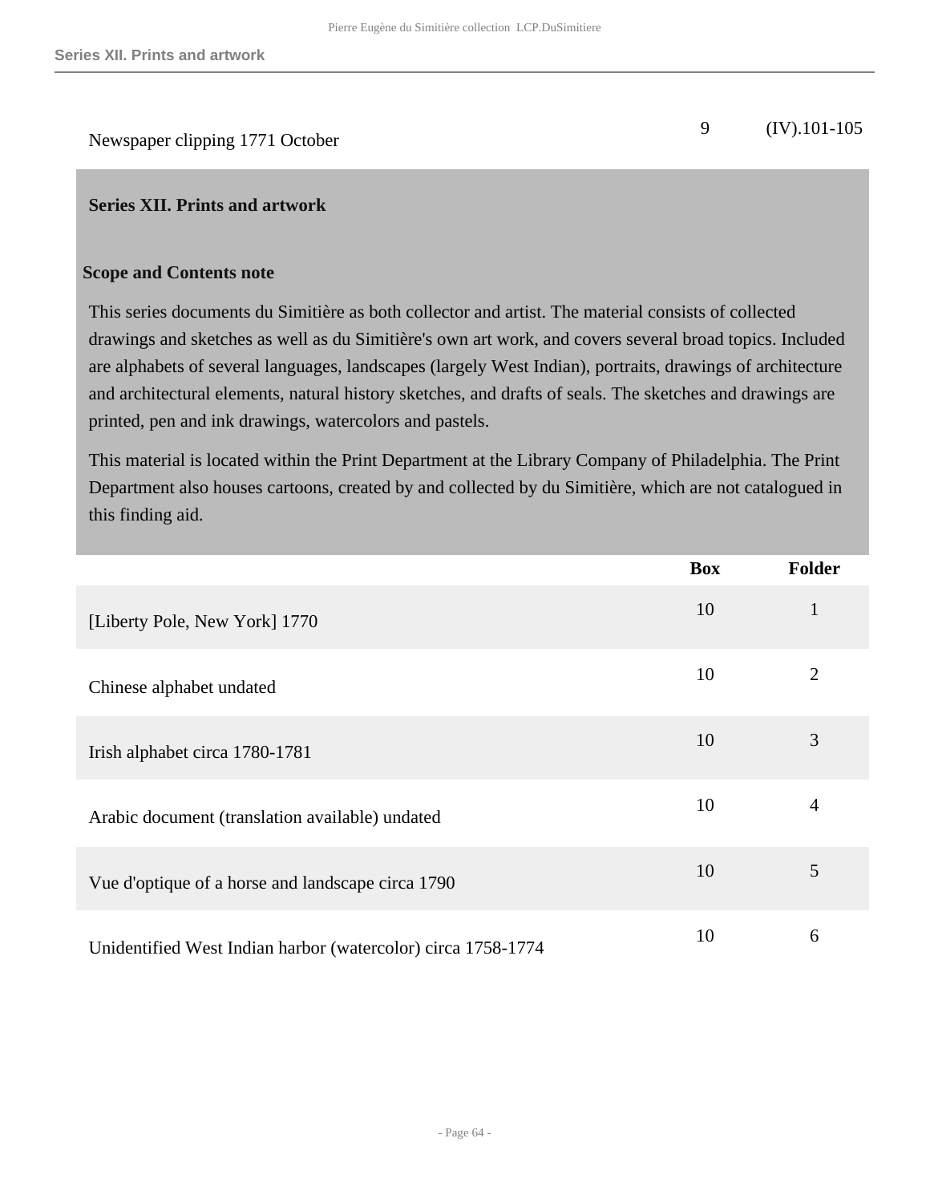| | Box | Folder |
|---|---|---|
| Newspaper clipping 1771 October | 9 | (IV).101-105 |

## Series XII. Prints and artwork

### Scope and Contents note

This series documents du Simitière as both collector and artist. The material consists of collected drawings and sketches as well as du Simitière's own art work, and covers several broad topics. Included are alphabets of several languages, landscapes (largely West Indian), portraits, drawings of architecture and architectural elements, natural history sketches, and drafts of seals. The sketches and drawings are printed, pen and ink drawings, watercolors and pastels.

This material is located within the Print Department at the Library Company of Philadelphia. The Print Department also houses cartoons, created by and collected by du Simitière, which are not catalogued in this finding aid.

| | Box | Folder |
|---|---|---|
| [Liberty Pole, New York] 1770 | 10 | 1 |
| Chinese alphabet undated | 10 | 2 |
| Irish alphabet circa 1780-1781 | 10 | 3 |
| Arabic document (translation available) undated | 10 | 4 |
| Vue d'optique of a horse and landscape circa 1790 | 10 | 5 |
| Unidentified West Indian harbor (watercolor) circa 1758-1774 | 10 | 6 |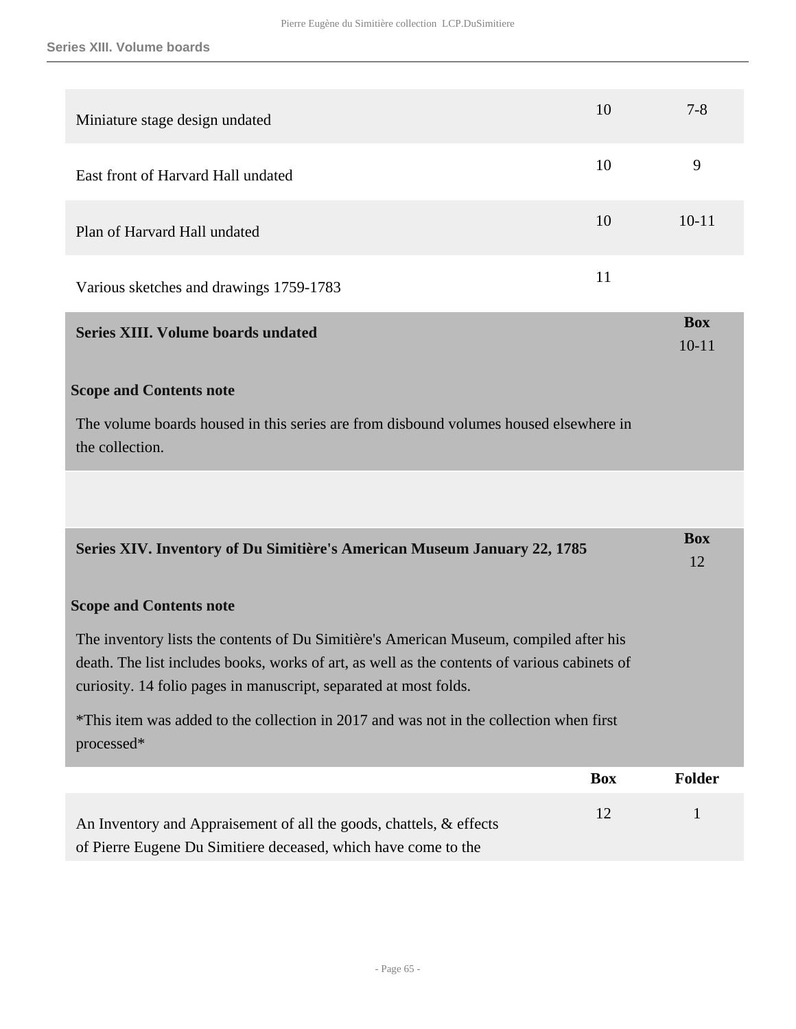| | | |
|---|---|---|
| Miniature stage design undated | 10 | 7-8 |
| East front of Harvard Hall undated | 10 | 9 |
| Plan of Harvard Hall undated | 10 | 10-11 |
| Various sketches and drawings 1759-1783 | 11 | |

## Series XIII. Volume boards undated

**Box** 10-11

### Scope and Contents note

The volume boards housed in this series are from disbound volumes housed elsewhere in the collection.

## Series XIV. Inventory of Du Simitière's American Museum January 22, 1785

**Box** 12

### Scope and Contents note

The inventory lists the contents of Du Simitière's American Museum, compiled after his death. The list includes books, works of art, as well as the contents of various cabinets of curiosity. 14 folio pages in manuscript, separated at most folds.

*This item was added to the collection in 2017 and was not in the collection when first processed*

| | Box | Folder |
|---|---|---|
| An Inventory and Appraisement of all the goods, chattels, & effects of Pierre Eugene Du Simitiere deceased, which have come to the | 12 | 1 |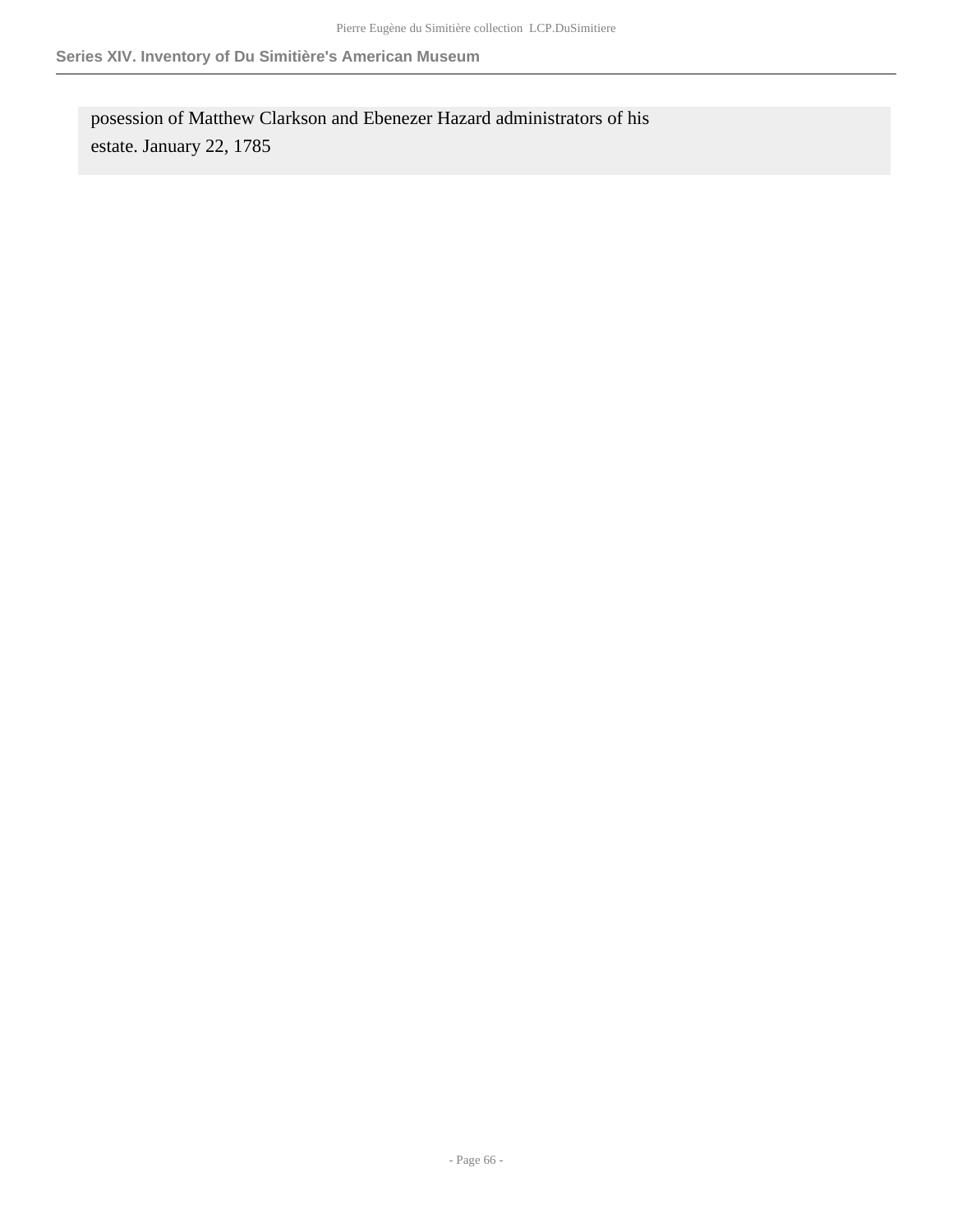posession of Matthew Clarkson and Ebenezer Hazard administrators of his estate. January 22, 1785